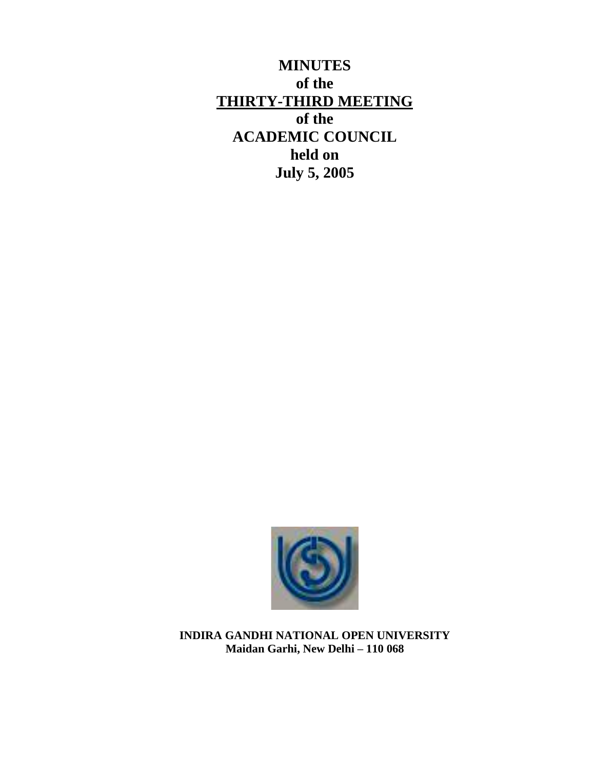# MINUTES
## of the
## THIRTY-THIRD MEETING
## of the
## ACADEMIC COUNCIL
## held on
## July 5, 2005

**INDIRA GANDHI NATIONAL OPEN UNIVERSITY**
**Maidan Garhi, New Delhi – 110 068**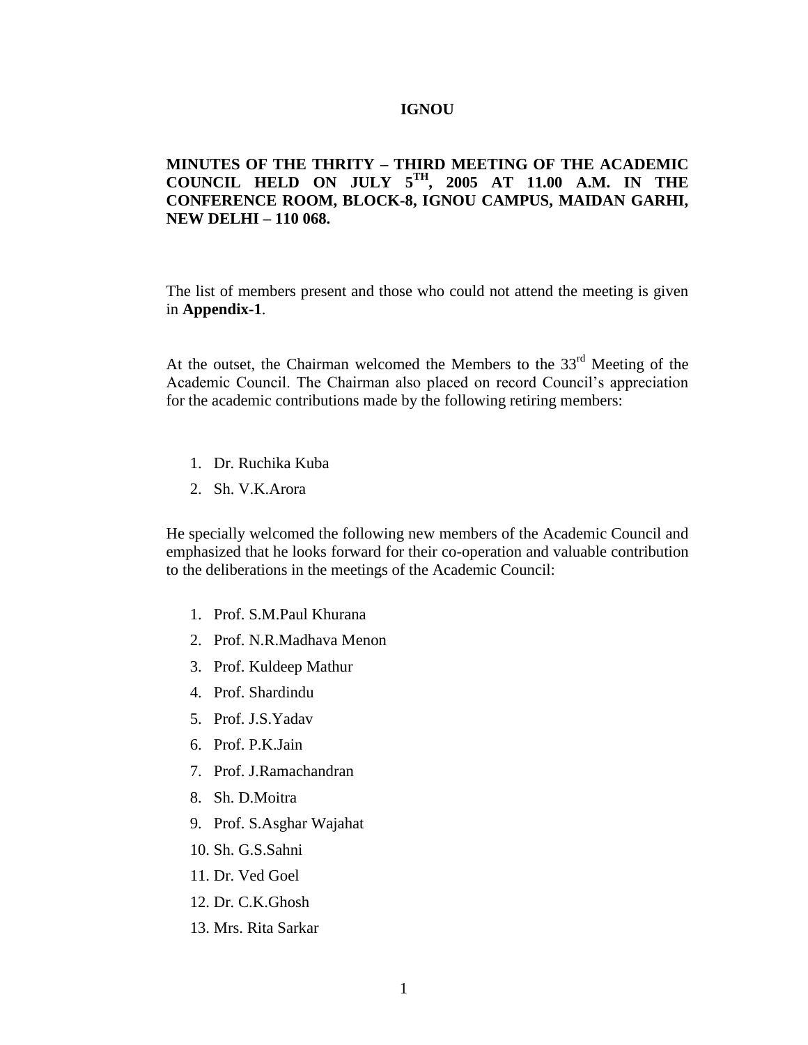**IGNOU**

**MINUTES OF THE THRITY – THIRD MEETING OF THE ACADEMIC COUNCIL HELD ON JULY 5TH, 2005 AT 11.00 A.M. IN THE CONFERENCE ROOM, BLOCK-8, IGNOU CAMPUS, MAIDAN GARHI, NEW DELHI – 110 068.**

The list of members present and those who could not attend the meeting is given in **Appendix-1**.

At the outset, the Chairman welcomed the Members to the 33rd Meeting of the Academic Council. The Chairman also placed on record Council's appreciation for the academic contributions made by the following retiring members:

1. Dr. Ruchika Kuba
2. Sh. V.K.Arora

He specially welcomed the following new members of the Academic Council and emphasized that he looks forward for their co-operation and valuable contribution to the deliberations in the meetings of the Academic Council:

1. Prof. S.M.Paul Khurana
2. Prof. N.R.Madhava Menon
3. Prof. Kuldeep Mathur
4. Prof. Shardindu
5. Prof. J.S.Yadav
6. Prof. P.K.Jain
7. Prof. J.Ramachandran
8. Sh. D.Moitra
9. Prof. S.Asghar Wajahat
10. Sh. G.S.Sahni
11. Dr. Ved Goel
12. Dr. C.K.Ghosh
13. Mrs. Rita Sarkar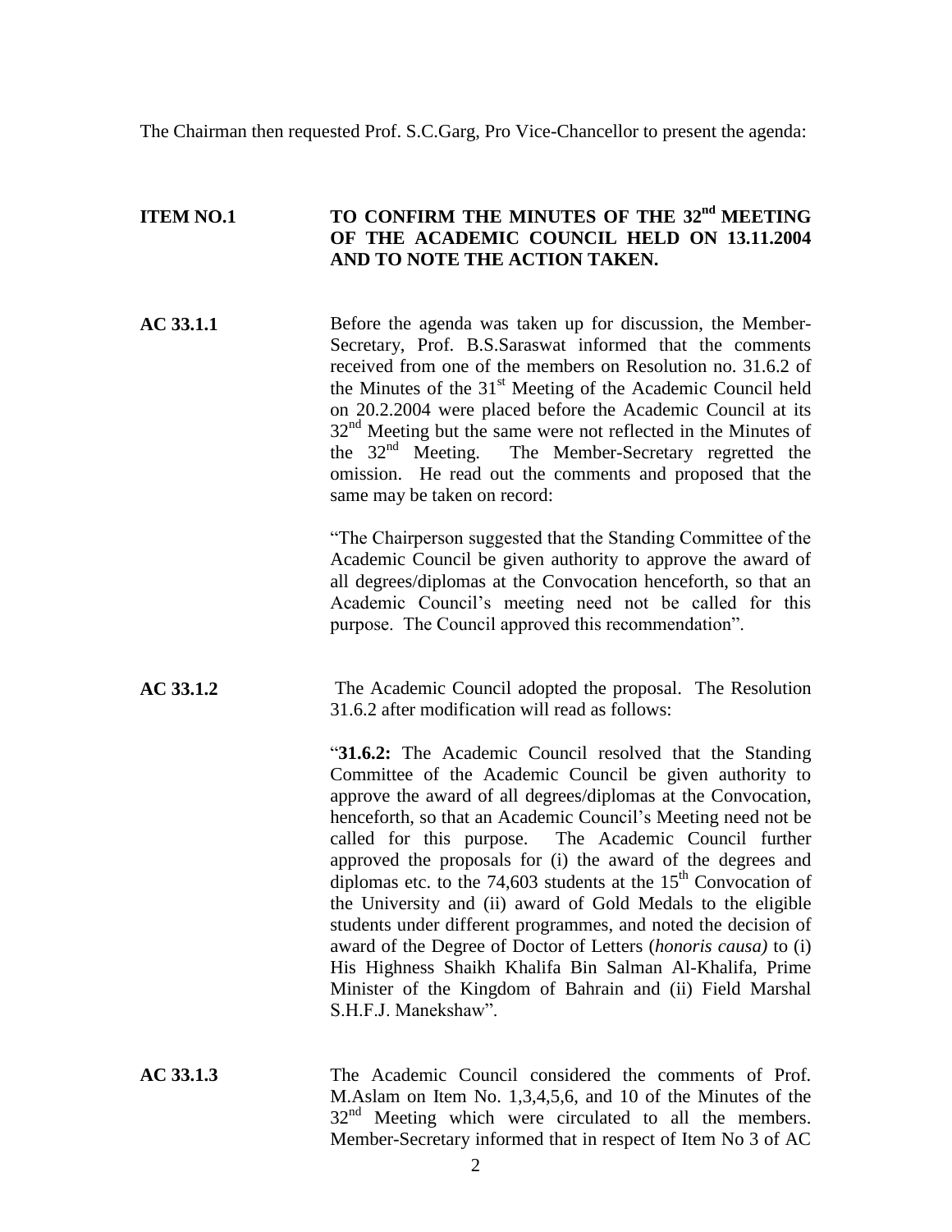The Chairman then requested Prof. S.C.Garg, Pro Vice-Chancellor to present the agenda:

**ITEM NO.1 TO CONFIRM THE MINUTES OF THE 32nd MEETING OF THE ACADEMIC COUNCIL HELD ON 13.11.2004 AND TO NOTE THE ACTION TAKEN.**

**AC 33.1.1** Before the agenda was taken up for discussion, the Member-Secretary, Prof. B.S.Saraswat informed that the comments received from one of the members on Resolution no. 31.6.2 of the Minutes of the 31st Meeting of the Academic Council held on 20.2.2004 were placed before the Academic Council at its 32nd Meeting but the same were not reflected in the Minutes of the 32nd Meeting. The Member-Secretary regretted the omission. He read out the comments and proposed that the same may be taken on record:

"The Chairperson suggested that the Standing Committee of the Academic Council be given authority to approve the award of all degrees/diplomas at the Convocation henceforth, so that an Academic Council's meeting need not be called for this purpose. The Council approved this recommendation".

**AC 33.1.2** The Academic Council adopted the proposal. The Resolution 31.6.2 after modification will read as follows:

"**31.6.2:** The Academic Council resolved that the Standing Committee of the Academic Council be given authority to approve the award of all degrees/diplomas at the Convocation, henceforth, so that an Academic Council's Meeting need not be called for this purpose. The Academic Council further approved the proposals for (i) the award of the degrees and diplomas etc. to the 74,603 students at the 15th Convocation of the University and (ii) award of Gold Medals to the eligible students under different programmes, and noted the decision of award of the Degree of Doctor of Letters (*honoris causa)* to (i) His Highness Shaikh Khalifa Bin Salman Al-Khalifa, Prime Minister of the Kingdom of Bahrain and (ii) Field Marshal S.H.F.J. Manekshaw".

**AC 33.1.3** The Academic Council considered the comments of Prof. M.Aslam on Item No. 1,3,4,5,6, and 10 of the Minutes of the 32nd Meeting which were circulated to all the members. Member-Secretary informed that in respect of Item No 3 of AC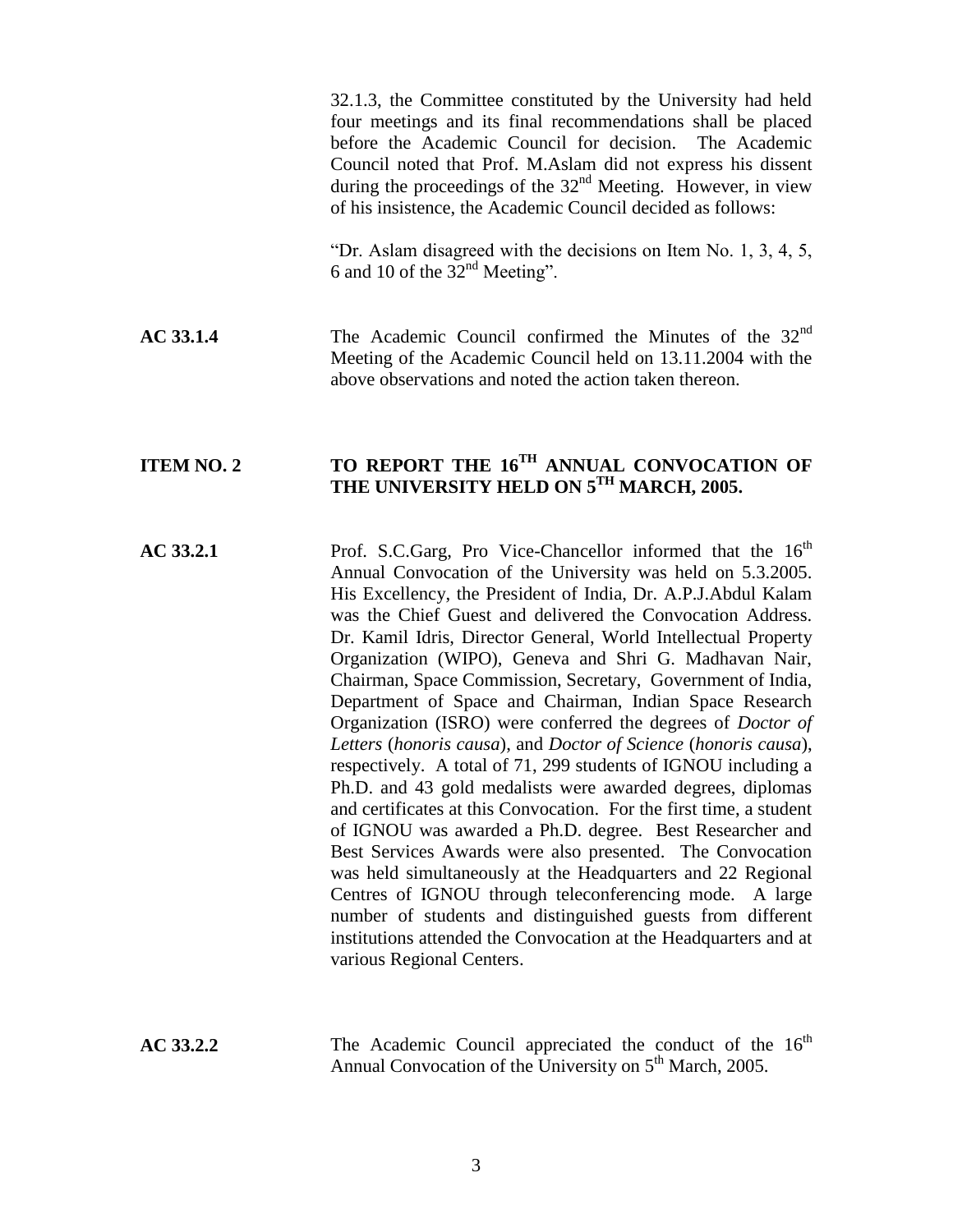32.1.3, the Committee constituted by the University had held four meetings and its final recommendations shall be placed before the Academic Council for decision. The Academic Council noted that Prof. M.Aslam did not express his dissent during the proceedings of the 32nd Meeting. However, in view of his insistence, the Academic Council decided as follows:

"Dr. Aslam disagreed with the decisions on Item No. 1, 3, 4, 5, 6 and 10 of the 32nd Meeting".

**AC 33.1.4** The Academic Council confirmed the Minutes of the 32nd Meeting of the Academic Council held on 13.11.2004 with the above observations and noted the action taken thereon.

## ITEM NO. 2 TO REPORT THE 16TH ANNUAL CONVOCATION OF THE UNIVERSITY HELD ON 5TH MARCH, 2005.

**AC 33.2.1** Prof. S.C.Garg, Pro Vice-Chancellor informed that the 16th Annual Convocation of the University was held on 5.3.2005. His Excellency, the President of India, Dr. A.P.J.Abdul Kalam was the Chief Guest and delivered the Convocation Address. Dr. Kamil Idris, Director General, World Intellectual Property Organization (WIPO), Geneva and Shri G. Madhavan Nair, Chairman, Space Commission, Secretary, Government of India, Department of Space and Chairman, Indian Space Research Organization (ISRO) were conferred the degrees of *Doctor of Letters* (*honoris causa*), and *Doctor of Science* (*honoris causa*), respectively. A total of 71, 299 students of IGNOU including a Ph.D. and 43 gold medalists were awarded degrees, diplomas and certificates at this Convocation. For the first time, a student of IGNOU was awarded a Ph.D. degree. Best Researcher and Best Services Awards were also presented. The Convocation was held simultaneously at the Headquarters and 22 Regional Centres of IGNOU through teleconferencing mode. A large number of students and distinguished guests from different institutions attended the Convocation at the Headquarters and at various Regional Centers.

**AC 33.2.2** The Academic Council appreciated the conduct of the 16th Annual Convocation of the University on 5th March, 2005.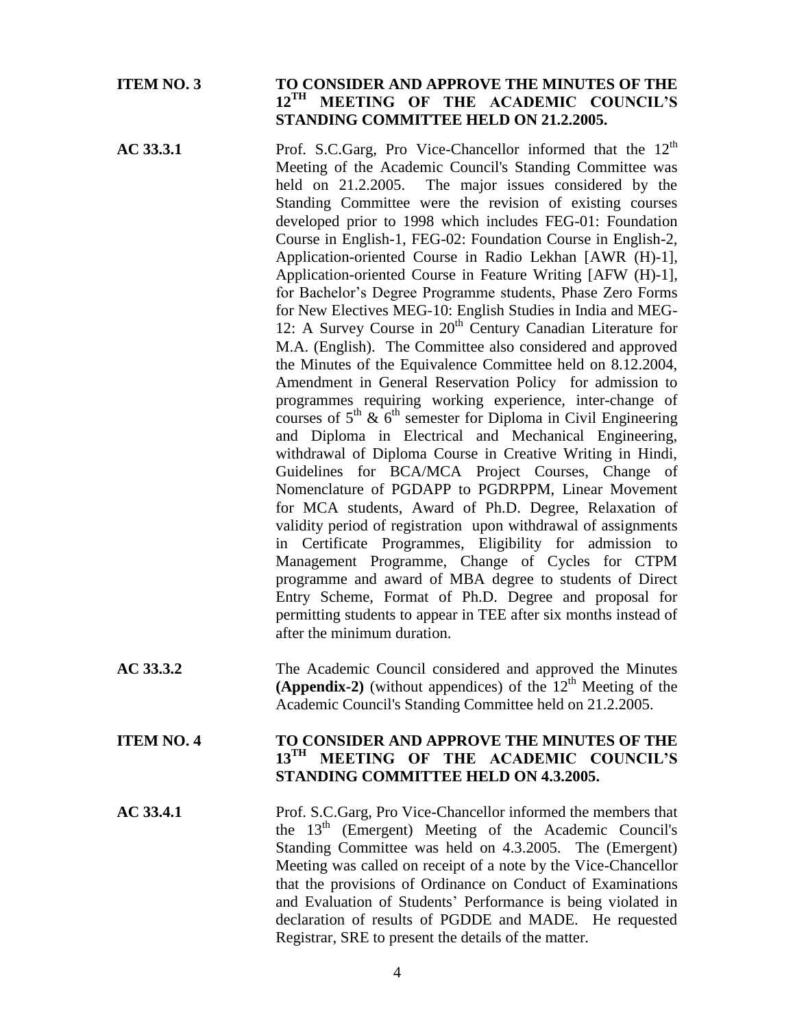**ITEM NO. 3** **TO CONSIDER AND APPROVE THE MINUTES OF THE 12$^{TH}$ MEETING OF THE ACADEMIC COUNCIL'S STANDING COMMITTEE HELD ON 21.2.2005.**

**AC 33.3.1** Prof. S.C.Garg, Pro Vice-Chancellor informed that the 12$^{th}$ Meeting of the Academic Council's Standing Committee was held on 21.2.2005. The major issues considered by the Standing Committee were the revision of existing courses developed prior to 1998 which includes FEG-01: Foundation Course in English-1, FEG-02: Foundation Course in English-2, Application-oriented Course in Radio Lekhan [AWR (H)-1], Application-oriented Course in Feature Writing [AFW (H)-1], for Bachelor's Degree Programme students, Phase Zero Forms for New Electives MEG-10: English Studies in India and MEG-12: A Survey Course in 20$^{th}$ Century Canadian Literature for M.A. (English). The Committee also considered and approved the Minutes of the Equivalence Committee held on 8.12.2004, Amendment in General Reservation Policy for admission to programmes requiring working experience, inter-change of courses of 5$^{th}$ & 6$^{th}$ semester for Diploma in Civil Engineering and Diploma in Electrical and Mechanical Engineering, withdrawal of Diploma Course in Creative Writing in Hindi, Guidelines for BCA/MCA Project Courses, Change of Nomenclature of PGDAPP to PGDRPPM, Linear Movement for MCA students, Award of Ph.D. Degree, Relaxation of validity period of registration upon withdrawal of assignments in Certificate Programmes, Eligibility for admission to Management Programme, Change of Cycles for CTPM programme and award of MBA degree to students of Direct Entry Scheme, Format of Ph.D. Degree and proposal for permitting students to appear in TEE after six months instead of after the minimum duration.

**AC 33.3.2** The Academic Council considered and approved the Minutes **(Appendix-2)** (without appendices) of the 12$^{th}$ Meeting of the Academic Council's Standing Committee held on 21.2.2005.

**ITEM NO. 4** **TO CONSIDER AND APPROVE THE MINUTES OF THE 13$^{TH}$ MEETING OF THE ACADEMIC COUNCIL'S STANDING COMMITTEE HELD ON 4.3.2005.**

**AC 33.4.1** Prof. S.C.Garg, Pro Vice-Chancellor informed the members that the 13$^{th}$ (Emergent) Meeting of the Academic Council's Standing Committee was held on 4.3.2005. The (Emergent) Meeting was called on receipt of a note by the Vice-Chancellor that the provisions of Ordinance on Conduct of Examinations and Evaluation of Students' Performance is being violated in declaration of results of PGDDE and MADE. He requested Registrar, SRE to present the details of the matter.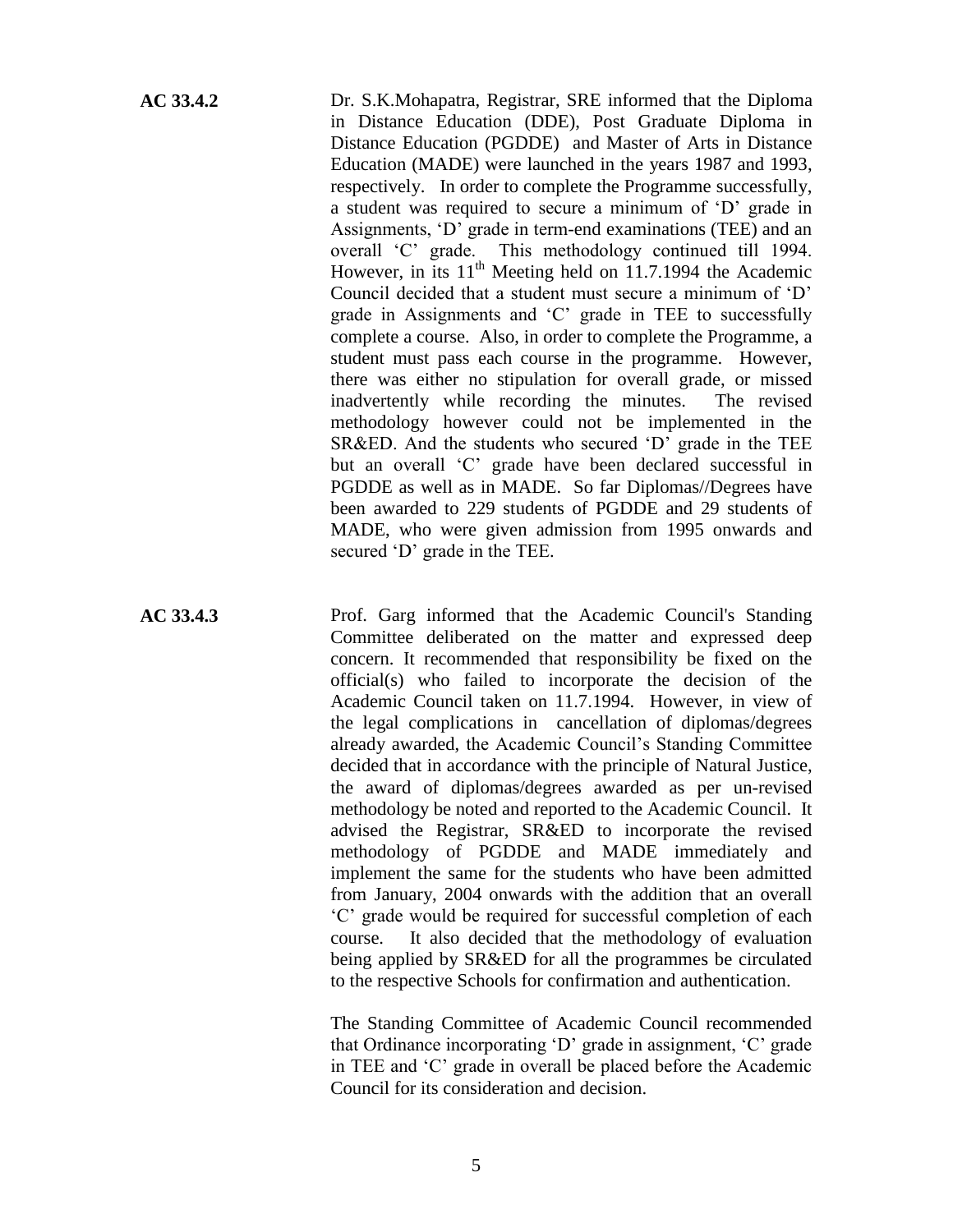**AC 33.4.2**

Dr. S.K.Mohapatra, Registrar, SRE informed that the Diploma in Distance Education (DDE), Post Graduate Diploma in Distance Education (PGDDE) and Master of Arts in Distance Education (MADE) were launched in the years 1987 and 1993, respectively. In order to complete the Programme successfully, a student was required to secure a minimum of 'D' grade in Assignments, 'D' grade in term-end examinations (TEE) and an overall 'C' grade. This methodology continued till 1994. However, in its 11th Meeting held on 11.7.1994 the Academic Council decided that a student must secure a minimum of 'D' grade in Assignments and 'C' grade in TEE to successfully complete a course. Also, in order to complete the Programme, a student must pass each course in the programme. However, there was either no stipulation for overall grade, or missed inadvertently while recording the minutes. The revised methodology however could not be implemented in the SR&ED. And the students who secured 'D' grade in the TEE but an overall 'C' grade have been declared successful in PGDDE as well as in MADE. So far Diplomas//Degrees have been awarded to 229 students of PGDDE and 29 students of MADE, who were given admission from 1995 onwards and secured 'D' grade in the TEE.

**AC 33.4.3**

Prof. Garg informed that the Academic Council's Standing Committee deliberated on the matter and expressed deep concern. It recommended that responsibility be fixed on the official(s) who failed to incorporate the decision of the Academic Council taken on 11.7.1994. However, in view of the legal complications in cancellation of diplomas/degrees already awarded, the Academic Council's Standing Committee decided that in accordance with the principle of Natural Justice, the award of diplomas/degrees awarded as per un-revised methodology be noted and reported to the Academic Council. It advised the Registrar, SR&ED to incorporate the revised methodology of PGDDE and MADE immediately and implement the same for the students who have been admitted from January, 2004 onwards with the addition that an overall 'C' grade would be required for successful completion of each course. It also decided that the methodology of evaluation being applied by SR&ED for all the programmes be circulated to the respective Schools for confirmation and authentication.

The Standing Committee of Academic Council recommended that Ordinance incorporating 'D' grade in assignment, 'C' grade in TEE and 'C' grade in overall be placed before the Academic Council for its consideration and decision.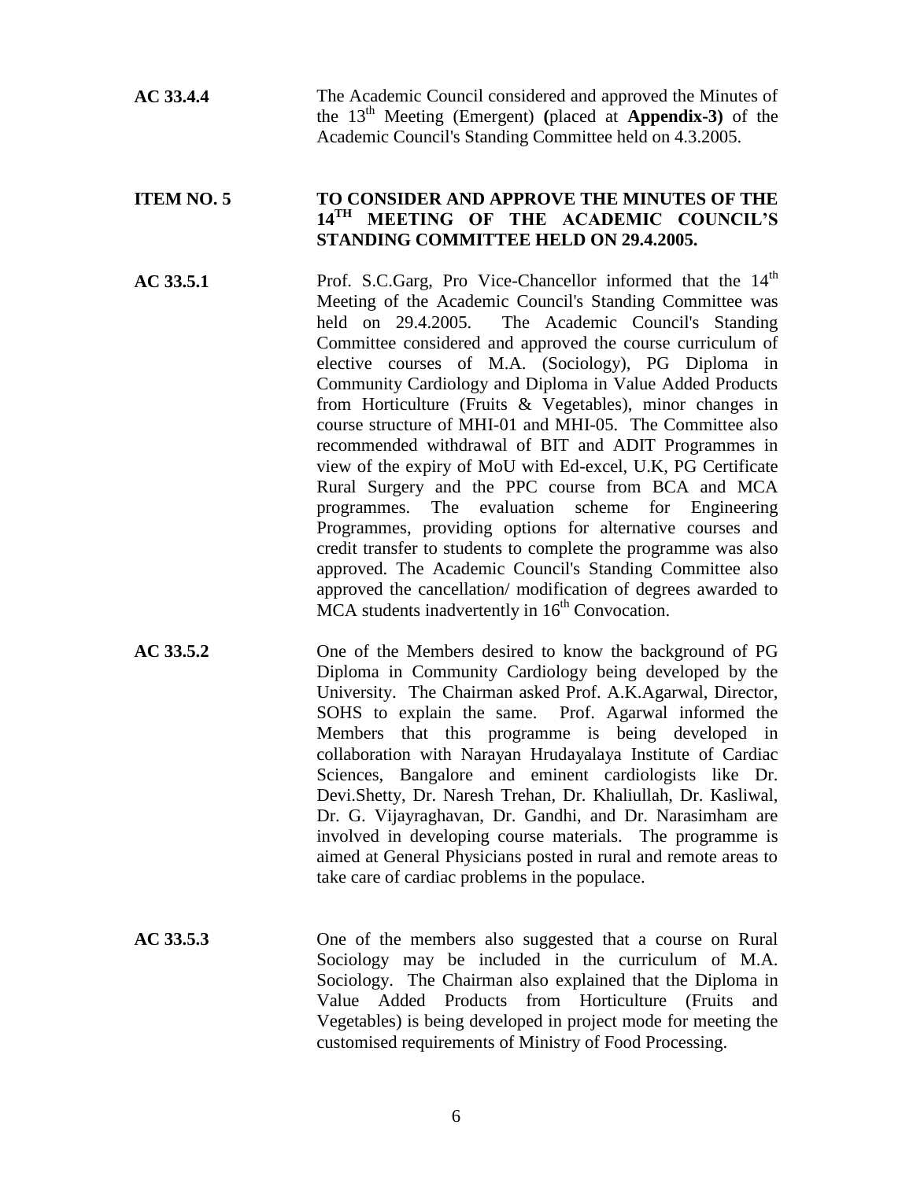**AC 33.4.4** The Academic Council considered and approved the Minutes of the 13th Meeting (Emergent) (placed at **Appendix-3)** of the Academic Council's Standing Committee held on 4.3.2005.

**ITEM NO. 5** **TO CONSIDER AND APPROVE THE MINUTES OF THE 14TH MEETING OF THE ACADEMIC COUNCIL'S STANDING COMMITTEE HELD ON 29.4.2005.**

**AC 33.5.1** Prof. S.C.Garg, Pro Vice-Chancellor informed that the 14th Meeting of the Academic Council's Standing Committee was held on 29.4.2005. The Academic Council's Standing Committee considered and approved the course curriculum of elective courses of M.A. (Sociology), PG Diploma in Community Cardiology and Diploma in Value Added Products from Horticulture (Fruits & Vegetables), minor changes in course structure of MHI-01 and MHI-05. The Committee also recommended withdrawal of BIT and ADIT Programmes in view of the expiry of MoU with Ed-excel, U.K, PG Certificate Rural Surgery and the PPC course from BCA and MCA programmes. The evaluation scheme for Engineering Programmes, providing options for alternative courses and credit transfer to students to complete the programme was also approved. The Academic Council's Standing Committee also approved the cancellation/ modification of degrees awarded to MCA students inadvertently in 16th Convocation.

**AC 33.5.2** One of the Members desired to know the background of PG Diploma in Community Cardiology being developed by the University. The Chairman asked Prof. A.K.Agarwal, Director, SOHS to explain the same. Prof. Agarwal informed the Members that this programme is being developed in collaboration with Narayan Hrudayalaya Institute of Cardiac Sciences, Bangalore and eminent cardiologists like Dr. Devi.Shetty, Dr. Naresh Trehan, Dr. Khaliullah, Dr. Kasliwal, Dr. G. Vijayraghavan, Dr. Gandhi, and Dr. Narasimham are involved in developing course materials. The programme is aimed at General Physicians posted in rural and remote areas to take care of cardiac problems in the populace.

**AC 33.5.3** One of the members also suggested that a course on Rural Sociology may be included in the curriculum of M.A. Sociology. The Chairman also explained that the Diploma in Value Added Products from Horticulture (Fruits and Vegetables) is being developed in project mode for meeting the customised requirements of Ministry of Food Processing.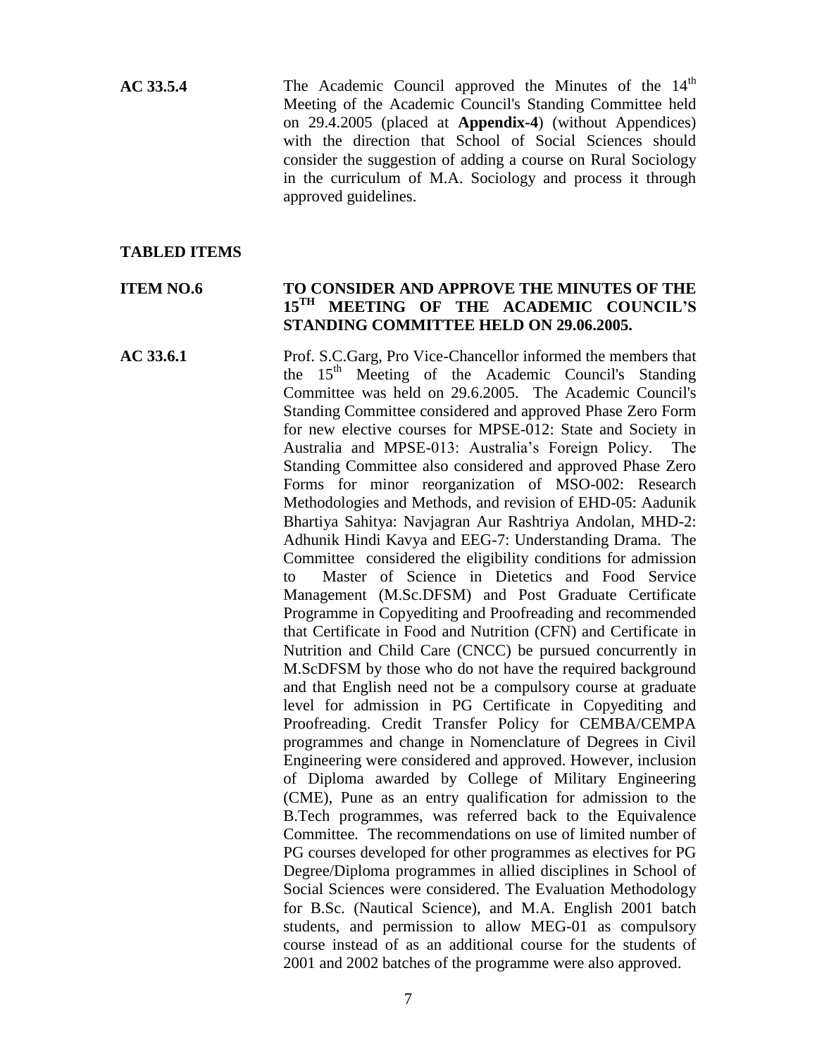**AC 33.5.4** The Academic Council approved the Minutes of the 14th Meeting of the Academic Council's Standing Committee held on 29.4.2005 (placed at **Appendix-4**) (without Appendices) with the direction that School of Social Sciences should consider the suggestion of adding a course on Rural Sociology in the curriculum of M.A. Sociology and process it through approved guidelines.

**TABLED ITEMS**

**ITEM NO.6** **TO CONSIDER AND APPROVE THE MINUTES OF THE 15TH MEETING OF THE ACADEMIC COUNCIL'S STANDING COMMITTEE HELD ON 29.06.2005.**

**AC 33.6.1** Prof. S.C.Garg, Pro Vice-Chancellor informed the members that the 15th Meeting of the Academic Council's Standing Committee was held on 29.6.2005. The Academic Council's Standing Committee considered and approved Phase Zero Form for new elective courses for MPSE-012: State and Society in Australia and MPSE-013: Australia's Foreign Policy. The Standing Committee also considered and approved Phase Zero Forms for minor reorganization of MSO-002: Research Methodologies and Methods, and revision of EHD-05: Aadunik Bhartiya Sahitya: Navjagran Aur Rashtriya Andolan, MHD-2: Adhunik Hindi Kavya and EEG-7: Understanding Drama. The Committee considered the eligibility conditions for admission to Master of Science in Dietetics and Food Service Management (M.Sc.DFSM) and Post Graduate Certificate Programme in Copyediting and Proofreading and recommended that Certificate in Food and Nutrition (CFN) and Certificate in Nutrition and Child Care (CNCC) be pursued concurrently in M.ScDFSM by those who do not have the required background and that English need not be a compulsory course at graduate level for admission in PG Certificate in Copyediting and Proofreading. Credit Transfer Policy for CEMBA/CEMPA programmes and change in Nomenclature of Degrees in Civil Engineering were considered and approved. However, inclusion of Diploma awarded by College of Military Engineering (CME), Pune as an entry qualification for admission to the B.Tech programmes, was referred back to the Equivalence Committee. The recommendations on use of limited number of PG courses developed for other programmes as electives for PG Degree/Diploma programmes in allied disciplines in School of Social Sciences were considered. The Evaluation Methodology for B.Sc. (Nautical Science), and M.A. English 2001 batch students, and permission to allow MEG-01 as compulsory course instead of as an additional course for the students of 2001 and 2002 batches of the programme were also approved.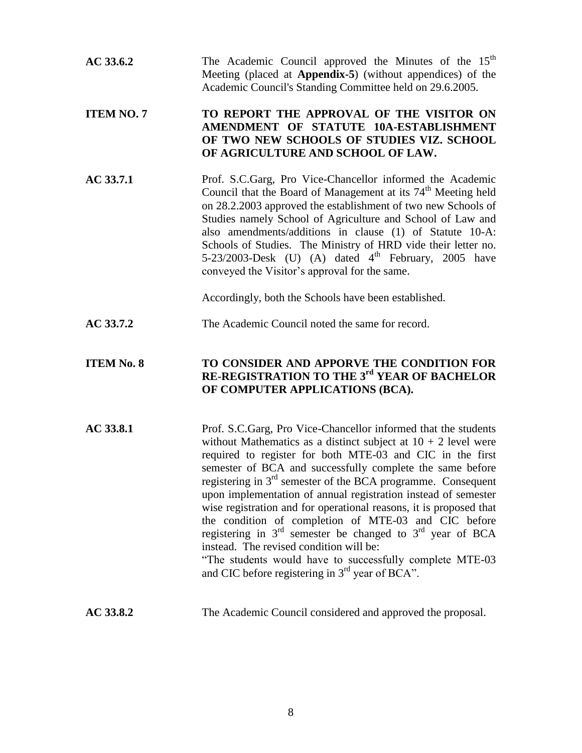**AC 33.6.2** The Academic Council approved the Minutes of the 15th Meeting (placed at **Appendix-5**) (without appendices) of the Academic Council's Standing Committee held on 29.6.2005.

**ITEM NO. 7** **TO REPORT THE APPROVAL OF THE VISITOR ON AMENDMENT OF STATUTE 10A-ESTABLISHMENT OF TWO NEW SCHOOLS OF STUDIES VIZ. SCHOOL OF AGRICULTURE AND SCHOOL OF LAW.**

**AC 33.7.1** Prof. S.C.Garg, Pro Vice-Chancellor informed the Academic Council that the Board of Management at its 74th Meeting held on 28.2.2003 approved the establishment of two new Schools of Studies namely School of Agriculture and School of Law and also amendments/additions in clause (1) of Statute 10-A: Schools of Studies. The Ministry of HRD vide their letter no. 5-23/2003-Desk (U) (A) dated 4th February, 2005 have conveyed the Visitor's approval for the same.

Accordingly, both the Schools have been established.

**AC 33.7.2** The Academic Council noted the same for record.

**ITEM No. 8** **TO CONSIDER AND APPORVE THE CONDITION FOR RE-REGISTRATION TO THE 3rd YEAR OF BACHELOR OF COMPUTER APPLICATIONS (BCA).**

**AC 33.8.1** Prof. S.C.Garg, Pro Vice-Chancellor informed that the students without Mathematics as a distinct subject at 10 + 2 level were required to register for both MTE-03 and CIC in the first semester of BCA and successfully complete the same before registering in 3rd semester of the BCA programme. Consequent upon implementation of annual registration instead of semester wise registration and for operational reasons, it is proposed that the condition of completion of MTE-03 and CIC before registering in 3rd semester be changed to 3rd year of BCA instead. The revised condition will be:
"The students would have to successfully complete MTE-03 and CIC before registering in 3rd year of BCA".

**AC 33.8.2** The Academic Council considered and approved the proposal.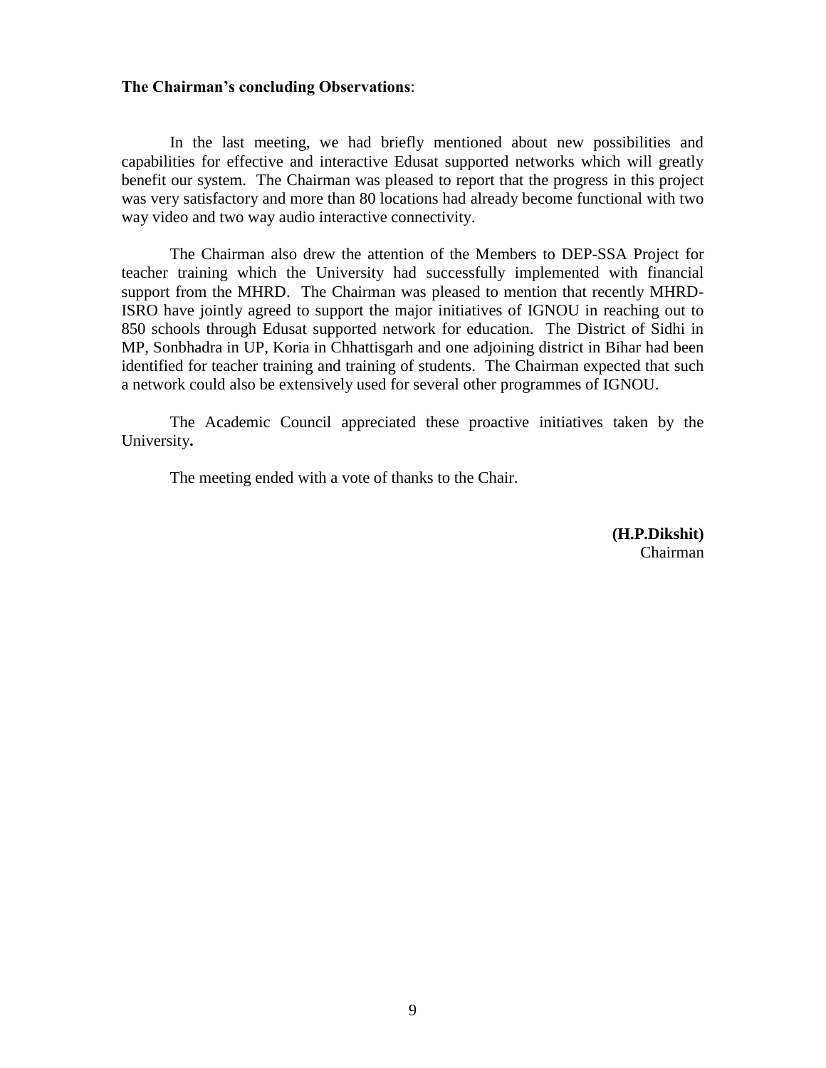**The Chairman's concluding Observations**:

In the last meeting, we had briefly mentioned about new possibilities and capabilities for effective and interactive Edusat supported networks which will greatly benefit our system. The Chairman was pleased to report that the progress in this project was very satisfactory and more than 80 locations had already become functional with two way video and two way audio interactive connectivity.

The Chairman also drew the attention of the Members to DEP-SSA Project for teacher training which the University had successfully implemented with financial support from the MHRD. The Chairman was pleased to mention that recently MHRD-ISRO have jointly agreed to support the major initiatives of IGNOU in reaching out to 850 schools through Edusat supported network for education. The District of Sidhi in MP, Sonbhadra in UP, Koria in Chhattisgarh and one adjoining district in Bihar had been identified for teacher training and training of students. The Chairman expected that such a network could also be extensively used for several other programmes of IGNOU.

The Academic Council appreciated these proactive initiatives taken by the University**.**

The meeting ended with a vote of thanks to the Chair.

**(H.P.Dikshit)**
Chairman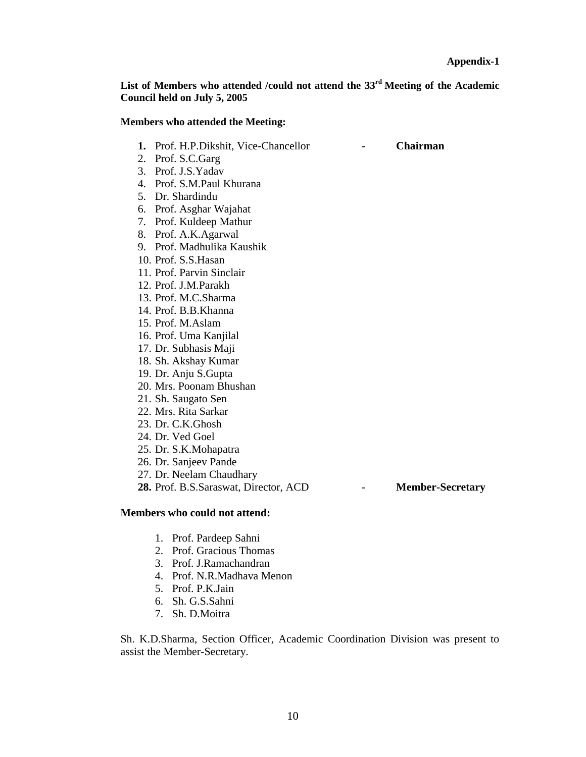**Appendix-1**

**List of Members who attended /could not attend the 33rd Meeting of the Academic Council held on July 5, 2005**

**Members who attended the Meeting:**

1. Prof. H.P.Dikshit, Vice-Chancellor - **Chairman**
2. Prof. S.C.Garg
3. Prof. J.S.Yadav
4. Prof. S.M.Paul Khurana
5. Dr. Shardindu
6. Prof. Asghar Wajahat
7. Prof. Kuldeep Mathur
8. Prof. A.K.Agarwal
9. Prof. Madhulika Kaushik
10. Prof. S.S.Hasan
11. Prof. Parvin Sinclair
12. Prof. J.M.Parakh
13. Prof. M.C.Sharma
14. Prof. B.B.Khanna
15. Prof. M.Aslam
16. Prof. Uma Kanjilal
17. Dr. Subhasis Maji
18. Sh. Akshay Kumar
19. Dr. Anju S.Gupta
20. Mrs. Poonam Bhushan
21. Sh. Saugato Sen
22. Mrs. Rita Sarkar
23. Dr. C.K.Ghosh
24. Dr. Ved Goel
25. Dr. S.K.Mohapatra
26. Dr. Sanjeev Pande
27. Dr. Neelam Chaudhary
28. Prof. B.S.Saraswat, Director, ACD - **Member-Secretary**

**Members who could not attend:**

1. Prof. Pardeep Sahni
2. Prof. Gracious Thomas
3. Prof. J.Ramachandran
4. Prof. N.R.Madhava Menon
5. Prof. P.K.Jain
6. Sh. G.S.Sahni
7. Sh. D.Moitra

Sh. K.D.Sharma, Section Officer, Academic Coordination Division was present to assist the Member-Secretary.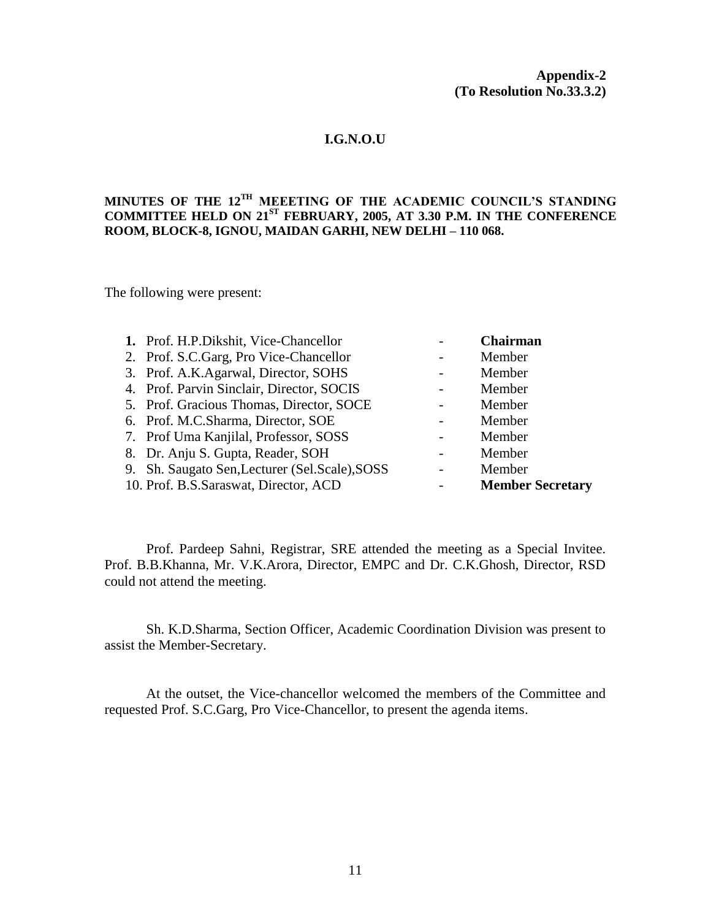**Appendix-2**
**(To Resolution No.33.3.2)**

**I.G.N.O.U**

**MINUTES OF THE 12TH MEEETING OF THE ACADEMIC COUNCIL'S STANDING COMMITTEE HELD ON 21ST FEBRUARY, 2005, AT 3.30 P.M. IN THE CONFERENCE ROOM, BLOCK-8, IGNOU, MAIDAN GARHI, NEW DELHI – 110 068.**

The following were present:

1. Prof. H.P.Dikshit, Vice-Chancellor - **Chairman**
2. Prof. S.C.Garg, Pro Vice-Chancellor - Member
3. Prof. A.K.Agarwal, Director, SOHS - Member
4. Prof. Parvin Sinclair, Director, SOCIS - Member
5. Prof. Gracious Thomas, Director, SOCE - Member
6. Prof. M.C.Sharma, Director, SOE - Member
7. Prof Uma Kanjilal, Professor, SOSS - Member
8. Dr. Anju S. Gupta, Reader, SOH - Member
9. Sh. Saugato Sen,Lecturer (Sel.Scale),SOSS - Member
10. Prof. B.S.Saraswat, Director, ACD - **Member Secretary**

Prof. Pardeep Sahni, Registrar, SRE attended the meeting as a Special Invitee. Prof. B.B.Khanna, Mr. V.K.Arora, Director, EMPC and Dr. C.K.Ghosh, Director, RSD could not attend the meeting.

Sh. K.D.Sharma, Section Officer, Academic Coordination Division was present to assist the Member-Secretary.

At the outset, the Vice-chancellor welcomed the members of the Committee and requested Prof. S.C.Garg, Pro Vice-Chancellor, to present the agenda items.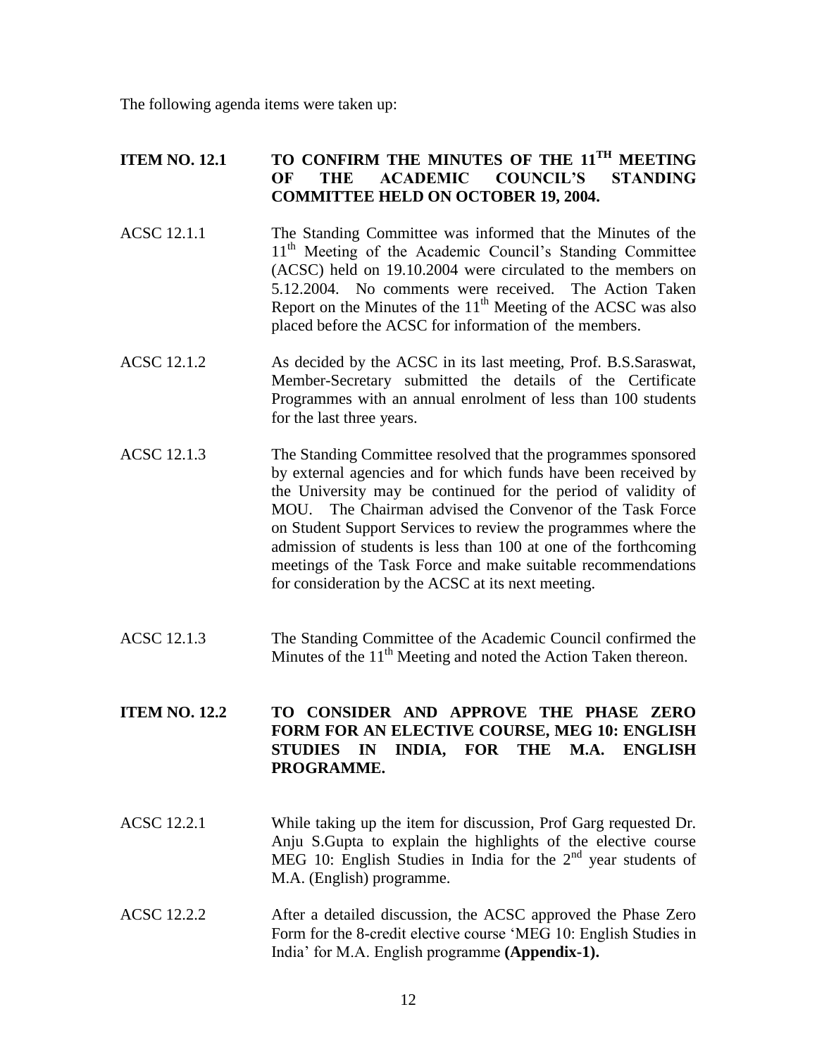The following agenda items were taken up:

**ITEM NO. 12.1 TO CONFIRM THE MINUTES OF THE 11TH MEETING OF THE ACADEMIC COUNCIL'S STANDING COMMITTEE HELD ON OCTOBER 19, 2004.**

ACSC 12.1.1 The Standing Committee was informed that the Minutes of the 11th Meeting of the Academic Council's Standing Committee (ACSC) held on 19.10.2004 were circulated to the members on 5.12.2004. No comments were received. The Action Taken Report on the Minutes of the 11th Meeting of the ACSC was also placed before the ACSC for information of the members.

ACSC 12.1.2 As decided by the ACSC in its last meeting, Prof. B.S.Saraswat, Member-Secretary submitted the details of the Certificate Programmes with an annual enrolment of less than 100 students for the last three years.

ACSC 12.1.3 The Standing Committee resolved that the programmes sponsored by external agencies and for which funds have been received by the University may be continued for the period of validity of MOU. The Chairman advised the Convenor of the Task Force on Student Support Services to review the programmes where the admission of students is less than 100 at one of the forthcoming meetings of the Task Force and make suitable recommendations for consideration by the ACSC at its next meeting.

ACSC 12.1.3 The Standing Committee of the Academic Council confirmed the Minutes of the 11th Meeting and noted the Action Taken thereon.

**ITEM NO. 12.2 TO CONSIDER AND APPROVE THE PHASE ZERO FORM FOR AN ELECTIVE COURSE, MEG 10: ENGLISH STUDIES IN INDIA, FOR THE M.A. ENGLISH PROGRAMME.**

ACSC 12.2.1 While taking up the item for discussion, Prof Garg requested Dr. Anju S.Gupta to explain the highlights of the elective course MEG 10: English Studies in India for the 2nd year students of M.A. (English) programme.

ACSC 12.2.2 After a detailed discussion, the ACSC approved the Phase Zero Form for the 8-credit elective course 'MEG 10: English Studies in India' for M.A. English programme **(Appendix-1).**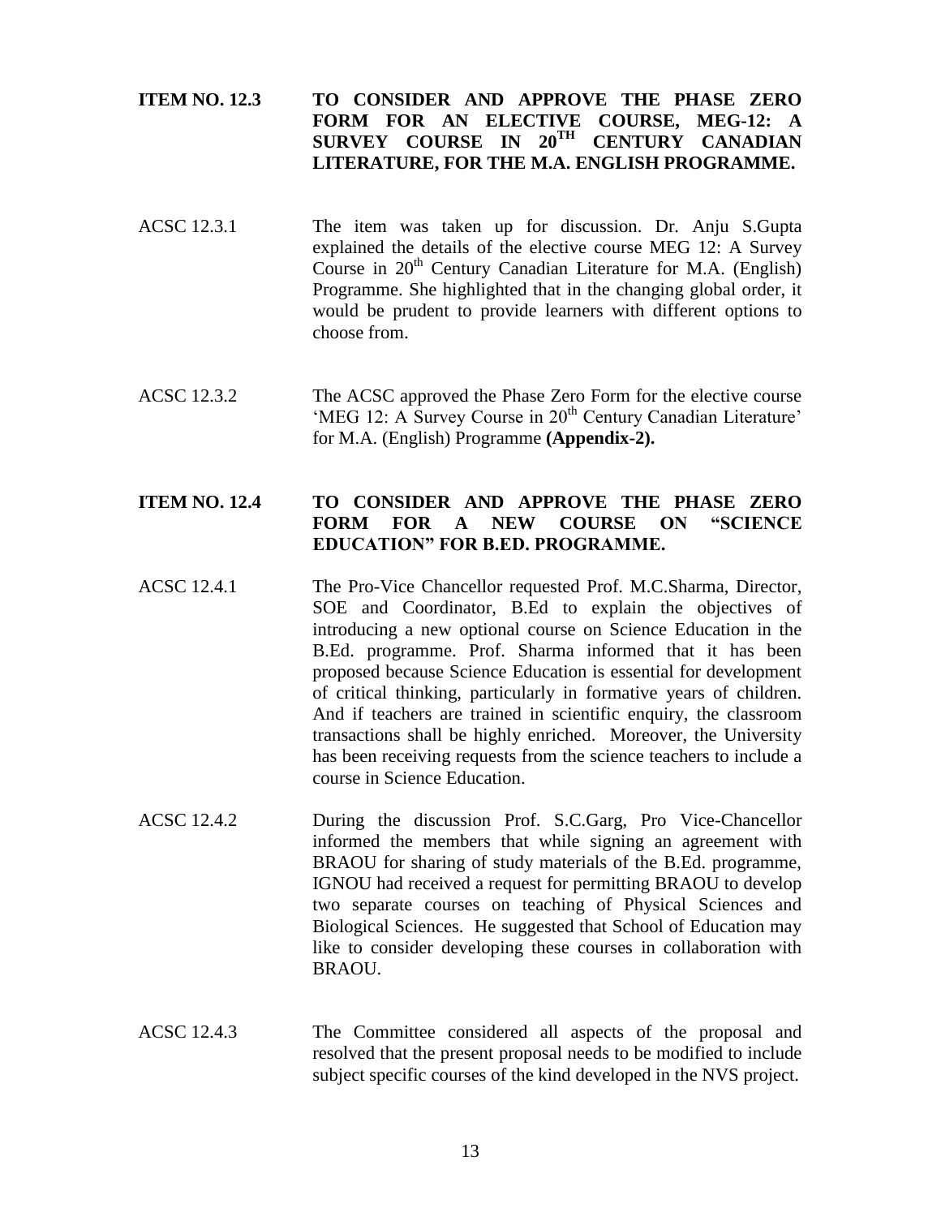**ITEM NO. 12.3 TO CONSIDER AND APPROVE THE PHASE ZERO FORM FOR AN ELECTIVE COURSE, MEG-12: A SURVEY COURSE IN 20$^{TH}$ CENTURY CANADIAN LITERATURE, FOR THE M.A. ENGLISH PROGRAMME.**

ACSC 12.3.1 The item was taken up for discussion. Dr. Anju S.Gupta explained the details of the elective course MEG 12: A Survey Course in 20$^{th}$ Century Canadian Literature for M.A. (English) Programme. She highlighted that in the changing global order, it would be prudent to provide learners with different options to choose from.

ACSC 12.3.2 The ACSC approved the Phase Zero Form for the elective course 'MEG 12: A Survey Course in 20$^{th}$ Century Canadian Literature' for M.A. (English) Programme **(Appendix-2).**

**ITEM NO. 12.4 TO CONSIDER AND APPROVE THE PHASE ZERO FORM FOR A NEW COURSE ON "SCIENCE EDUCATION" FOR B.ED. PROGRAMME.**

ACSC 12.4.1 The Pro-Vice Chancellor requested Prof. M.C.Sharma, Director, SOE and Coordinator, B.Ed to explain the objectives of introducing a new optional course on Science Education in the B.Ed. programme. Prof. Sharma informed that it has been proposed because Science Education is essential for development of critical thinking, particularly in formative years of children. And if teachers are trained in scientific enquiry, the classroom transactions shall be highly enriched. Moreover, the University has been receiving requests from the science teachers to include a course in Science Education.

ACSC 12.4.2 During the discussion Prof. S.C.Garg, Pro Vice-Chancellor informed the members that while signing an agreement with BRAOU for sharing of study materials of the B.Ed. programme, IGNOU had received a request for permitting BRAOU to develop two separate courses on teaching of Physical Sciences and Biological Sciences. He suggested that School of Education may like to consider developing these courses in collaboration with BRAOU.

ACSC 12.4.3 The Committee considered all aspects of the proposal and resolved that the present proposal needs to be modified to include subject specific courses of the kind developed in the NVS project.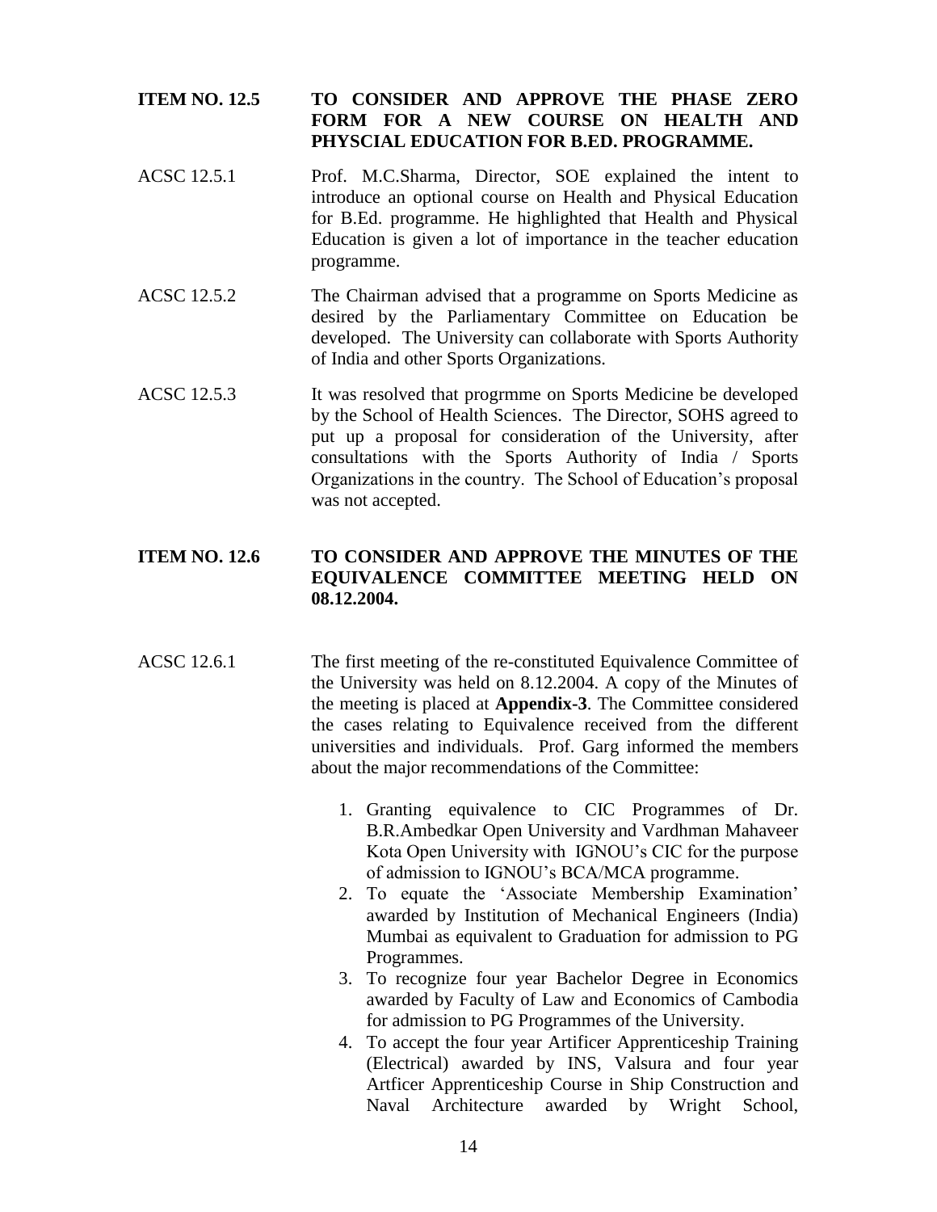**ITEM NO. 12.5 TO CONSIDER AND APPROVE THE PHASE ZERO FORM FOR A NEW COURSE ON HEALTH AND PHYSCIAL EDUCATION FOR B.ED. PROGRAMME.**

ACSC 12.5.1 Prof. M.C.Sharma, Director, SOE explained the intent to introduce an optional course on Health and Physical Education for B.Ed. programme. He highlighted that Health and Physical Education is given a lot of importance in the teacher education programme.

ACSC 12.5.2 The Chairman advised that a programme on Sports Medicine as desired by the Parliamentary Committee on Education be developed. The University can collaborate with Sports Authority of India and other Sports Organizations.

ACSC 12.5.3 It was resolved that progrmme on Sports Medicine be developed by the School of Health Sciences. The Director, SOHS agreed to put up a proposal for consideration of the University, after consultations with the Sports Authority of India / Sports Organizations in the country. The School of Education's proposal was not accepted.

**ITEM NO. 12.6 TO CONSIDER AND APPROVE THE MINUTES OF THE EQUIVALENCE COMMITTEE MEETING HELD ON 08.12.2004.**

ACSC 12.6.1 The first meeting of the re-constituted Equivalence Committee of the University was held on 8.12.2004. A copy of the Minutes of the meeting is placed at **Appendix-3**. The Committee considered the cases relating to Equivalence received from the different universities and individuals. Prof. Garg informed the members about the major recommendations of the Committee:

1. Granting equivalence to CIC Programmes of Dr. B.R.Ambedkar Open University and Vardhman Mahaveer Kota Open University with IGNOU's CIC for the purpose of admission to IGNOU's BCA/MCA programme.
2. To equate the 'Associate Membership Examination' awarded by Institution of Mechanical Engineers (India) Mumbai as equivalent to Graduation for admission to PG Programmes.
3. To recognize four year Bachelor Degree in Economics awarded by Faculty of Law and Economics of Cambodia for admission to PG Programmes of the University.
4. To accept the four year Artificer Apprenticeship Training (Electrical) awarded by INS, Valsura and four year Artficer Apprenticeship Course in Ship Construction and Naval Architecture awarded by Wright School,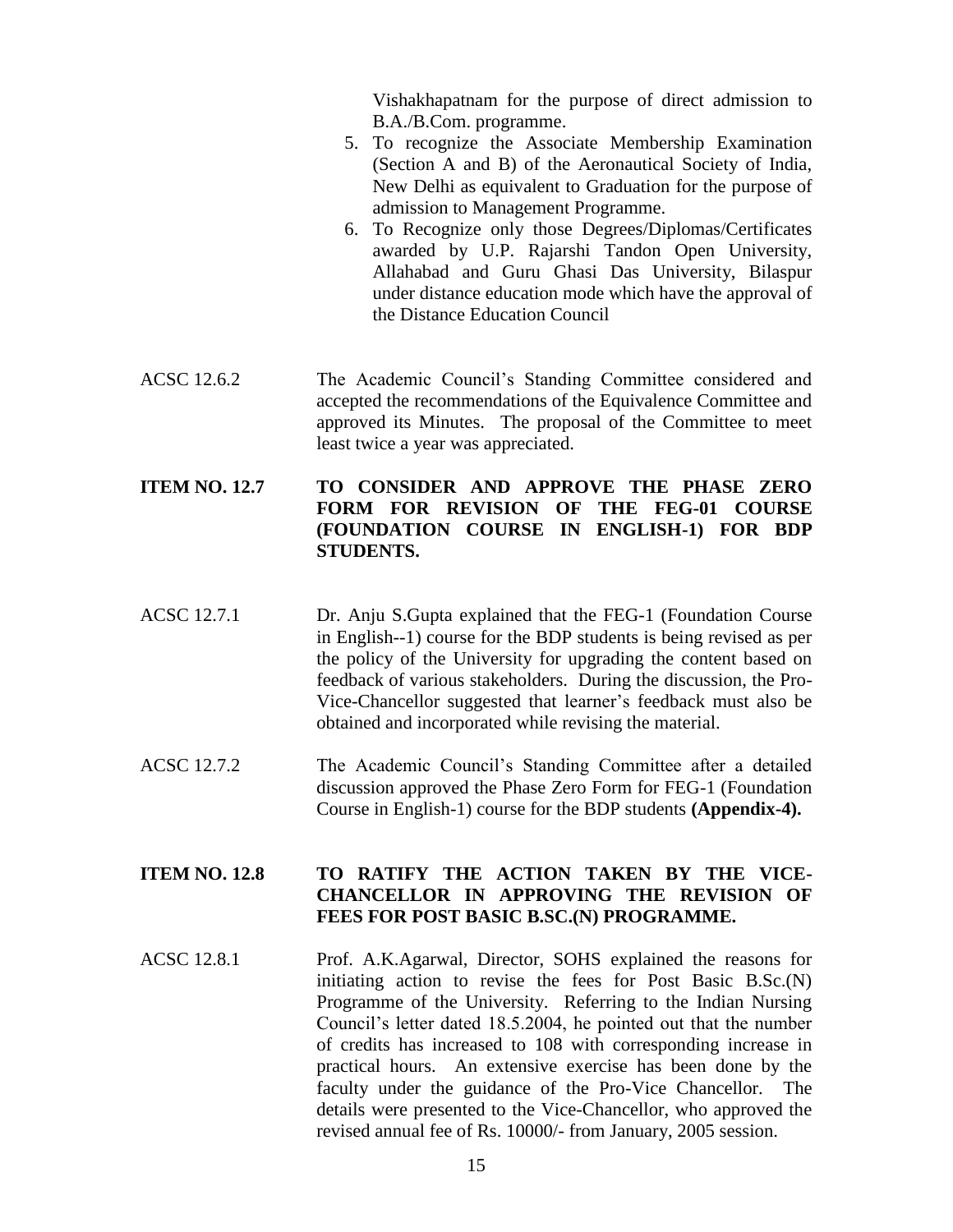Vishakhapatnam for the purpose of direct admission to B.A./B.Com. programme.

5. To recognize the Associate Membership Examination (Section A and B) of the Aeronautical Society of India, New Delhi as equivalent to Graduation for the purpose of admission to Management Programme.
6. To Recognize only those Degrees/Diplomas/Certificates awarded by U.P. Rajarshi Tandon Open University, Allahabad and Guru Ghasi Das University, Bilaspur under distance education mode which have the approval of the Distance Education Council

ACSC 12.6.2 The Academic Council's Standing Committee considered and accepted the recommendations of the Equivalence Committee and approved its Minutes. The proposal of the Committee to meet least twice a year was appreciated.

**ITEM NO. 12.7 TO CONSIDER AND APPROVE THE PHASE ZERO FORM FOR REVISION OF THE FEG-01 COURSE (FOUNDATION COURSE IN ENGLISH-1) FOR BDP STUDENTS.**

ACSC 12.7.1 Dr. Anju S.Gupta explained that the FEG-1 (Foundation Course in English--1) course for the BDP students is being revised as per the policy of the University for upgrading the content based on feedback of various stakeholders. During the discussion, the Pro-Vice-Chancellor suggested that learner's feedback must also be obtained and incorporated while revising the material.

ACSC 12.7.2 The Academic Council's Standing Committee after a detailed discussion approved the Phase Zero Form for FEG-1 (Foundation Course in English-1) course for the BDP students **(Appendix-4).**

**ITEM NO. 12.8 TO RATIFY THE ACTION TAKEN BY THE VICE-CHANCELLOR IN APPROVING THE REVISION OF FEES FOR POST BASIC B.SC.(N) PROGRAMME.**

ACSC 12.8.1 Prof. A.K.Agarwal, Director, SOHS explained the reasons for initiating action to revise the fees for Post Basic B.Sc.(N) Programme of the University. Referring to the Indian Nursing Council's letter dated 18.5.2004, he pointed out that the number of credits has increased to 108 with corresponding increase in practical hours. An extensive exercise has been done by the faculty under the guidance of the Pro-Vice Chancellor. The details were presented to the Vice-Chancellor, who approved the revised annual fee of Rs. 10000/- from January, 2005 session.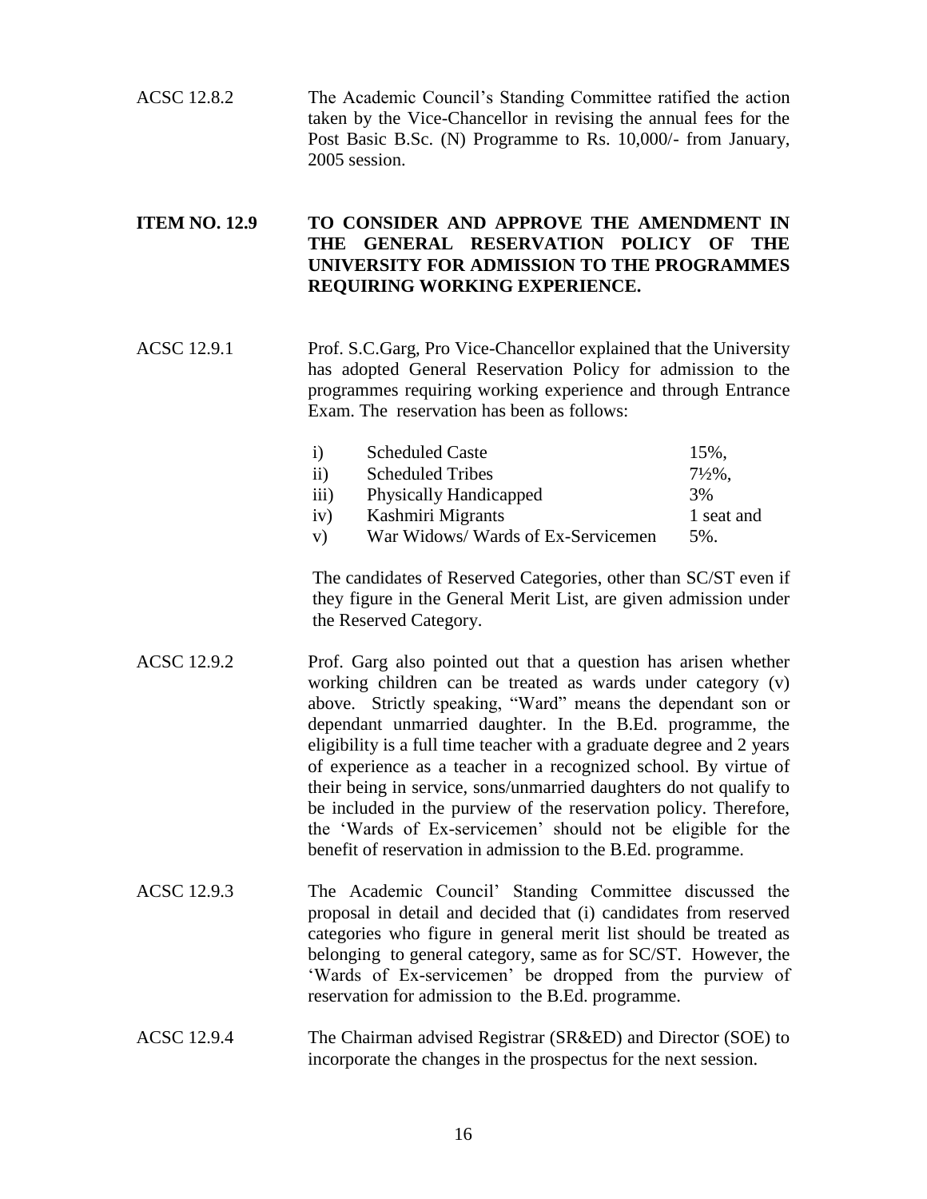ACSC 12.8.2 The Academic Council's Standing Committee ratified the action taken by the Vice-Chancellor in revising the annual fees for the Post Basic B.Sc. (N) Programme to Rs. 10,000/- from January, 2005 session.

**ITEM NO. 12.9 TO CONSIDER AND APPROVE THE AMENDMENT IN THE GENERAL RESERVATION POLICY OF THE UNIVERSITY FOR ADMISSION TO THE PROGRAMMES REQUIRING WORKING EXPERIENCE.**

ACSC 12.9.1 Prof. S.C.Garg, Pro Vice-Chancellor explained that the University has adopted General Reservation Policy for admission to the programmes requiring working experience and through Entrance Exam. The reservation has been as follows:

| | | |
|---|---|---|
| i) | Scheduled Caste | 15%, |
| ii) | Scheduled Tribes | 7½%, |
| iii) | Physically Handicapped | 3% |
| iv) | Kashmiri Migrants | 1 seat and |
| v) | War Widows/ Wards of Ex-Servicemen | 5%. |

The candidates of Reserved Categories, other than SC/ST even if they figure in the General Merit List, are given admission under the Reserved Category.

ACSC 12.9.2 Prof. Garg also pointed out that a question has arisen whether working children can be treated as wards under category (v) above. Strictly speaking, "Ward" means the dependant son or dependant unmarried daughter. In the B.Ed. programme, the eligibility is a full time teacher with a graduate degree and 2 years of experience as a teacher in a recognized school. By virtue of their being in service, sons/unmarried daughters do not qualify to be included in the purview of the reservation policy. Therefore, the 'Wards of Ex-servicemen' should not be eligible for the benefit of reservation in admission to the B.Ed. programme.

ACSC 12.9.3 The Academic Council' Standing Committee discussed the proposal in detail and decided that (i) candidates from reserved categories who figure in general merit list should be treated as belonging to general category, same as for SC/ST. However, the 'Wards of Ex-servicemen' be dropped from the purview of reservation for admission to the B.Ed. programme.

ACSC 12.9.4 The Chairman advised Registrar (SR&ED) and Director (SOE) to incorporate the changes in the prospectus for the next session.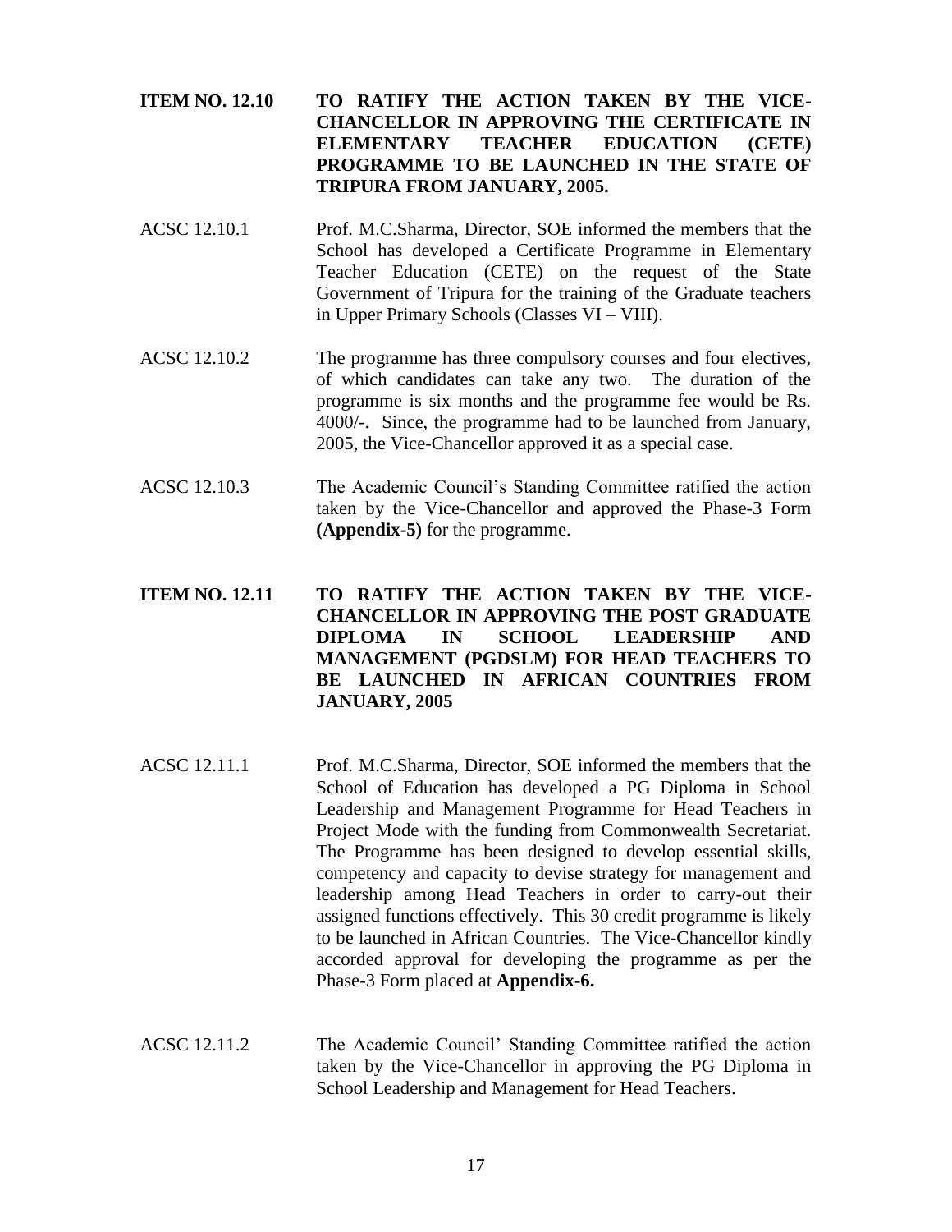**ITEM NO. 12.10 TO RATIFY THE ACTION TAKEN BY THE VICE-CHANCELLOR IN APPROVING THE CERTIFICATE IN ELEMENTARY TEACHER EDUCATION (CETE) PROGRAMME TO BE LAUNCHED IN THE STATE OF TRIPURA FROM JANUARY, 2005.**

ACSC 12.10.1 Prof. M.C.Sharma, Director, SOE informed the members that the School has developed a Certificate Programme in Elementary Teacher Education (CETE) on the request of the State Government of Tripura for the training of the Graduate teachers in Upper Primary Schools (Classes VI – VIII).

ACSC 12.10.2 The programme has three compulsory courses and four electives, of which candidates can take any two. The duration of the programme is six months and the programme fee would be Rs. 4000/-. Since, the programme had to be launched from January, 2005, the Vice-Chancellor approved it as a special case.

ACSC 12.10.3 The Academic Council's Standing Committee ratified the action taken by the Vice-Chancellor and approved the Phase-3 Form **(Appendix-5)** for the programme.

**ITEM NO. 12.11 TO RATIFY THE ACTION TAKEN BY THE VICE-CHANCELLOR IN APPROVING THE POST GRADUATE DIPLOMA IN SCHOOL LEADERSHIP AND MANAGEMENT (PGDSLM) FOR HEAD TEACHERS TO BE LAUNCHED IN AFRICAN COUNTRIES FROM JANUARY, 2005**

ACSC 12.11.1 Prof. M.C.Sharma, Director, SOE informed the members that the School of Education has developed a PG Diploma in School Leadership and Management Programme for Head Teachers in Project Mode with the funding from Commonwealth Secretariat. The Programme has been designed to develop essential skills, competency and capacity to devise strategy for management and leadership among Head Teachers in order to carry-out their assigned functions effectively. This 30 credit programme is likely to be launched in African Countries. The Vice-Chancellor kindly accorded approval for developing the programme as per the Phase-3 Form placed at **Appendix-6.**

ACSC 12.11.2 The Academic Council' Standing Committee ratified the action taken by the Vice-Chancellor in approving the PG Diploma in School Leadership and Management for Head Teachers.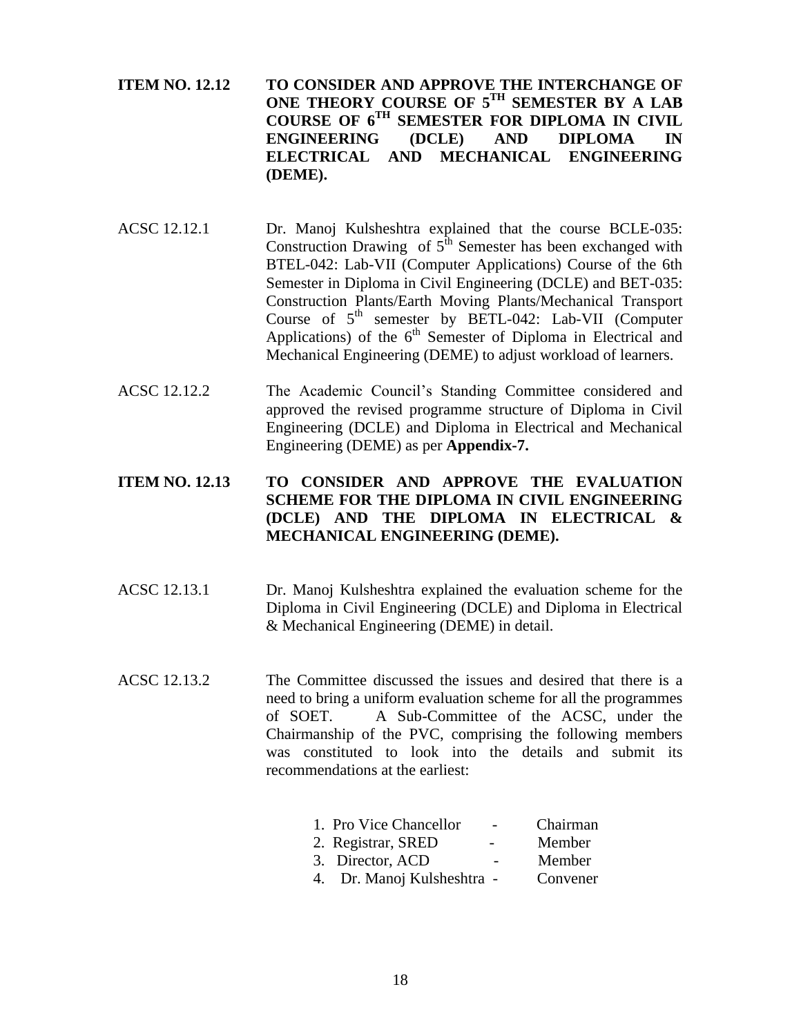**ITEM NO. 12.12 TO CONSIDER AND APPROVE THE INTERCHANGE OF ONE THEORY COURSE OF $5^{TH}$ SEMESTER BY A LAB COURSE OF $6^{TH}$ SEMESTER FOR DIPLOMA IN CIVIL ENGINEERING (DCLE) AND DIPLOMA IN ELECTRICAL AND MECHANICAL ENGINEERING (DEME).**

ACSC 12.12.1 Dr. Manoj Kulsheshtra explained that the course BCLE-035: Construction Drawing of $5^{th}$ Semester has been exchanged with BTEL-042: Lab-VII (Computer Applications) Course of the 6th Semester in Diploma in Civil Engineering (DCLE) and BET-035: Construction Plants/Earth Moving Plants/Mechanical Transport Course of $5^{th}$ semester by BETL-042: Lab-VII (Computer Applications) of the $6^{th}$ Semester of Diploma in Electrical and Mechanical Engineering (DEME) to adjust workload of learners.

ACSC 12.12.2 The Academic Council's Standing Committee considered and approved the revised programme structure of Diploma in Civil Engineering (DCLE) and Diploma in Electrical and Mechanical Engineering (DEME) as per **Appendix-7.**

**ITEM NO. 12.13 TO CONSIDER AND APPROVE THE EVALUATION SCHEME FOR THE DIPLOMA IN CIVIL ENGINEERING (DCLE) AND THE DIPLOMA IN ELECTRICAL & MECHANICAL ENGINEERING (DEME).**

ACSC 12.13.1 Dr. Manoj Kulsheshtra explained the evaluation scheme for the Diploma in Civil Engineering (DCLE) and Diploma in Electrical & Mechanical Engineering (DEME) in detail.

ACSC 12.13.2 The Committee discussed the issues and desired that there is a need to bring a uniform evaluation scheme for all the programmes of SOET. A Sub-Committee of the ACSC, under the Chairmanship of the PVC, comprising the following members was constituted to look into the details and submit its recommendations at the earliest:

1. Pro Vice Chancellor - Chairman
2. Registrar, SRED - Member
3. Director, ACD - Member
4. Dr. Manoj Kulsheshtra - Convener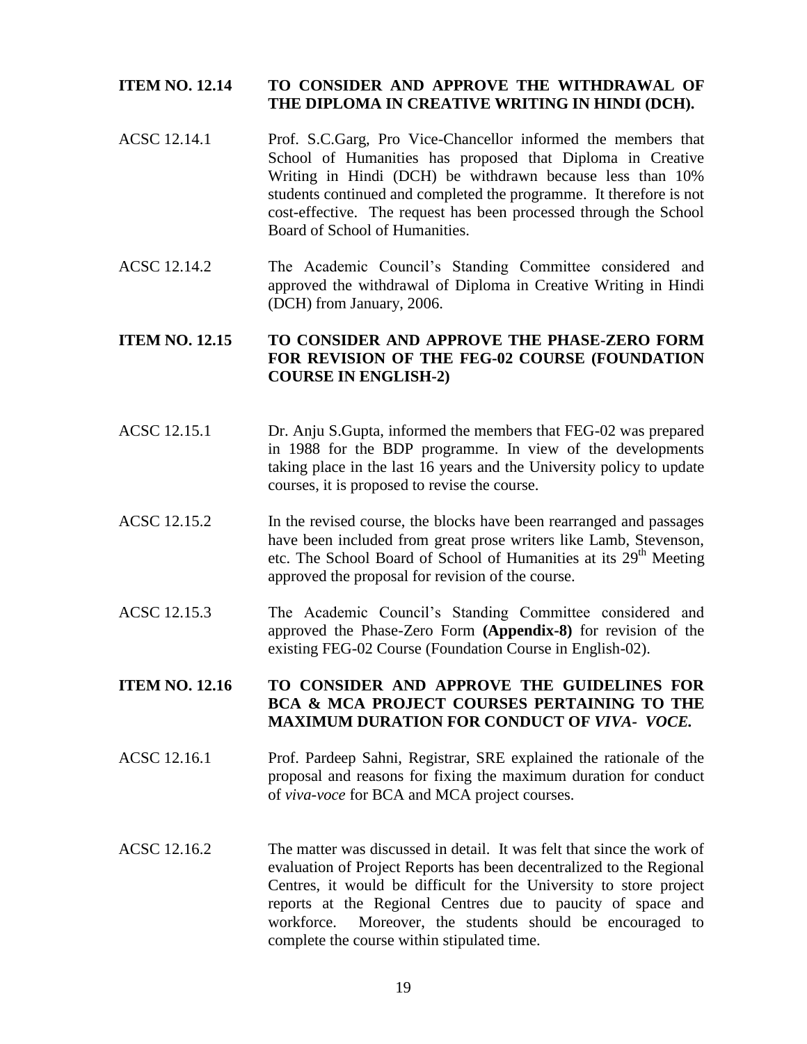**ITEM NO. 12.14 TO CONSIDER AND APPROVE THE WITHDRAWAL OF THE DIPLOMA IN CREATIVE WRITING IN HINDI (DCH).**

ACSC 12.14.1 Prof. S.C.Garg, Pro Vice-Chancellor informed the members that School of Humanities has proposed that Diploma in Creative Writing in Hindi (DCH) be withdrawn because less than 10% students continued and completed the programme. It therefore is not cost-effective. The request has been processed through the School Board of School of Humanities.

ACSC 12.14.2 The Academic Council's Standing Committee considered and approved the withdrawal of Diploma in Creative Writing in Hindi (DCH) from January, 2006.

**ITEM NO. 12.15 TO CONSIDER AND APPROVE THE PHASE-ZERO FORM FOR REVISION OF THE FEG-02 COURSE (FOUNDATION COURSE IN ENGLISH-2)**

ACSC 12.15.1 Dr. Anju S.Gupta, informed the members that FEG-02 was prepared in 1988 for the BDP programme. In view of the developments taking place in the last 16 years and the University policy to update courses, it is proposed to revise the course.

ACSC 12.15.2 In the revised course, the blocks have been rearranged and passages have been included from great prose writers like Lamb, Stevenson, etc. The School Board of School of Humanities at its 29th Meeting approved the proposal for revision of the course.

ACSC 12.15.3 The Academic Council's Standing Committee considered and approved the Phase-Zero Form **(Appendix-8)** for revision of the existing FEG-02 Course (Foundation Course in English-02).

**ITEM NO. 12.16 TO CONSIDER AND APPROVE THE GUIDELINES FOR BCA & MCA PROJECT COURSES PERTAINING TO THE MAXIMUM DURATION FOR CONDUCT OF *VIVA- VOCE.***

ACSC 12.16.1 Prof. Pardeep Sahni, Registrar, SRE explained the rationale of the proposal and reasons for fixing the maximum duration for conduct of *viva-voce* for BCA and MCA project courses.

ACSC 12.16.2 The matter was discussed in detail. It was felt that since the work of evaluation of Project Reports has been decentralized to the Regional Centres, it would be difficult for the University to store project reports at the Regional Centres due to paucity of space and workforce. Moreover, the students should be encouraged to complete the course within stipulated time.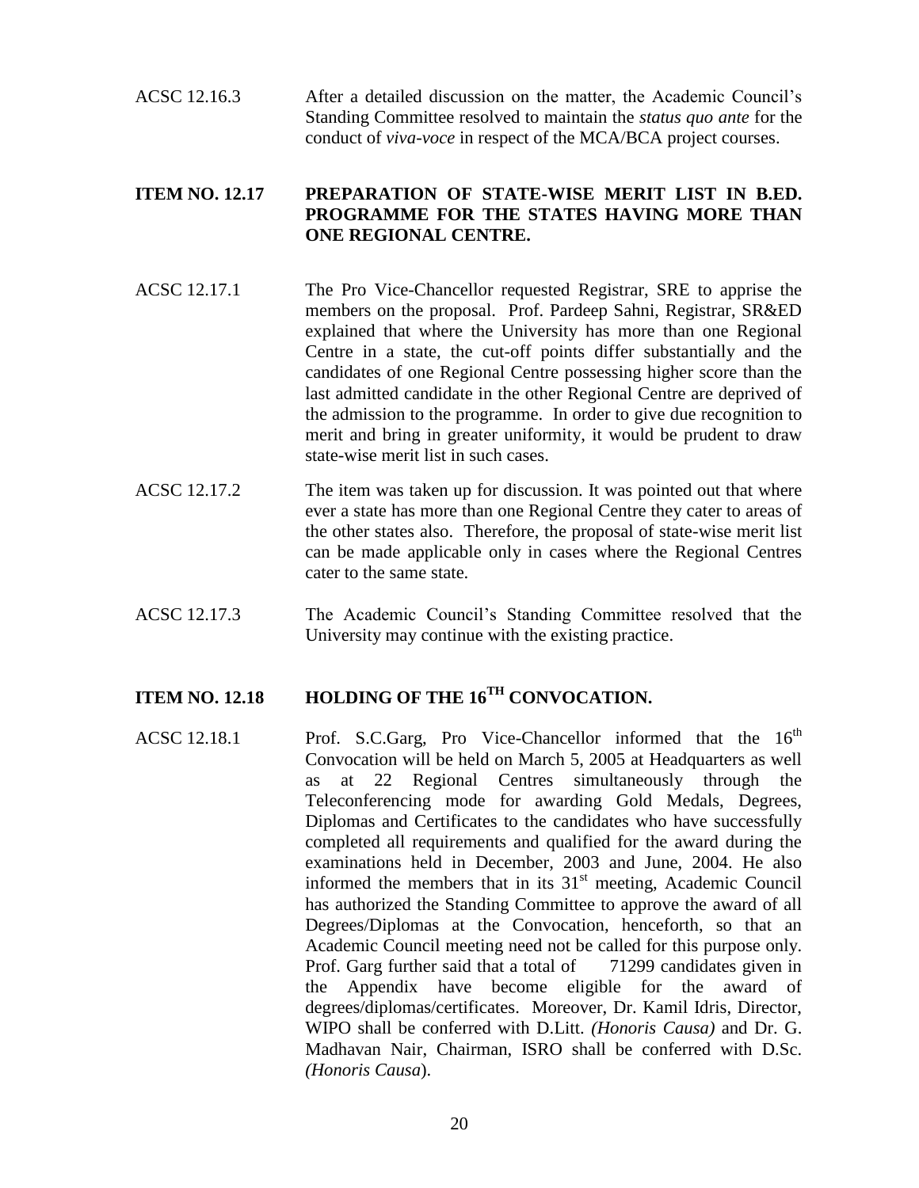ACSC 12.16.3 After a detailed discussion on the matter, the Academic Council's Standing Committee resolved to maintain the *status quo ante* for the conduct of *viva-voce* in respect of the MCA/BCA project courses.

**ITEM NO. 12.17 PREPARATION OF STATE-WISE MERIT LIST IN B.ED. PROGRAMME FOR THE STATES HAVING MORE THAN ONE REGIONAL CENTRE.**

ACSC 12.17.1 The Pro Vice-Chancellor requested Registrar, SRE to apprise the members on the proposal. Prof. Pardeep Sahni, Registrar, SR&ED explained that where the University has more than one Regional Centre in a state, the cut-off points differ substantially and the candidates of one Regional Centre possessing higher score than the last admitted candidate in the other Regional Centre are deprived of the admission to the programme. In order to give due recognition to merit and bring in greater uniformity, it would be prudent to draw state-wise merit list in such cases.

ACSC 12.17.2 The item was taken up for discussion. It was pointed out that where ever a state has more than one Regional Centre they cater to areas of the other states also. Therefore, the proposal of state-wise merit list can be made applicable only in cases where the Regional Centres cater to the same state.

ACSC 12.17.3 The Academic Council's Standing Committee resolved that the University may continue with the existing practice.

**ITEM NO. 12.18 HOLDING OF THE 16^TH^ CONVOCATION.**

ACSC 12.18.1 Prof. S.C.Garg, Pro Vice-Chancellor informed that the 16th Convocation will be held on March 5, 2005 at Headquarters as well as at 22 Regional Centres simultaneously through the Teleconferencing mode for awarding Gold Medals, Degrees, Diplomas and Certificates to the candidates who have successfully completed all requirements and qualified for the award during the examinations held in December, 2003 and June, 2004. He also informed the members that in its 31st meeting, Academic Council has authorized the Standing Committee to approve the award of all Degrees/Diplomas at the Convocation, henceforth, so that an Academic Council meeting need not be called for this purpose only. Prof. Garg further said that a total of 71299 candidates given in the Appendix have become eligible for the award of degrees/diplomas/certificates. Moreover, Dr. Kamil Idris, Director, WIPO shall be conferred with D.Litt. *(Honoris Causa)* and Dr. G. Madhavan Nair, Chairman, ISRO shall be conferred with D.Sc. *(Honoris Causa*).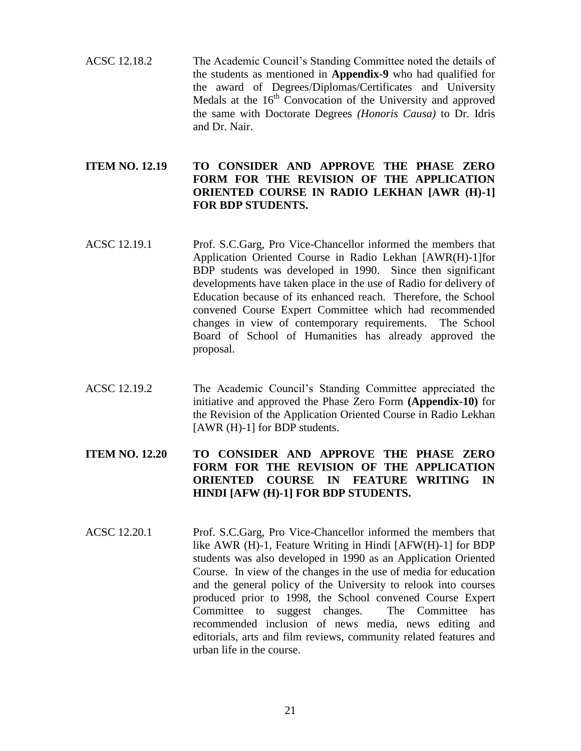ACSC 12.18.2 The Academic Council's Standing Committee noted the details of the students as mentioned in **Appendix-9** who had qualified for the award of Degrees/Diplomas/Certificates and University Medals at the 16th Convocation of the University and approved the same with Doctorate Degrees *(Honoris Causa)* to Dr. Idris and Dr. Nair.

**ITEM NO. 12.19 TO CONSIDER AND APPROVE THE PHASE ZERO FORM FOR THE REVISION OF THE APPLICATION ORIENTED COURSE IN RADIO LEKHAN [AWR (H)-1] FOR BDP STUDENTS.**

ACSC 12.19.1 Prof. S.C.Garg, Pro Vice-Chancellor informed the members that Application Oriented Course in Radio Lekhan [AWR(H)-1]for BDP students was developed in 1990. Since then significant developments have taken place in the use of Radio for delivery of Education because of its enhanced reach. Therefore, the School convened Course Expert Committee which had recommended changes in view of contemporary requirements. The School Board of School of Humanities has already approved the proposal.

ACSC 12.19.2 The Academic Council's Standing Committee appreciated the initiative and approved the Phase Zero Form **(Appendix-10)** for the Revision of the Application Oriented Course in Radio Lekhan [AWR (H)-1] for BDP students.

**ITEM NO. 12.20 TO CONSIDER AND APPROVE THE PHASE ZERO FORM FOR THE REVISION OF THE APPLICATION ORIENTED COURSE IN FEATURE WRITING IN HINDI [AFW (H)-1] FOR BDP STUDENTS.**

ACSC 12.20.1 Prof. S.C.Garg, Pro Vice-Chancellor informed the members that like AWR (H)-1, Feature Writing in Hindi [AFW(H)-1] for BDP students was also developed in 1990 as an Application Oriented Course. In view of the changes in the use of media for education and the general policy of the University to relook into courses produced prior to 1998, the School convened Course Expert Committee to suggest changes. The Committee has recommended inclusion of news media, news editing and editorials, arts and film reviews, community related features and urban life in the course.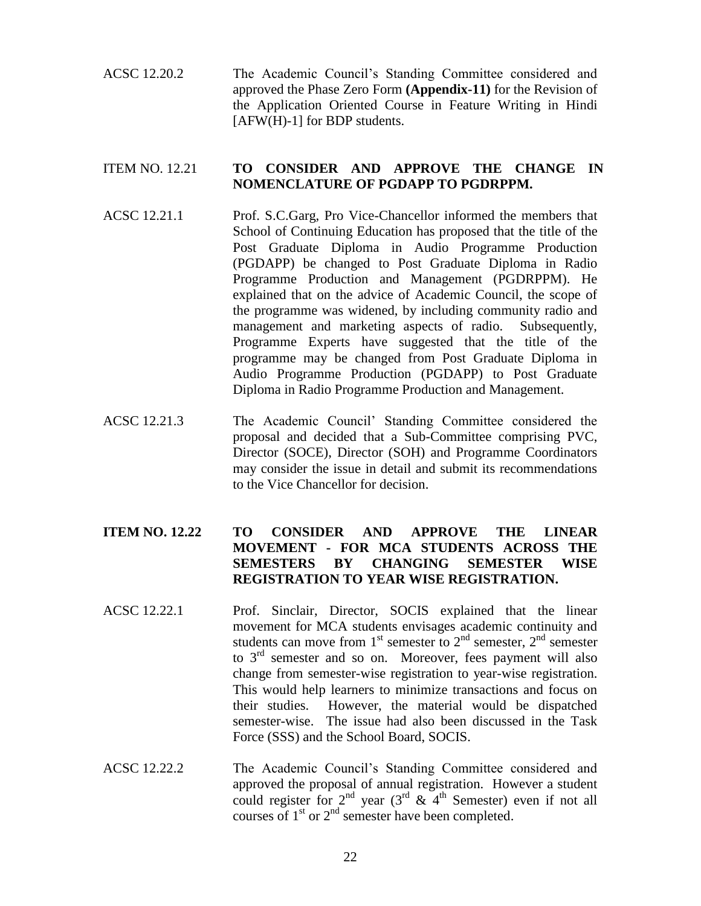ACSC 12.20.2 The Academic Council's Standing Committee considered and approved the Phase Zero Form **(Appendix-11)** for the Revision of the Application Oriented Course in Feature Writing in Hindi [AFW(H)-1] for BDP students.

ITEM NO. 12.21 **TO CONSIDER AND APPROVE THE CHANGE IN NOMENCLATURE OF PGDAPP TO PGDRPPM.**

ACSC 12.21.1 Prof. S.C.Garg, Pro Vice-Chancellor informed the members that School of Continuing Education has proposed that the title of the Post Graduate Diploma in Audio Programme Production (PGDAPP) be changed to Post Graduate Diploma in Radio Programme Production and Management (PGDRPPM). He explained that on the advice of Academic Council, the scope of the programme was widened, by including community radio and management and marketing aspects of radio. Subsequently, Programme Experts have suggested that the title of the programme may be changed from Post Graduate Diploma in Audio Programme Production (PGDAPP) to Post Graduate Diploma in Radio Programme Production and Management.

ACSC 12.21.3 The Academic Council' Standing Committee considered the proposal and decided that a Sub-Committee comprising PVC, Director (SOCE), Director (SOH) and Programme Coordinators may consider the issue in detail and submit its recommendations to the Vice Chancellor for decision.

**ITEM NO. 12.22 TO CONSIDER AND APPROVE THE LINEAR MOVEMENT - FOR MCA STUDENTS ACROSS THE SEMESTERS BY CHANGING SEMESTER WISE REGISTRATION TO YEAR WISE REGISTRATION.**

ACSC 12.22.1 Prof. Sinclair, Director, SOCIS explained that the linear movement for MCA students envisages academic continuity and students can move from 1st semester to 2nd semester, 2nd semester to 3rd semester and so on. Moreover, fees payment will also change from semester-wise registration to year-wise registration. This would help learners to minimize transactions and focus on their studies. However, the material would be dispatched semester-wise. The issue had also been discussed in the Task Force (SSS) and the School Board, SOCIS.

ACSC 12.22.2 The Academic Council's Standing Committee considered and approved the proposal of annual registration. However a student could register for 2nd year (3rd & 4th Semester) even if not all courses of 1st or 2nd semester have been completed.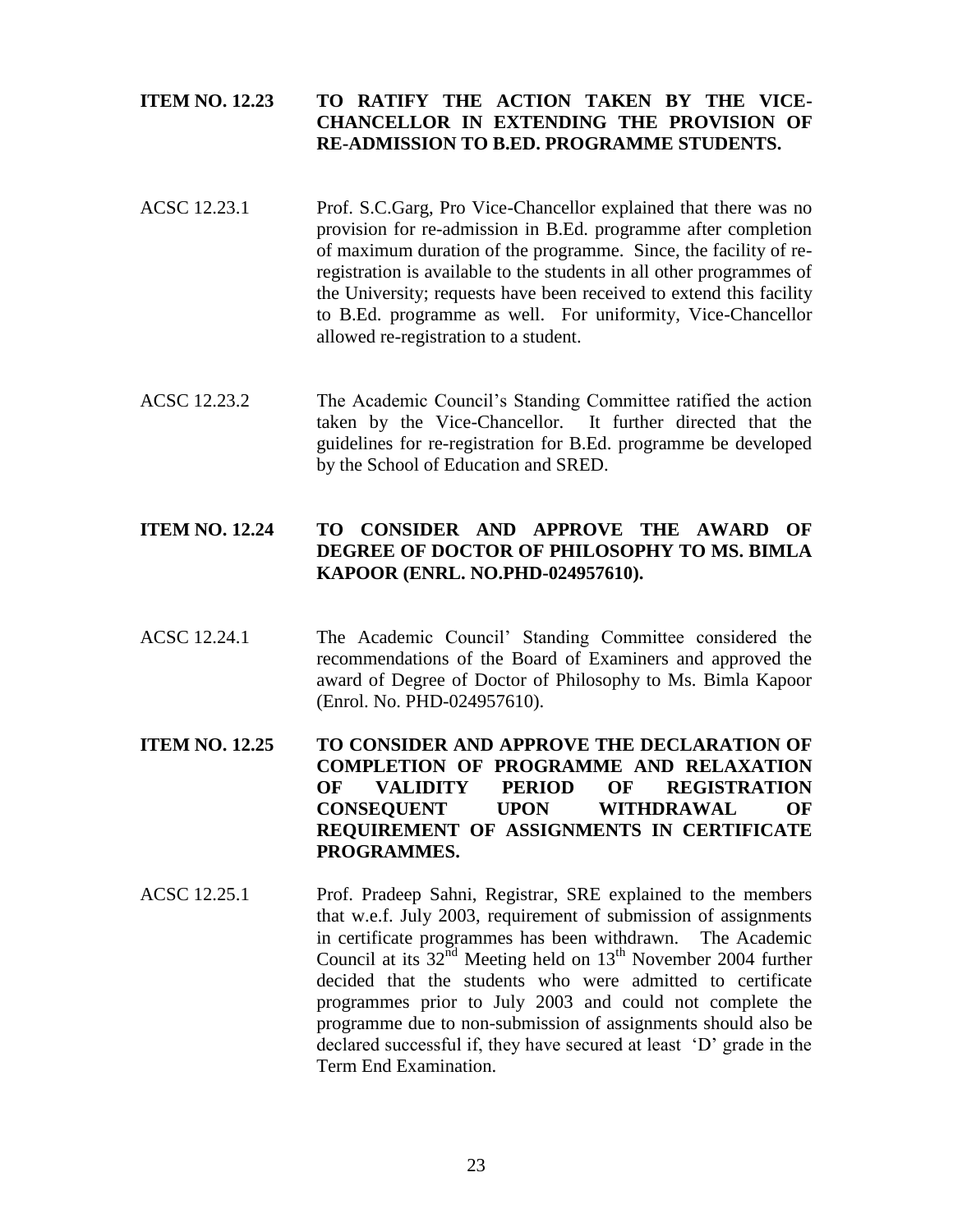**ITEM NO. 12.23 TO RATIFY THE ACTION TAKEN BY THE VICE-CHANCELLOR IN EXTENDING THE PROVISION OF RE-ADMISSION TO B.ED. PROGRAMME STUDENTS.**

ACSC 12.23.1 Prof. S.C.Garg, Pro Vice-Chancellor explained that there was no provision for re-admission in B.Ed. programme after completion of maximum duration of the programme. Since, the facility of re-registration is available to the students in all other programmes of the University; requests have been received to extend this facility to B.Ed. programme as well. For uniformity, Vice-Chancellor allowed re-registration to a student.

ACSC 12.23.2 The Academic Council's Standing Committee ratified the action taken by the Vice-Chancellor. It further directed that the guidelines for re-registration for B.Ed. programme be developed by the School of Education and SRED.

**ITEM NO. 12.24 TO CONSIDER AND APPROVE THE AWARD OF DEGREE OF DOCTOR OF PHILOSOPHY TO MS. BIMLA KAPOOR (ENRL. NO.PHD-024957610).**

ACSC 12.24.1 The Academic Council' Standing Committee considered the recommendations of the Board of Examiners and approved the award of Degree of Doctor of Philosophy to Ms. Bimla Kapoor (Enrol. No. PHD-024957610).

**ITEM NO. 12.25 TO CONSIDER AND APPROVE THE DECLARATION OF COMPLETION OF PROGRAMME AND RELAXATION OF VALIDITY PERIOD OF REGISTRATION CONSEQUENT UPON WITHDRAWAL OF REQUIREMENT OF ASSIGNMENTS IN CERTIFICATE PROGRAMMES.**

ACSC 12.25.1 Prof. Pradeep Sahni, Registrar, SRE explained to the members that w.e.f. July 2003, requirement of submission of assignments in certificate programmes has been withdrawn. The Academic Council at its 32nd Meeting held on 13th November 2004 further decided that the students who were admitted to certificate programmes prior to July 2003 and could not complete the programme due to non-submission of assignments should also be declared successful if, they have secured at least 'D' grade in the Term End Examination.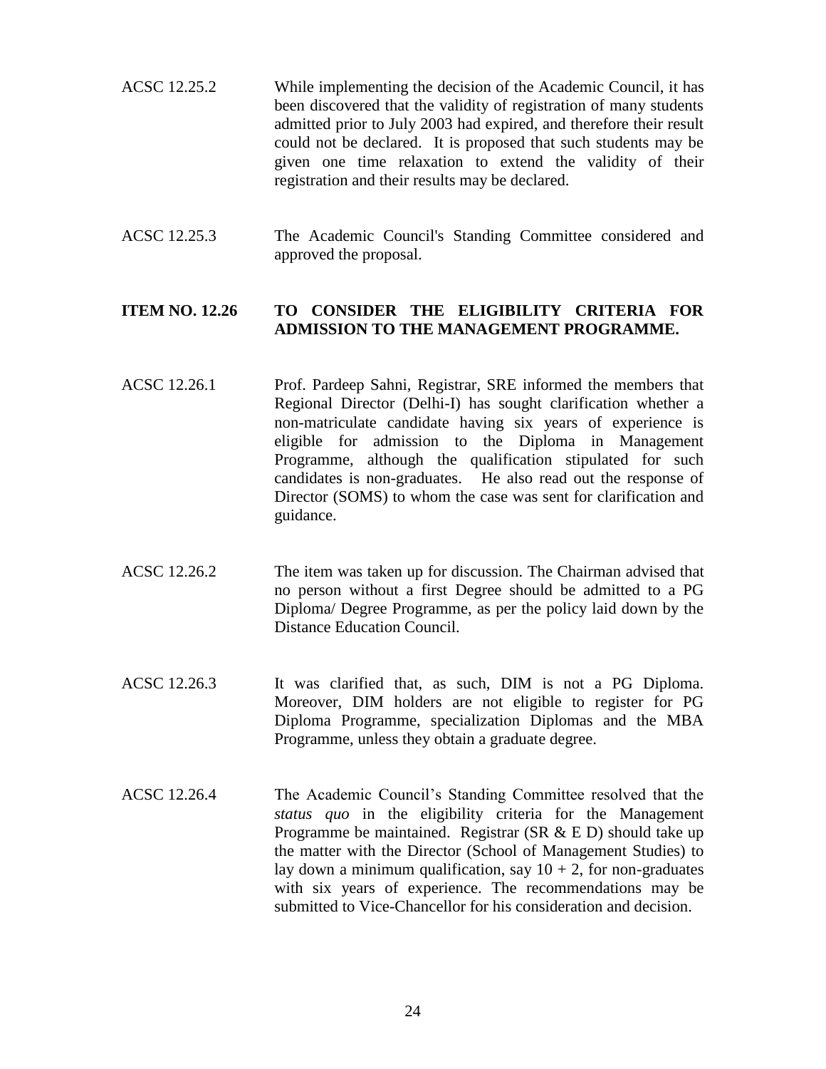ACSC 12.25.2 While implementing the decision of the Academic Council, it has been discovered that the validity of registration of many students admitted prior to July 2003 had expired, and therefore their result could not be declared. It is proposed that such students may be given one time relaxation to extend the validity of their registration and their results may be declared.

ACSC 12.25.3 The Academic Council's Standing Committee considered and approved the proposal.

**ITEM NO. 12.26 TO CONSIDER THE ELIGIBILITY CRITERIA FOR ADMISSION TO THE MANAGEMENT PROGRAMME.**

ACSC 12.26.1 Prof. Pardeep Sahni, Registrar, SRE informed the members that Regional Director (Delhi-I) has sought clarification whether a non-matriculate candidate having six years of experience is eligible for admission to the Diploma in Management Programme, although the qualification stipulated for such candidates is non-graduates. He also read out the response of Director (SOMS) to whom the case was sent for clarification and guidance.

ACSC 12.26.2 The item was taken up for discussion. The Chairman advised that no person without a first Degree should be admitted to a PG Diploma/ Degree Programme, as per the policy laid down by the Distance Education Council.

ACSC 12.26.3 It was clarified that, as such, DIM is not a PG Diploma. Moreover, DIM holders are not eligible to register for PG Diploma Programme, specialization Diplomas and the MBA Programme, unless they obtain a graduate degree.

ACSC 12.26.4 The Academic Council's Standing Committee resolved that the *status quo* in the eligibility criteria for the Management Programme be maintained. Registrar (SR & E D) should take up the matter with the Director (School of Management Studies) to lay down a minimum qualification, say 10 + 2, for non-graduates with six years of experience. The recommendations may be submitted to Vice-Chancellor for his consideration and decision.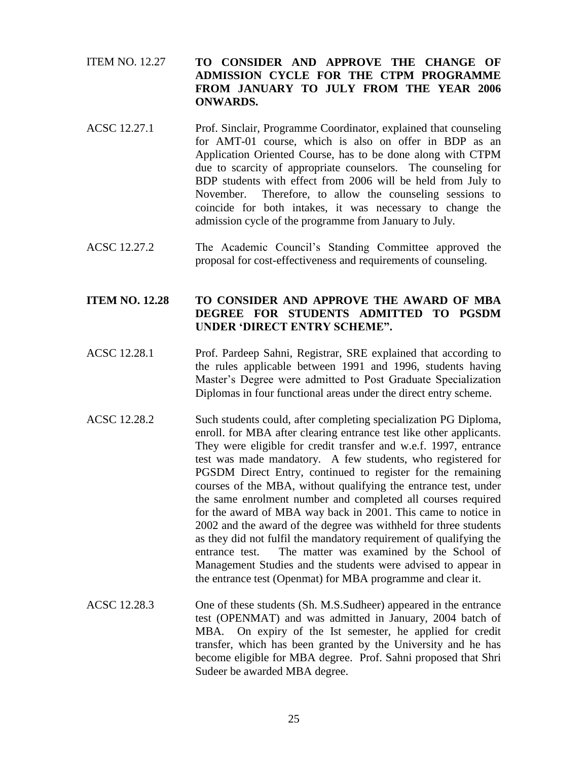ITEM NO. 12.27 **TO CONSIDER AND APPROVE THE CHANGE OF ADMISSION CYCLE FOR THE CTPM PROGRAMME FROM JANUARY TO JULY FROM THE YEAR 2006 ONWARDS.**

ACSC 12.27.1 Prof. Sinclair, Programme Coordinator, explained that counseling for AMT-01 course, which is also on offer in BDP as an Application Oriented Course, has to be done along with CTPM due to scarcity of appropriate counselors. The counseling for BDP students with effect from 2006 will be held from July to November. Therefore, to allow the counseling sessions to coincide for both intakes, it was necessary to change the admission cycle of the programme from January to July.

ACSC 12.27.2 The Academic Council's Standing Committee approved the proposal for cost-effectiveness and requirements of counseling.

**ITEM NO. 12.28 TO CONSIDER AND APPROVE THE AWARD OF MBA DEGREE FOR STUDENTS ADMITTED TO PGSDM UNDER 'DIRECT ENTRY SCHEME".**

ACSC 12.28.1 Prof. Pardeep Sahni, Registrar, SRE explained that according to the rules applicable between 1991 and 1996, students having Master's Degree were admitted to Post Graduate Specialization Diplomas in four functional areas under the direct entry scheme.

ACSC 12.28.2 Such students could, after completing specialization PG Diploma, enroll. for MBA after clearing entrance test like other applicants. They were eligible for credit transfer and w.e.f. 1997, entrance test was made mandatory. A few students, who registered for PGSDM Direct Entry, continued to register for the remaining courses of the MBA, without qualifying the entrance test, under the same enrolment number and completed all courses required for the award of MBA way back in 2001. This came to notice in 2002 and the award of the degree was withheld for three students as they did not fulfil the mandatory requirement of qualifying the entrance test. The matter was examined by the School of Management Studies and the students were advised to appear in the entrance test (Openmat) for MBA programme and clear it.

ACSC 12.28.3 One of these students (Sh. M.S.Sudheer) appeared in the entrance test (OPENMAT) and was admitted in January, 2004 batch of MBA. On expiry of the Ist semester, he applied for credit transfer, which has been granted by the University and he has become eligible for MBA degree. Prof. Sahni proposed that Shri Sudeer be awarded MBA degree.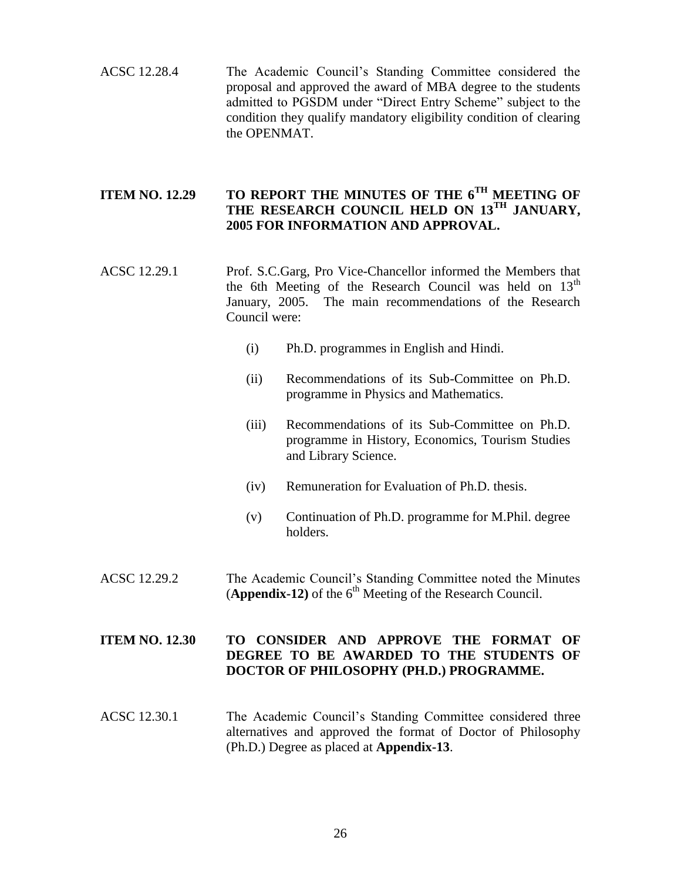ACSC 12.28.4 The Academic Council's Standing Committee considered the proposal and approved the award of MBA degree to the students admitted to PGSDM under "Direct Entry Scheme" subject to the condition they qualify mandatory eligibility condition of clearing the OPENMAT.

**ITEM NO. 12.29 TO REPORT THE MINUTES OF THE 6TH MEETING OF THE RESEARCH COUNCIL HELD ON 13TH JANUARY, 2005 FOR INFORMATION AND APPROVAL.**

ACSC 12.29.1 Prof. S.C.Garg, Pro Vice-Chancellor informed the Members that the 6th Meeting of the Research Council was held on 13th January, 2005. The main recommendations of the Research Council were:

(i) Ph.D. programmes in English and Hindi.

(ii) Recommendations of its Sub-Committee on Ph.D. programme in Physics and Mathematics.

(iii) Recommendations of its Sub-Committee on Ph.D. programme in History, Economics, Tourism Studies and Library Science.

(iv) Remuneration for Evaluation of Ph.D. thesis.

(v) Continuation of Ph.D. programme for M.Phil. degree holders.

ACSC 12.29.2 The Academic Council's Standing Committee noted the Minutes (**Appendix-12)** of the 6th Meeting of the Research Council.

**ITEM NO. 12.30 TO CONSIDER AND APPROVE THE FORMAT OF DEGREE TO BE AWARDED TO THE STUDENTS OF DOCTOR OF PHILOSOPHY (PH.D.) PROGRAMME.**

ACSC 12.30.1 The Academic Council's Standing Committee considered three alternatives and approved the format of Doctor of Philosophy (Ph.D.) Degree as placed at **Appendix-13**.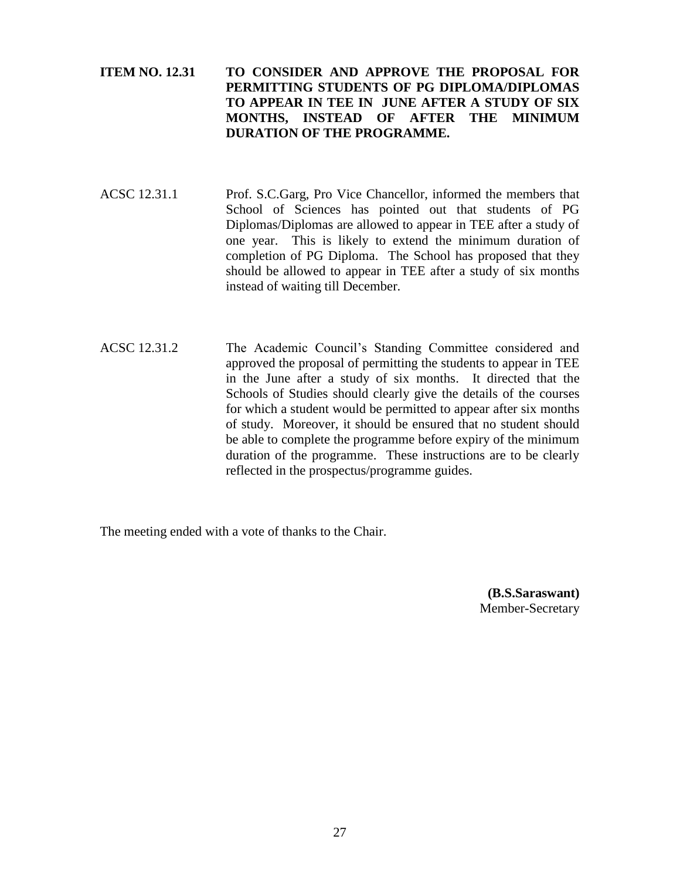**ITEM NO. 12.31 TO CONSIDER AND APPROVE THE PROPOSAL FOR PERMITTING STUDENTS OF PG DIPLOMA/DIPLOMAS TO APPEAR IN TEE IN JUNE AFTER A STUDY OF SIX MONTHS, INSTEAD OF AFTER THE MINIMUM DURATION OF THE PROGRAMME.**

ACSC 12.31.1 Prof. S.C.Garg, Pro Vice Chancellor, informed the members that School of Sciences has pointed out that students of PG Diplomas/Diplomas are allowed to appear in TEE after a study of one year. This is likely to extend the minimum duration of completion of PG Diploma. The School has proposed that they should be allowed to appear in TEE after a study of six months instead of waiting till December.

ACSC 12.31.2 The Academic Council's Standing Committee considered and approved the proposal of permitting the students to appear in TEE in the June after a study of six months. It directed that the Schools of Studies should clearly give the details of the courses for which a student would be permitted to appear after six months of study. Moreover, it should be ensured that no student should be able to complete the programme before expiry of the minimum duration of the programme. These instructions are to be clearly reflected in the prospectus/programme guides.

The meeting ended with a vote of thanks to the Chair.

**(B.S.Saraswant)**
Member-Secretary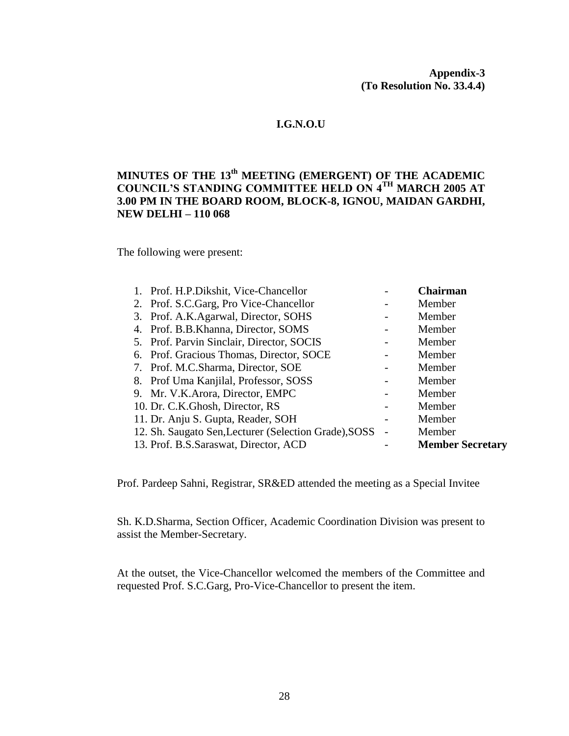**Appendix-3**
**(To Resolution No. 33.4.4)**

**I.G.N.O.U**

# MINUTES OF THE 13th MEETING (EMERGENT) OF THE ACADEMIC COUNCIL'S STANDING COMMITTEE HELD ON 4TH MARCH 2005 AT 3.00 PM IN THE BOARD ROOM, BLOCK-8, IGNOU, MAIDAN GARDHI, NEW DELHI – 110 068

The following were present:

1. Prof. H.P.Dikshit, Vice-Chancellor - **Chairman**
2. Prof. S.C.Garg, Pro Vice-Chancellor - Member
3. Prof. A.K.Agarwal, Director, SOHS - Member
4. Prof. B.B.Khanna, Director, SOMS - Member
5. Prof. Parvin Sinclair, Director, SOCIS - Member
6. Prof. Gracious Thomas, Director, SOCE - Member
7. Prof. M.C.Sharma, Director, SOE - Member
8. Prof Uma Kanjilal, Professor, SOSS - Member
9. Mr. V.K.Arora, Director, EMPC - Member
10. Dr. C.K.Ghosh, Director, RS - Member
11. Dr. Anju S. Gupta, Reader, SOH - Member
12. Sh. Saugato Sen,Lecturer (Selection Grade),SOSS - Member
13. Prof. B.S.Saraswat, Director, ACD - **Member Secretary**

Prof. Pardeep Sahni, Registrar, SR&ED attended the meeting as a Special Invitee

Sh. K.D.Sharma, Section Officer, Academic Coordination Division was present to assist the Member-Secretary.

At the outset, the Vice-Chancellor welcomed the members of the Committee and requested Prof. S.C.Garg, Pro-Vice-Chancellor to present the item.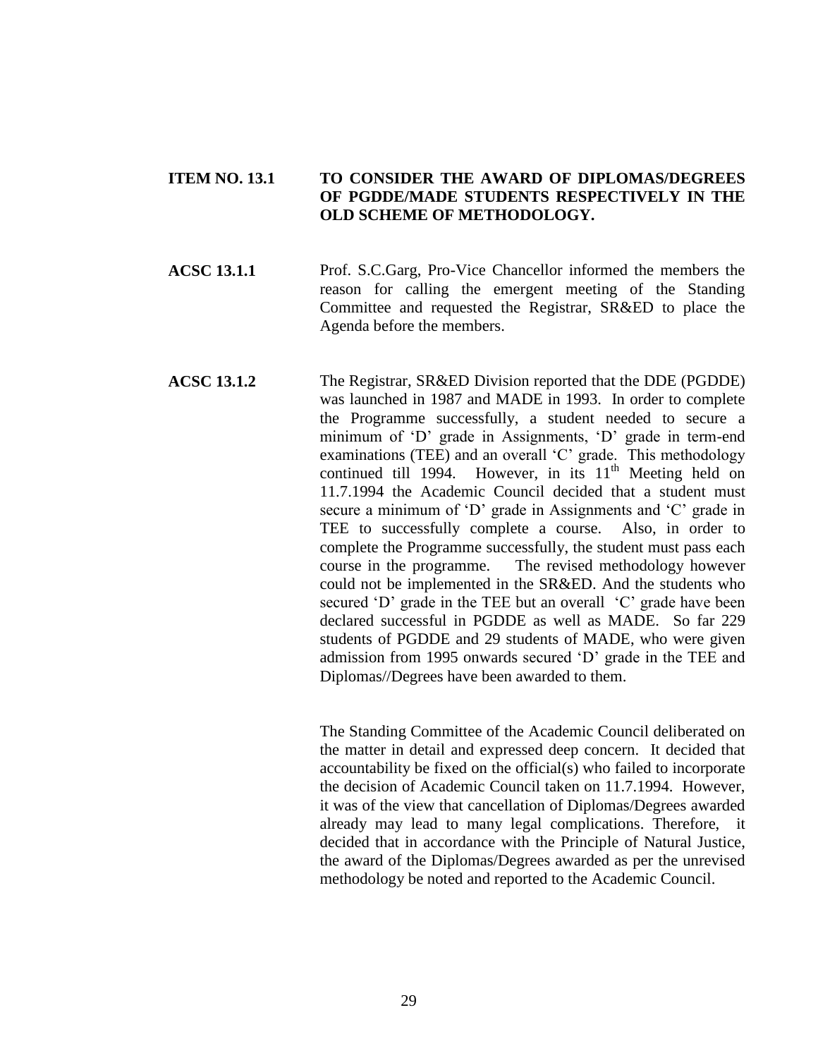**ITEM NO. 13.1** **TO CONSIDER THE AWARD OF DIPLOMAS/DEGREES OF PGDDE/MADE STUDENTS RESPECTIVELY IN THE OLD SCHEME OF METHODOLOGY.**

**ACSC 13.1.1** Prof. S.C.Garg, Pro-Vice Chancellor informed the members the reason for calling the emergent meeting of the Standing Committee and requested the Registrar, SR&ED to place the Agenda before the members.

**ACSC 13.1.2** The Registrar, SR&ED Division reported that the DDE (PGDDE) was launched in 1987 and MADE in 1993. In order to complete the Programme successfully, a student needed to secure a minimum of 'D' grade in Assignments, 'D' grade in term-end examinations (TEE) and an overall 'C' grade. This methodology continued till 1994. However, in its 11th Meeting held on 11.7.1994 the Academic Council decided that a student must secure a minimum of 'D' grade in Assignments and 'C' grade in TEE to successfully complete a course. Also, in order to complete the Programme successfully, the student must pass each course in the programme. The revised methodology however could not be implemented in the SR&ED. And the students who secured 'D' grade in the TEE but an overall 'C' grade have been declared successful in PGDDE as well as MADE. So far 229 students of PGDDE and 29 students of MADE, who were given admission from 1995 onwards secured 'D' grade in the TEE and Diplomas//Degrees have been awarded to them.

The Standing Committee of the Academic Council deliberated on the matter in detail and expressed deep concern. It decided that accountability be fixed on the official(s) who failed to incorporate the decision of Academic Council taken on 11.7.1994. However, it was of the view that cancellation of Diplomas/Degrees awarded already may lead to many legal complications. Therefore, it decided that in accordance with the Principle of Natural Justice, the award of the Diplomas/Degrees awarded as per the unrevised methodology be noted and reported to the Academic Council.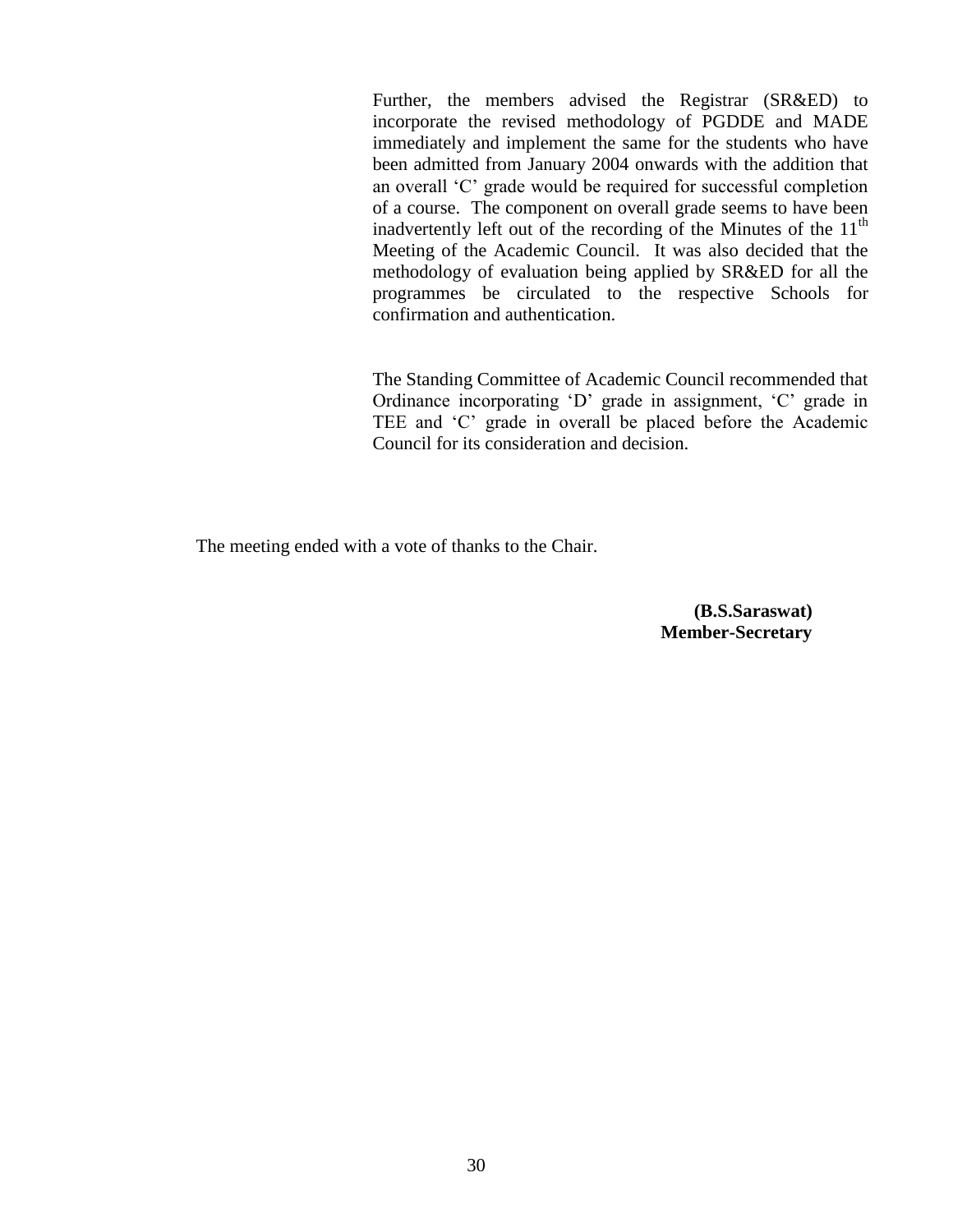Further, the members advised the Registrar (SR&ED) to incorporate the revised methodology of PGDDE and MADE immediately and implement the same for the students who have been admitted from January 2004 onwards with the addition that an overall 'C' grade would be required for successful completion of a course. The component on overall grade seems to have been inadvertently left out of the recording of the Minutes of the 11th Meeting of the Academic Council. It was also decided that the methodology of evaluation being applied by SR&ED for all the programmes be circulated to the respective Schools for confirmation and authentication.

The Standing Committee of Academic Council recommended that Ordinance incorporating 'D' grade in assignment, 'C' grade in TEE and 'C' grade in overall be placed before the Academic Council for its consideration and decision.

The meeting ended with a vote of thanks to the Chair.

**(B.S.Saraswat)**
**Member-Secretary**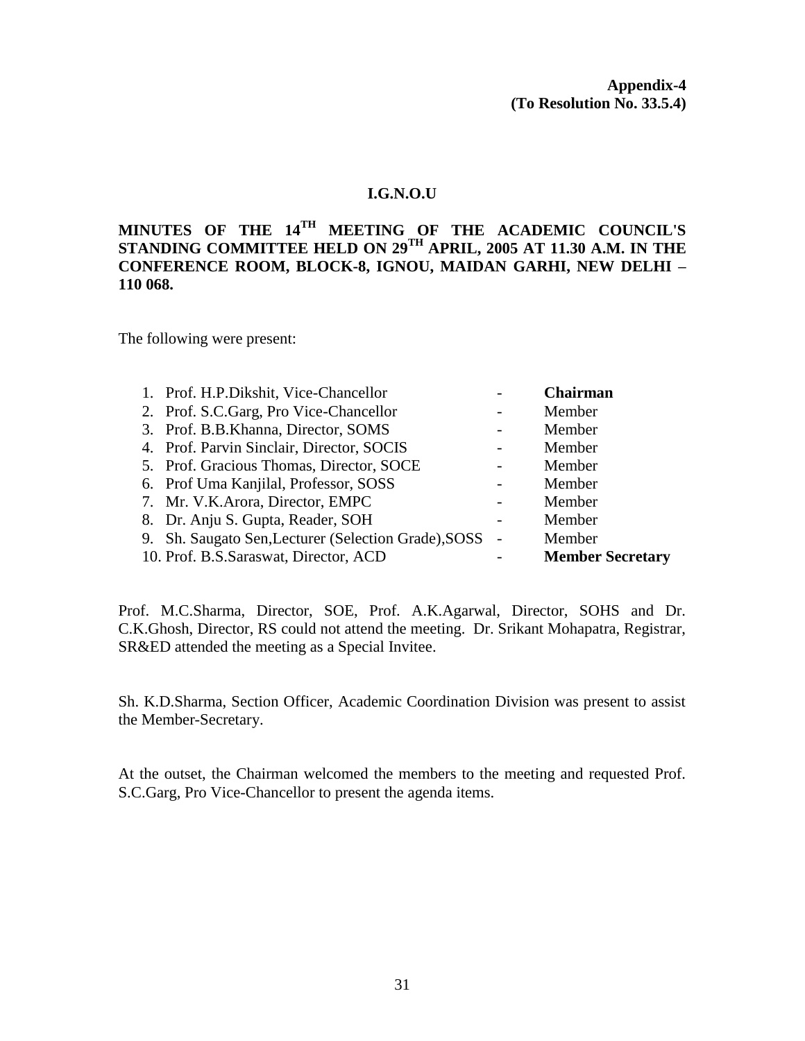**Appendix-4**
**(To Resolution No. 33.5.4)**

## I.G.N.O.U

## MINUTES OF THE 14TH MEETING OF THE ACADEMIC COUNCIL'S STANDING COMMITTEE HELD ON 29TH APRIL, 2005 AT 11.30 A.M. IN THE CONFERENCE ROOM, BLOCK-8, IGNOU, MAIDAN GARHI, NEW DELHI – 110 068.

The following were present:

1. Prof. H.P.Dikshit, Vice-Chancellor - **Chairman**
2. Prof. S.C.Garg, Pro Vice-Chancellor - Member
3. Prof. B.B.Khanna, Director, SOMS - Member
4. Prof. Parvin Sinclair, Director, SOCIS - Member
5. Prof. Gracious Thomas, Director, SOCE - Member
6. Prof Uma Kanjilal, Professor, SOSS - Member
7. Mr. V.K.Arora, Director, EMPC - Member
8. Dr. Anju S. Gupta, Reader, SOH - Member
9. Sh. Saugato Sen,Lecturer (Selection Grade),SOSS - Member
10. Prof. B.S.Saraswat, Director, ACD - **Member Secretary**

Prof. M.C.Sharma, Director, SOE, Prof. A.K.Agarwal, Director, SOHS and Dr. C.K.Ghosh, Director, RS could not attend the meeting. Dr. Srikant Mohapatra, Registrar, SR&ED attended the meeting as a Special Invitee.

Sh. K.D.Sharma, Section Officer, Academic Coordination Division was present to assist the Member-Secretary.

At the outset, the Chairman welcomed the members to the meeting and requested Prof. S.C.Garg, Pro Vice-Chancellor to present the agenda items.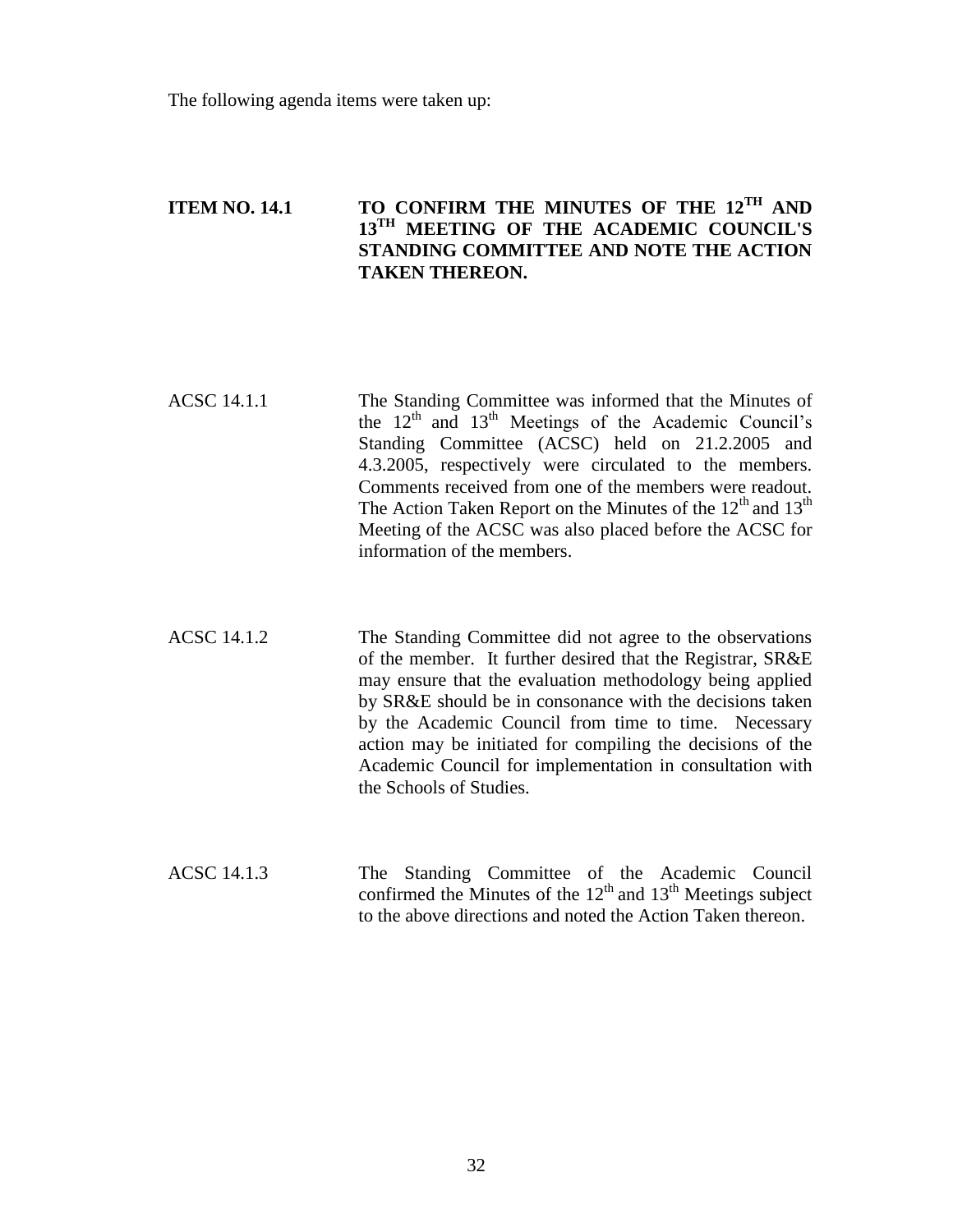The following agenda items were taken up:

## ITEM NO. 14.1 TO CONFIRM THE MINUTES OF THE 12$^{TH}$ AND 13$^{TH}$ MEETING OF THE ACADEMIC COUNCIL'S STANDING COMMITTEE AND NOTE THE ACTION TAKEN THEREON.

ACSC 14.1.1 The Standing Committee was informed that the Minutes of the 12$^{th}$ and 13$^{th}$ Meetings of the Academic Council's Standing Committee (ACSC) held on 21.2.2005 and 4.3.2005, respectively were circulated to the members. Comments received from one of the members were readout. The Action Taken Report on the Minutes of the 12$^{th}$ and 13$^{th}$ Meeting of the ACSC was also placed before the ACSC for information of the members.

ACSC 14.1.2 The Standing Committee did not agree to the observations of the member. It further desired that the Registrar, SR&E may ensure that the evaluation methodology being applied by SR&E should be in consonance with the decisions taken by the Academic Council from time to time. Necessary action may be initiated for compiling the decisions of the Academic Council for implementation in consultation with the Schools of Studies.

ACSC 14.1.3 The Standing Committee of the Academic Council confirmed the Minutes of the 12$^{th}$ and 13$^{th}$ Meetings subject to the above directions and noted the Action Taken thereon.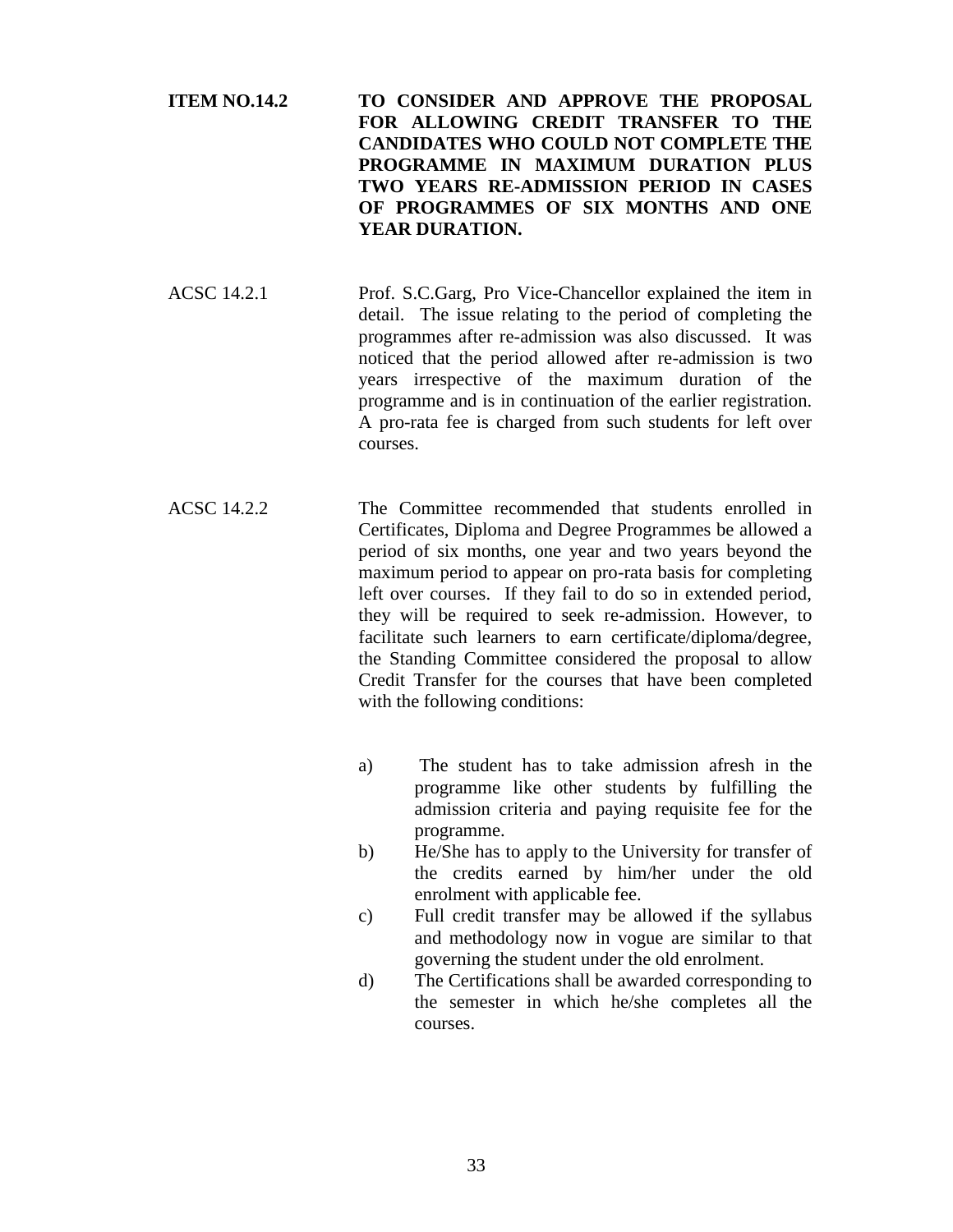**ITEM NO.14.2 TO CONSIDER AND APPROVE THE PROPOSAL FOR ALLOWING CREDIT TRANSFER TO THE CANDIDATES WHO COULD NOT COMPLETE THE PROGRAMME IN MAXIMUM DURATION PLUS TWO YEARS RE-ADMISSION PERIOD IN CASES OF PROGRAMMES OF SIX MONTHS AND ONE YEAR DURATION.**

ACSC 14.2.1 Prof. S.C.Garg, Pro Vice-Chancellor explained the item in detail. The issue relating to the period of completing the programmes after re-admission was also discussed. It was noticed that the period allowed after re-admission is two years irrespective of the maximum duration of the programme and is in continuation of the earlier registration. A pro-rata fee is charged from such students for left over courses.

ACSC 14.2.2 The Committee recommended that students enrolled in Certificates, Diploma and Degree Programmes be allowed a period of six months, one year and two years beyond the maximum period to appear on pro-rata basis for completing left over courses. If they fail to do so in extended period, they will be required to seek re-admission. However, to facilitate such learners to earn certificate/diploma/degree, the Standing Committee considered the proposal to allow Credit Transfer for the courses that have been completed with the following conditions:

a) The student has to take admission afresh in the programme like other students by fulfilling the admission criteria and paying requisite fee for the programme.

b) He/She has to apply to the University for transfer of the credits earned by him/her under the old enrolment with applicable fee.

c) Full credit transfer may be allowed if the syllabus and methodology now in vogue are similar to that governing the student under the old enrolment.

d) The Certifications shall be awarded corresponding to the semester in which he/she completes all the courses.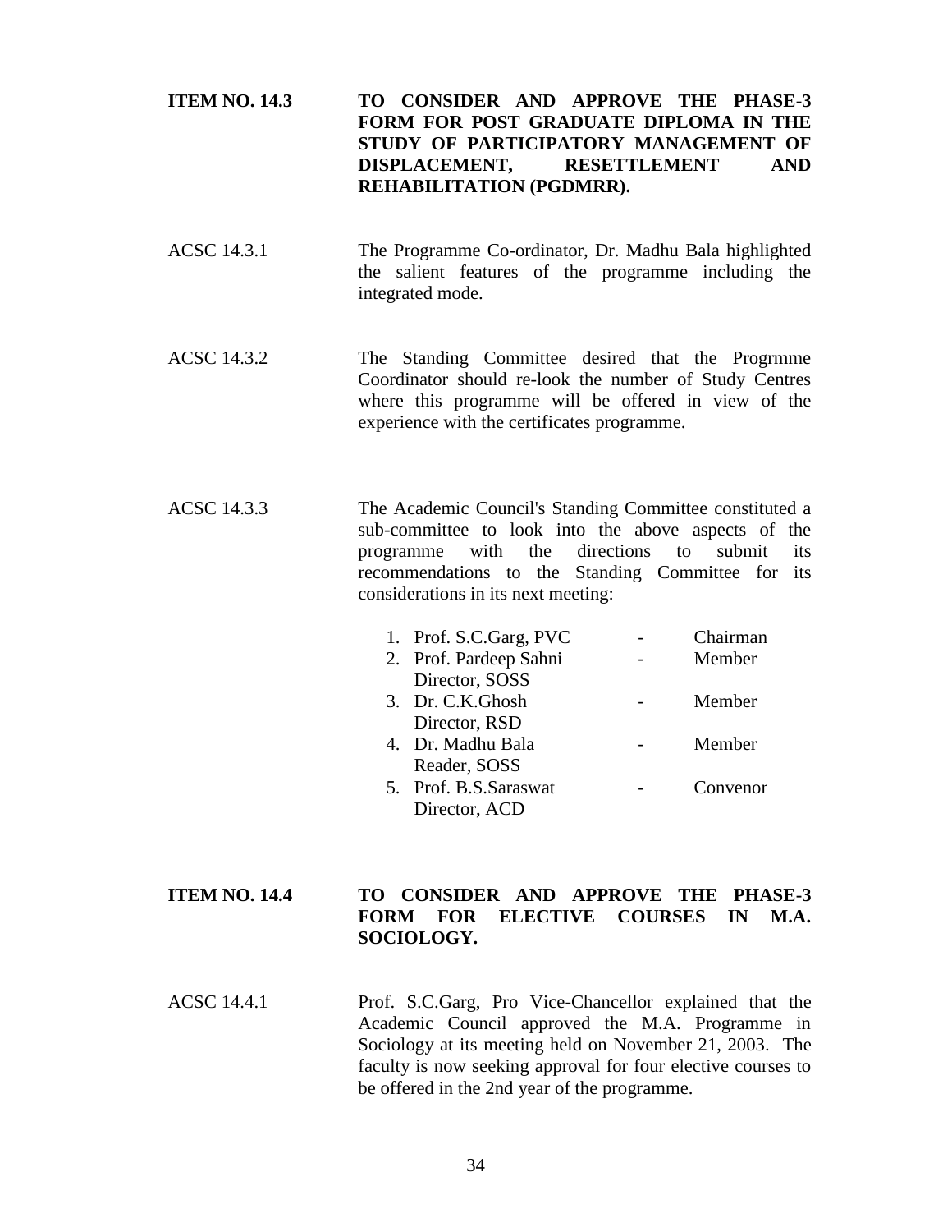**ITEM NO. 14.3 TO CONSIDER AND APPROVE THE PHASE-3 FORM FOR POST GRADUATE DIPLOMA IN THE STUDY OF PARTICIPATORY MANAGEMENT OF DISPLACEMENT, RESETTLEMENT AND REHABILITATION (PGDMRR).**

ACSC 14.3.1 The Programme Co-ordinator, Dr. Madhu Bala highlighted the salient features of the programme including the integrated mode.

ACSC 14.3.2 The Standing Committee desired that the Progrmme Coordinator should re-look the number of Study Centres where this programme will be offered in view of the experience with the certificates programme.

ACSC 14.3.3 The Academic Council's Standing Committee constituted a sub-committee to look into the above aspects of the programme with the directions to submit its recommendations to the Standing Committee for its considerations in its next meeting:

1. Prof. S.C.Garg, PVC - Chairman
2. Prof. Pardeep Sahni, Director, SOSS - Member
3. Dr. C.K.Ghosh, Director, RSD - Member
4. Dr. Madhu Bala, Reader, SOSS - Member
5. Prof. B.S.Saraswat, Director, ACD - Convenor

**ITEM NO. 14.4 TO CONSIDER AND APPROVE THE PHASE-3 FORM FOR ELECTIVE COURSES IN M.A. SOCIOLOGY.**

ACSC 14.4.1 Prof. S.C.Garg, Pro Vice-Chancellor explained that the Academic Council approved the M.A. Programme in Sociology at its meeting held on November 21, 2003. The faculty is now seeking approval for four elective courses to be offered in the 2nd year of the programme.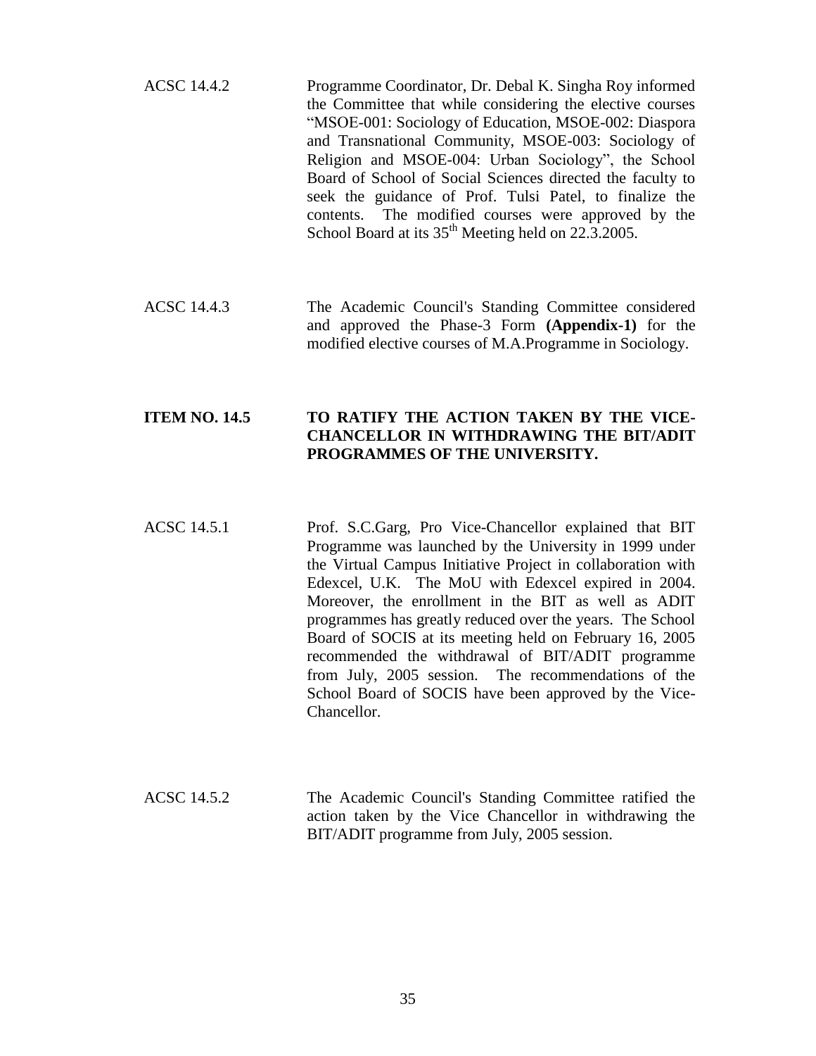ACSC 14.4.2 Programme Coordinator, Dr. Debal K. Singha Roy informed the Committee that while considering the elective courses "MSOE-001: Sociology of Education, MSOE-002: Diaspora and Transnational Community, MSOE-003: Sociology of Religion and MSOE-004: Urban Sociology", the School Board of School of Social Sciences directed the faculty to seek the guidance of Prof. Tulsi Patel, to finalize the contents. The modified courses were approved by the School Board at its 35th Meeting held on 22.3.2005.

ACSC 14.4.3 The Academic Council's Standing Committee considered and approved the Phase-3 Form **(Appendix-1)** for the modified elective courses of M.A.Programme in Sociology.

**ITEM NO. 14.5 TO RATIFY THE ACTION TAKEN BY THE VICE-CHANCELLOR IN WITHDRAWING THE BIT/ADIT PROGRAMMES OF THE UNIVERSITY.**

ACSC 14.5.1 Prof. S.C.Garg, Pro Vice-Chancellor explained that BIT Programme was launched by the University in 1999 under the Virtual Campus Initiative Project in collaboration with Edexcel, U.K. The MoU with Edexcel expired in 2004. Moreover, the enrollment in the BIT as well as ADIT programmes has greatly reduced over the years. The School Board of SOCIS at its meeting held on February 16, 2005 recommended the withdrawal of BIT/ADIT programme from July, 2005 session. The recommendations of the School Board of SOCIS have been approved by the Vice-Chancellor.

ACSC 14.5.2 The Academic Council's Standing Committee ratified the action taken by the Vice Chancellor in withdrawing the BIT/ADIT programme from July, 2005 session.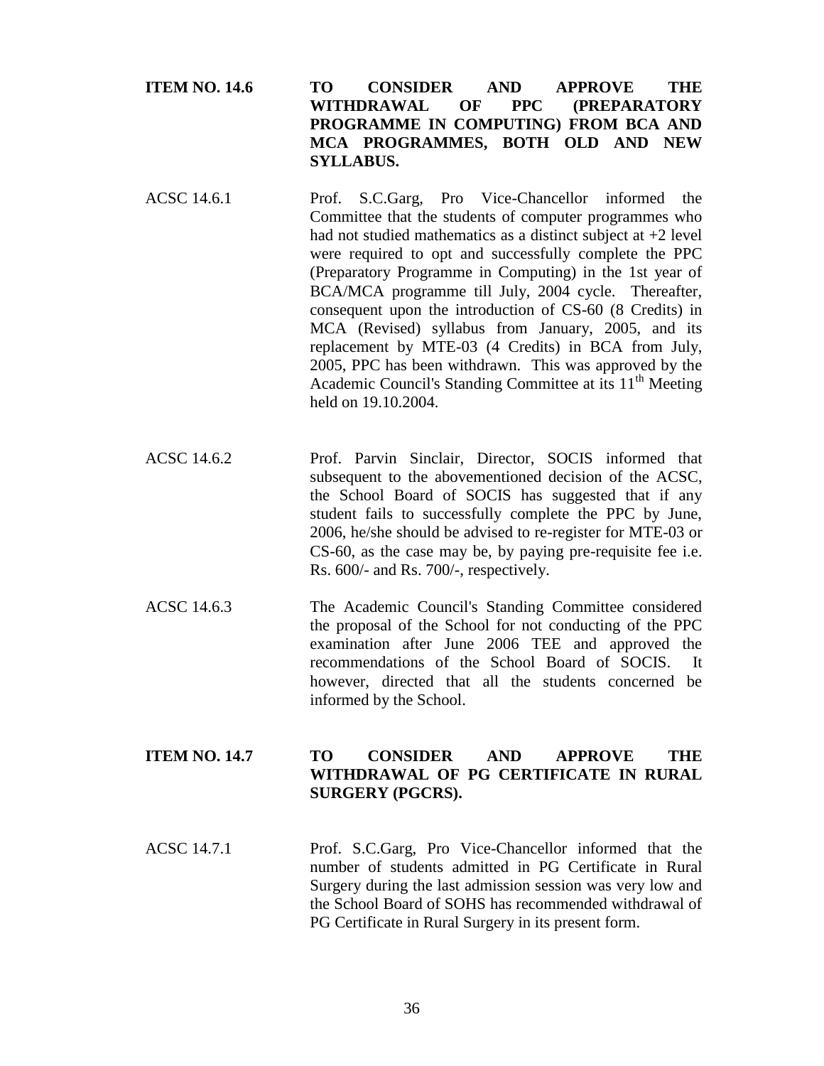**ITEM NO. 14.6 TO CONSIDER AND APPROVE THE WITHDRAWAL OF PPC (PREPARATORY PROGRAMME IN COMPUTING) FROM BCA AND MCA PROGRAMMES, BOTH OLD AND NEW SYLLABUS.**

ACSC 14.6.1 Prof. S.C.Garg, Pro Vice-Chancellor informed the Committee that the students of computer programmes who had not studied mathematics as a distinct subject at +2 level were required to opt and successfully complete the PPC (Preparatory Programme in Computing) in the 1st year of BCA/MCA programme till July, 2004 cycle. Thereafter, consequent upon the introduction of CS-60 (8 Credits) in MCA (Revised) syllabus from January, 2005, and its replacement by MTE-03 (4 Credits) in BCA from July, 2005, PPC has been withdrawn. This was approved by the Academic Council's Standing Committee at its 11th Meeting held on 19.10.2004.

ACSC 14.6.2 Prof. Parvin Sinclair, Director, SOCIS informed that subsequent to the abovementioned decision of the ACSC, the School Board of SOCIS has suggested that if any student fails to successfully complete the PPC by June, 2006, he/she should be advised to re-register for MTE-03 or CS-60, as the case may be, by paying pre-requisite fee i.e. Rs. 600/- and Rs. 700/-, respectively.

ACSC 14.6.3 The Academic Council's Standing Committee considered the proposal of the School for not conducting of the PPC examination after June 2006 TEE and approved the recommendations of the School Board of SOCIS. It however, directed that all the students concerned be informed by the School.

**ITEM NO. 14.7 TO CONSIDER AND APPROVE THE WITHDRAWAL OF PG CERTIFICATE IN RURAL SURGERY (PGCRS).**

ACSC 14.7.1 Prof. S.C.Garg, Pro Vice-Chancellor informed that the number of students admitted in PG Certificate in Rural Surgery during the last admission session was very low and the School Board of SOHS has recommended withdrawal of PG Certificate in Rural Surgery in its present form.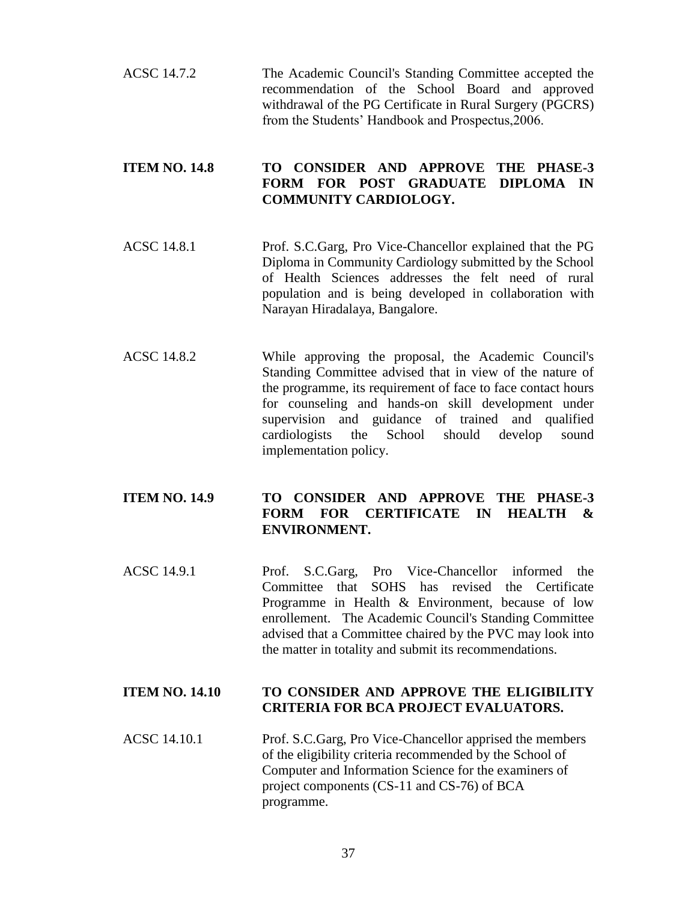ACSC 14.7.2 The Academic Council's Standing Committee accepted the recommendation of the School Board and approved withdrawal of the PG Certificate in Rural Surgery (PGCRS) from the Students' Handbook and Prospectus,2006.

**ITEM NO. 14.8 TO CONSIDER AND APPROVE THE PHASE-3 FORM FOR POST GRADUATE DIPLOMA IN COMMUNITY CARDIOLOGY.**

ACSC 14.8.1 Prof. S.C.Garg, Pro Vice-Chancellor explained that the PG Diploma in Community Cardiology submitted by the School of Health Sciences addresses the felt need of rural population and is being developed in collaboration with Narayan Hiradalaya, Bangalore.

ACSC 14.8.2 While approving the proposal, the Academic Council's Standing Committee advised that in view of the nature of the programme, its requirement of face to face contact hours for counseling and hands-on skill development under supervision and guidance of trained and qualified cardiologists the School should develop sound implementation policy.

**ITEM NO. 14.9 TO CONSIDER AND APPROVE THE PHASE-3 FORM FOR CERTIFICATE IN HEALTH & ENVIRONMENT.**

ACSC 14.9.1 Prof. S.C.Garg, Pro Vice-Chancellor informed the Committee that SOHS has revised the Certificate Programme in Health & Environment, because of low enrollement. The Academic Council's Standing Committee advised that a Committee chaired by the PVC may look into the matter in totality and submit its recommendations.

**ITEM NO. 14.10 TO CONSIDER AND APPROVE THE ELIGIBILITY CRITERIA FOR BCA PROJECT EVALUATORS.**

ACSC 14.10.1 Prof. S.C.Garg, Pro Vice-Chancellor apprised the members of the eligibility criteria recommended by the School of Computer and Information Science for the examiners of project components (CS-11 and CS-76) of BCA programme.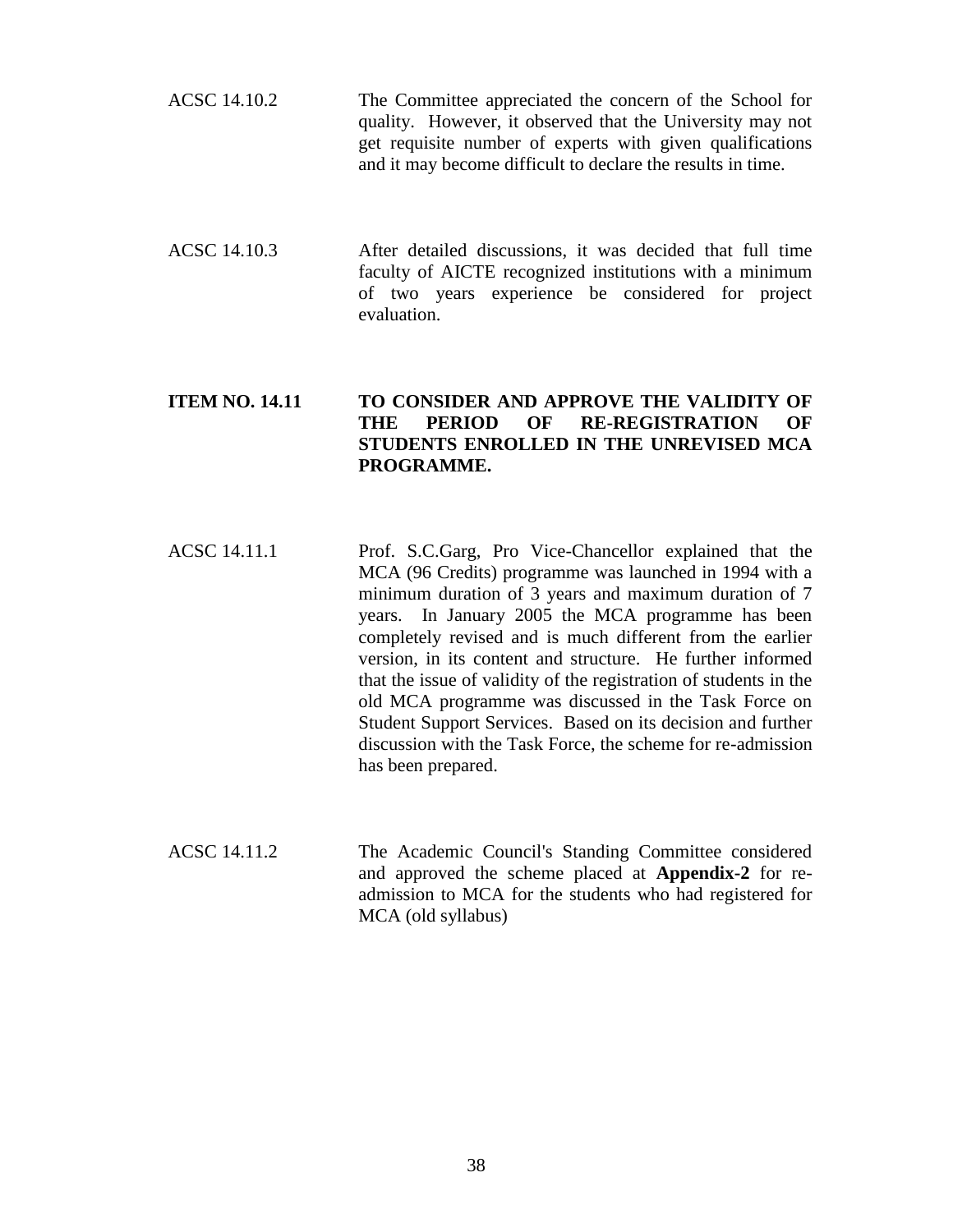ACSC 14.10.2 The Committee appreciated the concern of the School for quality. However, it observed that the University may not get requisite number of experts with given qualifications and it may become difficult to declare the results in time.

ACSC 14.10.3 After detailed discussions, it was decided that full time faculty of AICTE recognized institutions with a minimum of two years experience be considered for project evaluation.

**ITEM NO. 14.11 TO CONSIDER AND APPROVE THE VALIDITY OF THE PERIOD OF RE-REGISTRATION OF STUDENTS ENROLLED IN THE UNREVISED MCA PROGRAMME.**

ACSC 14.11.1 Prof. S.C.Garg, Pro Vice-Chancellor explained that the MCA (96 Credits) programme was launched in 1994 with a minimum duration of 3 years and maximum duration of 7 years. In January 2005 the MCA programme has been completely revised and is much different from the earlier version, in its content and structure. He further informed that the issue of validity of the registration of students in the old MCA programme was discussed in the Task Force on Student Support Services. Based on its decision and further discussion with the Task Force, the scheme for re-admission has been prepared.

ACSC 14.11.2 The Academic Council's Standing Committee considered and approved the scheme placed at **Appendix-2** for re-admission to MCA for the students who had registered for MCA (old syllabus)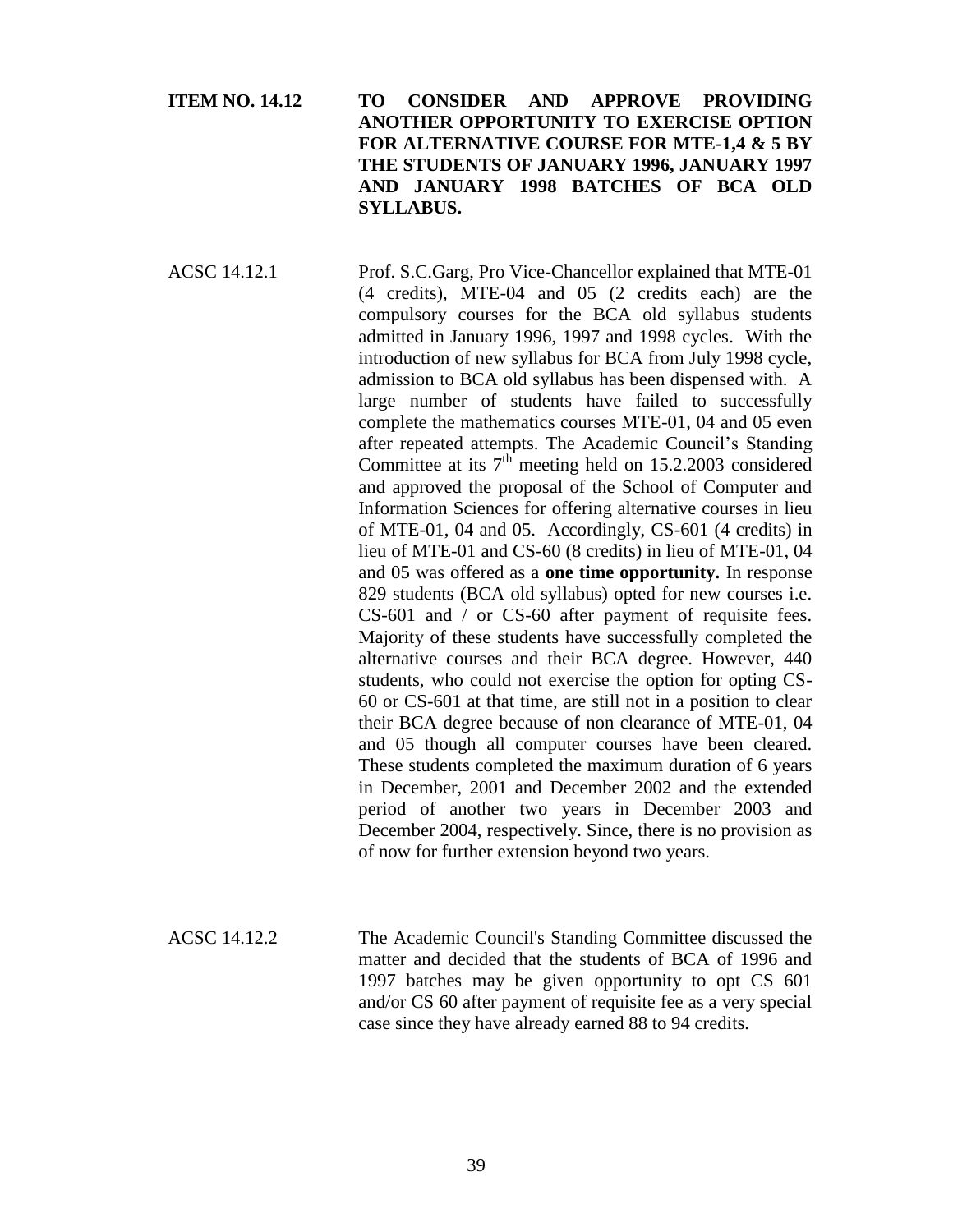**ITEM NO. 14.12 TO CONSIDER AND APPROVE PROVIDING ANOTHER OPPORTUNITY TO EXERCISE OPTION FOR ALTERNATIVE COURSE FOR MTE-1,4 & 5 BY THE STUDENTS OF JANUARY 1996, JANUARY 1997 AND JANUARY 1998 BATCHES OF BCA OLD SYLLABUS.**

ACSC 14.12.1 Prof. S.C.Garg, Pro Vice-Chancellor explained that MTE-01 (4 credits), MTE-04 and 05 (2 credits each) are the compulsory courses for the BCA old syllabus students admitted in January 1996, 1997 and 1998 cycles. With the introduction of new syllabus for BCA from July 1998 cycle, admission to BCA old syllabus has been dispensed with. A large number of students have failed to successfully complete the mathematics courses MTE-01, 04 and 05 even after repeated attempts. The Academic Council's Standing Committee at its 7th meeting held on 15.2.2003 considered and approved the proposal of the School of Computer and Information Sciences for offering alternative courses in lieu of MTE-01, 04 and 05. Accordingly, CS-601 (4 credits) in lieu of MTE-01 and CS-60 (8 credits) in lieu of MTE-01, 04 and 05 was offered as a **one time opportunity.** In response 829 students (BCA old syllabus) opted for new courses i.e. CS-601 and / or CS-60 after payment of requisite fees. Majority of these students have successfully completed the alternative courses and their BCA degree. However, 440 students, who could not exercise the option for opting CS-60 or CS-601 at that time, are still not in a position to clear their BCA degree because of non clearance of MTE-01, 04 and 05 though all computer courses have been cleared. These students completed the maximum duration of 6 years in December, 2001 and December 2002 and the extended period of another two years in December 2003 and December 2004, respectively. Since, there is no provision as of now for further extension beyond two years.

ACSC 14.12.2 The Academic Council's Standing Committee discussed the matter and decided that the students of BCA of 1996 and 1997 batches may be given opportunity to opt CS 601 and/or CS 60 after payment of requisite fee as a very special case since they have already earned 88 to 94 credits.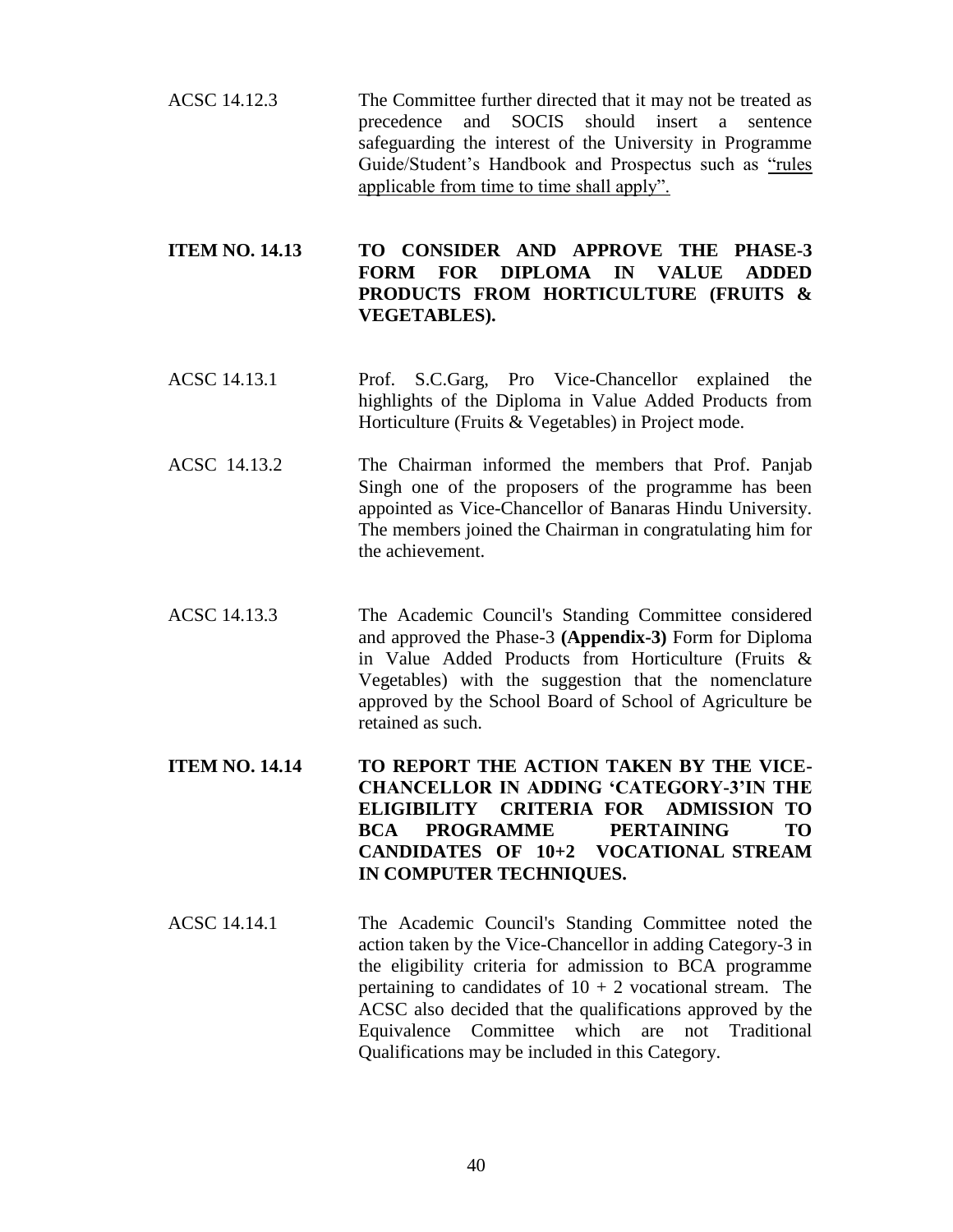ACSC 14.12.3 The Committee further directed that it may not be treated as precedence and SOCIS should insert a sentence safeguarding the interest of the University in Programme Guide/Student's Handbook and Prospectus such as "rules applicable from time to time shall apply".

**ITEM NO. 14.13 TO CONSIDER AND APPROVE THE PHASE-3 FORM FOR DIPLOMA IN VALUE ADDED PRODUCTS FROM HORTICULTURE (FRUITS & VEGETABLES).**

ACSC 14.13.1 Prof. S.C.Garg, Pro Vice-Chancellor explained the highlights of the Diploma in Value Added Products from Horticulture (Fruits & Vegetables) in Project mode.

ACSC 14.13.2 The Chairman informed the members that Prof. Panjab Singh one of the proposers of the programme has been appointed as Vice-Chancellor of Banaras Hindu University. The members joined the Chairman in congratulating him for the achievement.

ACSC 14.13.3 The Academic Council's Standing Committee considered and approved the Phase-3 **(Appendix-3)** Form for Diploma in Value Added Products from Horticulture (Fruits & Vegetables) with the suggestion that the nomenclature approved by the School Board of School of Agriculture be retained as such.

**ITEM NO. 14.14 TO REPORT THE ACTION TAKEN BY THE VICE-CHANCELLOR IN ADDING 'CATEGORY-3'IN THE ELIGIBILITY CRITERIA FOR ADMISSION TO BCA PROGRAMME PERTAINING TO CANDIDATES OF 10+2 VOCATIONAL STREAM IN COMPUTER TECHNIQUES.**

ACSC 14.14.1 The Academic Council's Standing Committee noted the action taken by the Vice-Chancellor in adding Category-3 in the eligibility criteria for admission to BCA programme pertaining to candidates of 10 + 2 vocational stream. The ACSC also decided that the qualifications approved by the Equivalence Committee which are not Traditional Qualifications may be included in this Category.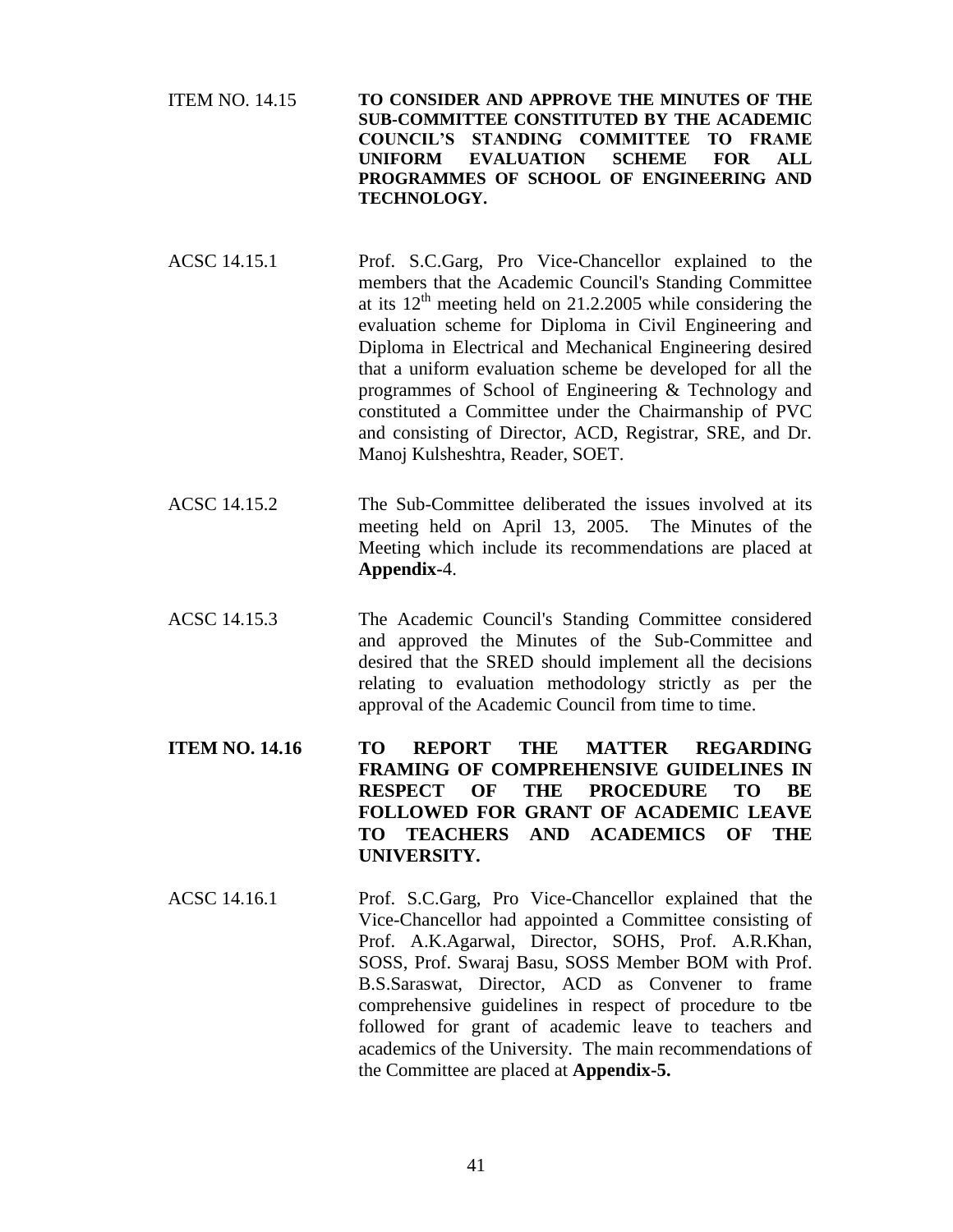ITEM NO. 14.15 **TO CONSIDER AND APPROVE THE MINUTES OF THE SUB-COMMITTEE CONSTITUTED BY THE ACADEMIC COUNCIL'S STANDING COMMITTEE TO FRAME UNIFORM EVALUATION SCHEME FOR ALL PROGRAMMES OF SCHOOL OF ENGINEERING AND TECHNOLOGY.**

ACSC 14.15.1 Prof. S.C.Garg, Pro Vice-Chancellor explained to the members that the Academic Council's Standing Committee at its 12th meeting held on 21.2.2005 while considering the evaluation scheme for Diploma in Civil Engineering and Diploma in Electrical and Mechanical Engineering desired that a uniform evaluation scheme be developed for all the programmes of School of Engineering & Technology and constituted a Committee under the Chairmanship of PVC and consisting of Director, ACD, Registrar, SRE, and Dr. Manoj Kulsheshtra, Reader, SOET.

ACSC 14.15.2 The Sub-Committee deliberated the issues involved at its meeting held on April 13, 2005. The Minutes of the Meeting which include its recommendations are placed at **Appendix-**4.

ACSC 14.15.3 The Academic Council's Standing Committee considered and approved the Minutes of the Sub-Committee and desired that the SRED should implement all the decisions relating to evaluation methodology strictly as per the approval of the Academic Council from time to time.

**ITEM NO. 14.16 TO REPORT THE MATTER REGARDING FRAMING OF COMPREHENSIVE GUIDELINES IN RESPECT OF THE PROCEDURE TO BE FOLLOWED FOR GRANT OF ACADEMIC LEAVE TO TEACHERS AND ACADEMICS OF THE UNIVERSITY.**

ACSC 14.16.1 Prof. S.C.Garg, Pro Vice-Chancellor explained that the Vice-Chancellor had appointed a Committee consisting of Prof. A.K.Agarwal, Director, SOHS, Prof. A.R.Khan, SOSS, Prof. Swaraj Basu, SOSS Member BOM with Prof. B.S.Saraswat, Director, ACD as Convener to frame comprehensive guidelines in respect of procedure to tbe followed for grant of academic leave to teachers and academics of the University. The main recommendations of the Committee are placed at **Appendix-5.**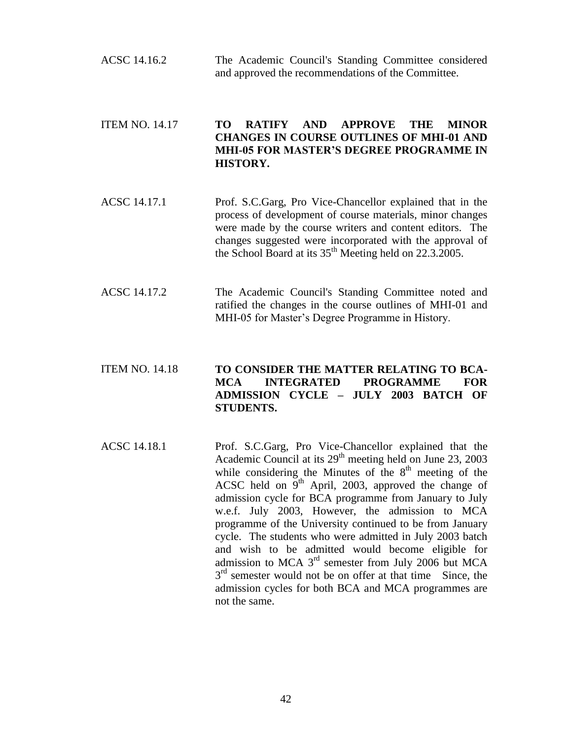ACSC 14.16.2 The Academic Council's Standing Committee considered and approved the recommendations of the Committee.

ITEM NO. 14.17 **TO RATIFY AND APPROVE THE MINOR CHANGES IN COURSE OUTLINES OF MHI-01 AND MHI-05 FOR MASTER'S DEGREE PROGRAMME IN HISTORY.**

ACSC 14.17.1 Prof. S.C.Garg, Pro Vice-Chancellor explained that in the process of development of course materials, minor changes were made by the course writers and content editors. The changes suggested were incorporated with the approval of the School Board at its 35th Meeting held on 22.3.2005.

ACSC 14.17.2 The Academic Council's Standing Committee noted and ratified the changes in the course outlines of MHI-01 and MHI-05 for Master's Degree Programme in History.

ITEM NO. 14.18 **TO CONSIDER THE MATTER RELATING TO BCA-MCA INTEGRATED PROGRAMME FOR ADMISSION CYCLE – JULY 2003 BATCH OF STUDENTS.**

ACSC 14.18.1 Prof. S.C.Garg, Pro Vice-Chancellor explained that the Academic Council at its 29th meeting held on June 23, 2003 while considering the Minutes of the 8th meeting of the ACSC held on 9th April, 2003, approved the change of admission cycle for BCA programme from January to July w.e.f. July 2003, However, the admission to MCA programme of the University continued to be from January cycle. The students who were admitted in July 2003 batch and wish to be admitted would become eligible for admission to MCA 3rd semester from July 2006 but MCA 3rd semester would not be on offer at that time Since, the admission cycles for both BCA and MCA programmes are not the same.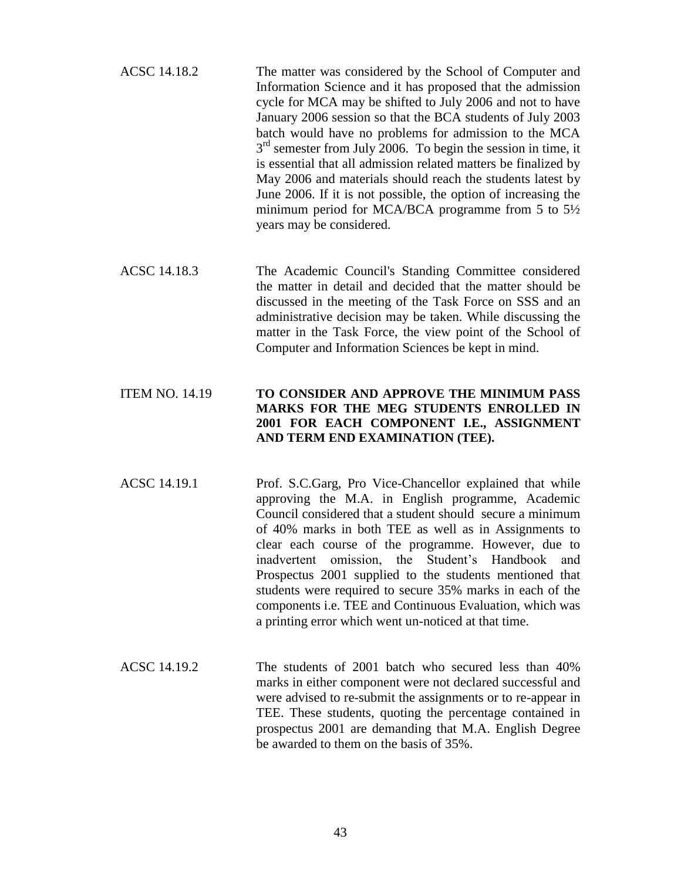ACSC 14.18.2 The matter was considered by the School of Computer and Information Science and it has proposed that the admission cycle for MCA may be shifted to July 2006 and not to have January 2006 session so that the BCA students of July 2003 batch would have no problems for admission to the MCA 3rd semester from July 2006. To begin the session in time, it is essential that all admission related matters be finalized by May 2006 and materials should reach the students latest by June 2006. If it is not possible, the option of increasing the minimum period for MCA/BCA programme from 5 to 5½ years may be considered.

ACSC 14.18.3 The Academic Council's Standing Committee considered the matter in detail and decided that the matter should be discussed in the meeting of the Task Force on SSS and an administrative decision may be taken. While discussing the matter in the Task Force, the view point of the School of Computer and Information Sciences be kept in mind.

ITEM NO. 14.19 **TO CONSIDER AND APPROVE THE MINIMUM PASS MARKS FOR THE MEG STUDENTS ENROLLED IN 2001 FOR EACH COMPONENT I.E., ASSIGNMENT AND TERM END EXAMINATION (TEE).**

ACSC 14.19.1 Prof. S.C.Garg, Pro Vice-Chancellor explained that while approving the M.A. in English programme, Academic Council considered that a student should secure a minimum of 40% marks in both TEE as well as in Assignments to clear each course of the programme. However, due to inadvertent omission, the Student's Handbook and Prospectus 2001 supplied to the students mentioned that students were required to secure 35% marks in each of the components i.e. TEE and Continuous Evaluation, which was a printing error which went un-noticed at that time.

ACSC 14.19.2 The students of 2001 batch who secured less than 40% marks in either component were not declared successful and were advised to re-submit the assignments or to re-appear in TEE. These students, quoting the percentage contained in prospectus 2001 are demanding that M.A. English Degree be awarded to them on the basis of 35%.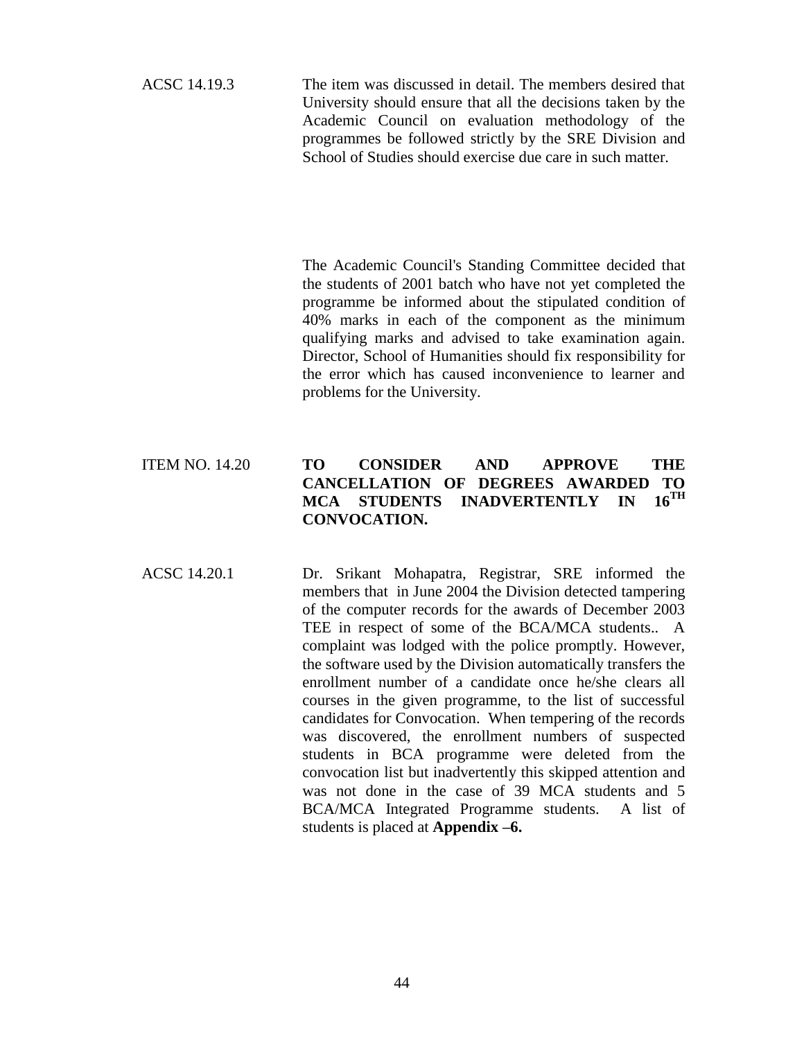ACSC 14.19.3 The item was discussed in detail. The members desired that University should ensure that all the decisions taken by the Academic Council on evaluation methodology of the programmes be followed strictly by the SRE Division and School of Studies should exercise due care in such matter.

The Academic Council's Standing Committee decided that the students of 2001 batch who have not yet completed the programme be informed about the stipulated condition of 40% marks in each of the component as the minimum qualifying marks and advised to take examination again. Director, School of Humanities should fix responsibility for the error which has caused inconvenience to learner and problems for the University.

**ITEM NO. 14.20 TO CONSIDER AND APPROVE THE CANCELLATION OF DEGREES AWARDED TO MCA STUDENTS INADVERTENTLY IN 16TH CONVOCATION.**

ACSC 14.20.1 Dr. Srikant Mohapatra, Registrar, SRE informed the members that in June 2004 the Division detected tampering of the computer records for the awards of December 2003 TEE in respect of some of the BCA/MCA students.. A complaint was lodged with the police promptly. However, the software used by the Division automatically transfers the enrollment number of a candidate once he/she clears all courses in the given programme, to the list of successful candidates for Convocation. When tempering of the records was discovered, the enrollment numbers of suspected students in BCA programme were deleted from the convocation list but inadvertently this skipped attention and was not done in the case of 39 MCA students and 5 BCA/MCA Integrated Programme students. A list of students is placed at **Appendix –6.**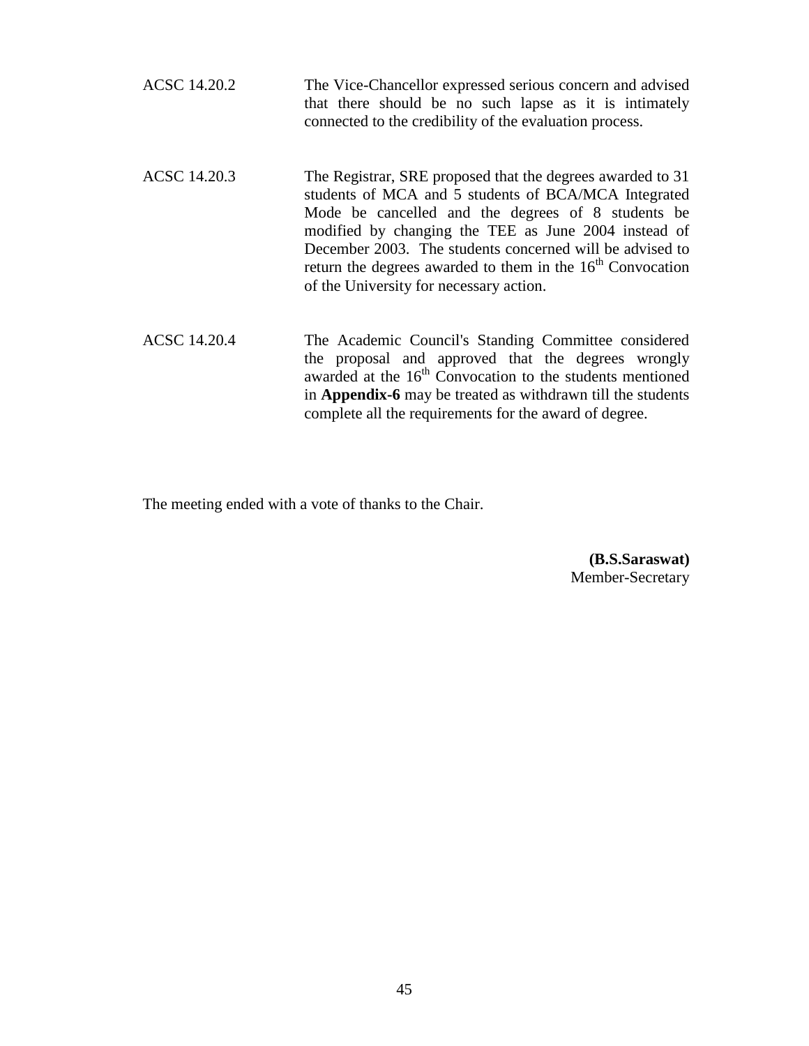| | |
|---|---|
| ACSC 14.20.2 | The Vice-Chancellor expressed serious concern and advised that there should be no such lapse as it is intimately connected to the credibility of the evaluation process. |
| ACSC 14.20.3 | The Registrar, SRE proposed that the degrees awarded to 31 students of MCA and 5 students of BCA/MCA Integrated Mode be cancelled and the degrees of 8 students be modified by changing the TEE as June 2004 instead of December 2003. The students concerned will be advised to return the degrees awarded to them in the 16th Convocation of the University for necessary action. |
| ACSC 14.20.4 | The Academic Council's Standing Committee considered the proposal and approved that the degrees wrongly awarded at the 16th Convocation to the students mentioned in **Appendix-6** may be treated as withdrawn till the students complete all the requirements for the award of degree. |

The meeting ended with a vote of thanks to the Chair.

**(B.S.Saraswat)**
Member-Secretary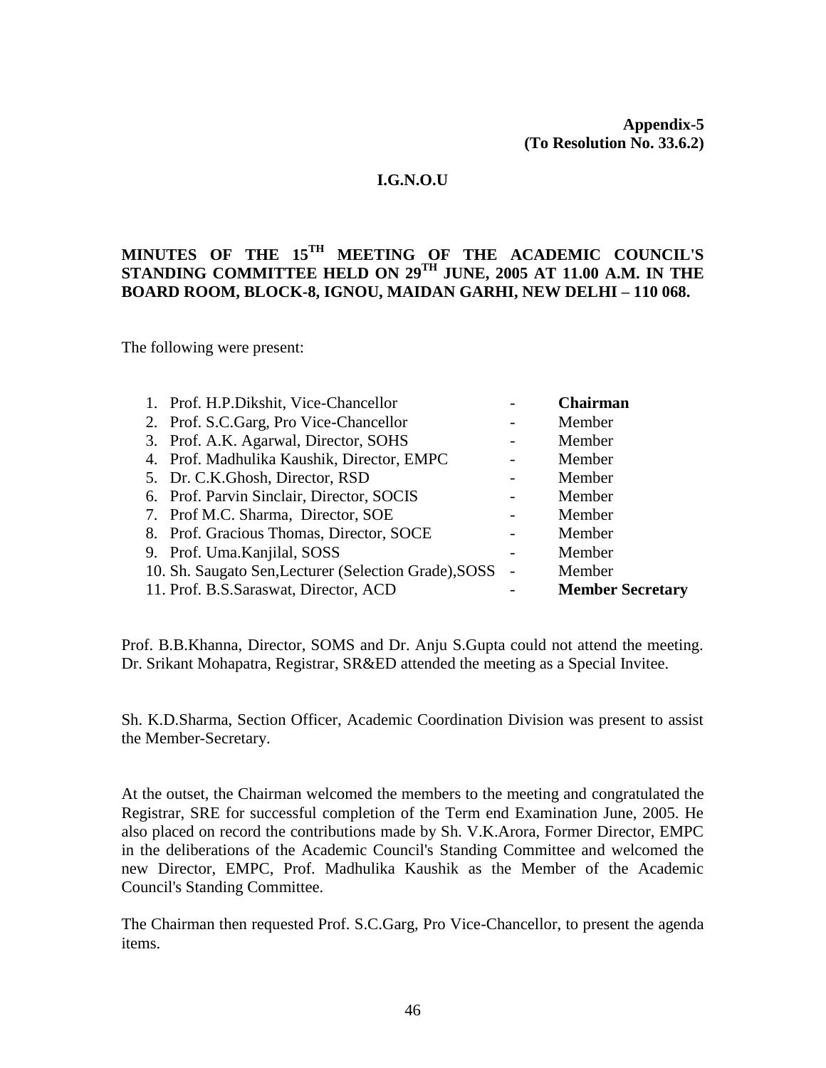**Appendix-5**
**(To Resolution No. 33.6.2)**

**I.G.N.O.U**

# MINUTES OF THE 15TH MEETING OF THE ACADEMIC COUNCIL'S STANDING COMMITTEE HELD ON 29TH JUNE, 2005 AT 11.00 A.M. IN THE BOARD ROOM, BLOCK-8, IGNOU, MAIDAN GARHI, NEW DELHI – 110 068.

The following were present:

| | | |
|---|---|---|
| 1. Prof. H.P.Dikshit, Vice-Chancellor | - | **Chairman** |
| 2. Prof. S.C.Garg, Pro Vice-Chancellor | - | Member |
| 3. Prof. A.K. Agarwal, Director, SOHS | - | Member |
| 4. Prof. Madhulika Kaushik, Director, EMPC | - | Member |
| 5. Dr. C.K.Ghosh, Director, RSD | - | Member |
| 6. Prof. Parvin Sinclair, Director, SOCIS | - | Member |
| 7. Prof M.C. Sharma, Director, SOE | - | Member |
| 8. Prof. Gracious Thomas, Director, SOCE | - | Member |
| 9. Prof. Uma.Kanjilal, SOSS | - | Member |
| 10. Sh. Saugato Sen,Lecturer (Selection Grade),SOSS | - | Member |
| 11. Prof. B.S.Saraswat, Director, ACD | - | **Member Secretary** |

Prof. B.B.Khanna, Director, SOMS and Dr. Anju S.Gupta could not attend the meeting. Dr. Srikant Mohapatra, Registrar, SR&ED attended the meeting as a Special Invitee.

Sh. K.D.Sharma, Section Officer, Academic Coordination Division was present to assist the Member-Secretary.

At the outset, the Chairman welcomed the members to the meeting and congratulated the Registrar, SRE for successful completion of the Term end Examination June, 2005. He also placed on record the contributions made by Sh. V.K.Arora, Former Director, EMPC in the deliberations of the Academic Council's Standing Committee and welcomed the new Director, EMPC, Prof. Madhulika Kaushik as the Member of the Academic Council's Standing Committee.

The Chairman then requested Prof. S.C.Garg, Pro Vice-Chancellor, to present the agenda items.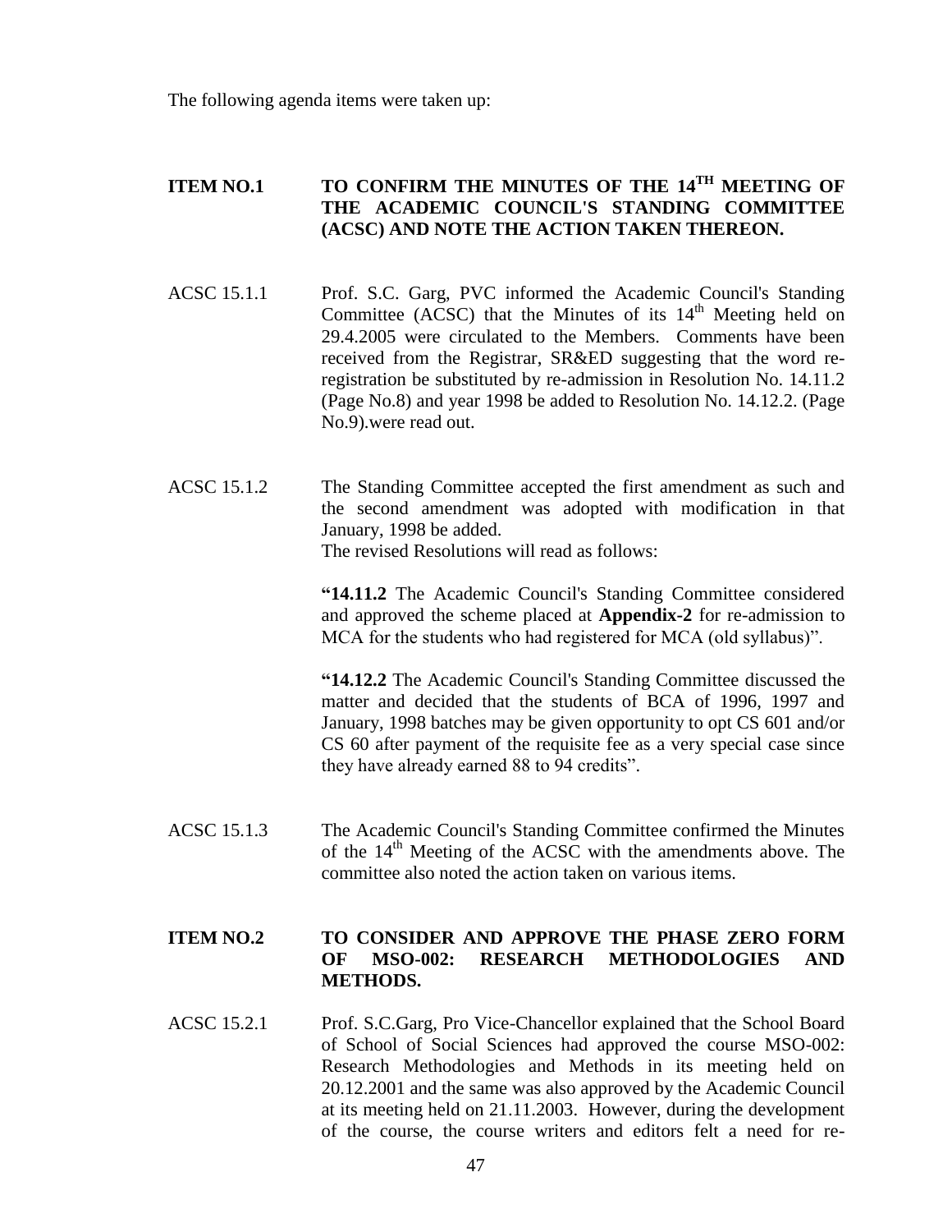The following agenda items were taken up:

**ITEM NO.1 TO CONFIRM THE MINUTES OF THE 14$^{TH}$ MEETING OF THE ACADEMIC COUNCIL'S STANDING COMMITTEE (ACSC) AND NOTE THE ACTION TAKEN THEREON.**

ACSC 15.1.1 Prof. S.C. Garg, PVC informed the Academic Council's Standing Committee (ACSC) that the Minutes of its 14$^{th}$ Meeting held on 29.4.2005 were circulated to the Members. Comments have been received from the Registrar, SR&ED suggesting that the word re-registration be substituted by re-admission in Resolution No. 14.11.2 (Page No.8) and year 1998 be added to Resolution No. 14.12.2. (Page No.9).were read out.

ACSC 15.1.2 The Standing Committee accepted the first amendment as such and the second amendment was adopted with modification in that January, 1998 be added.
The revised Resolutions will read as follows:

> **"14.11.2** The Academic Council's Standing Committee considered and approved the scheme placed at **Appendix-2** for re-admission to MCA for the students who had registered for MCA (old syllabus)".
>
> **"14.12.2** The Academic Council's Standing Committee discussed the matter and decided that the students of BCA of 1996, 1997 and January, 1998 batches may be given opportunity to opt CS 601 and/or CS 60 after payment of the requisite fee as a very special case since they have already earned 88 to 94 credits".

ACSC 15.1.3 The Academic Council's Standing Committee confirmed the Minutes of the 14$^{th}$ Meeting of the ACSC with the amendments above. The committee also noted the action taken on various items.

**ITEM NO.2 TO CONSIDER AND APPROVE THE PHASE ZERO FORM OF MSO-002: RESEARCH METHODOLOGIES AND METHODS.**

ACSC 15.2.1 Prof. S.C.Garg, Pro Vice-Chancellor explained that the School Board of School of Social Sciences had approved the course MSO-002: Research Methodologies and Methods in its meeting held on 20.12.2001 and the same was also approved by the Academic Council at its meeting held on 21.11.2003. However, during the development of the course, the course writers and editors felt a need for re-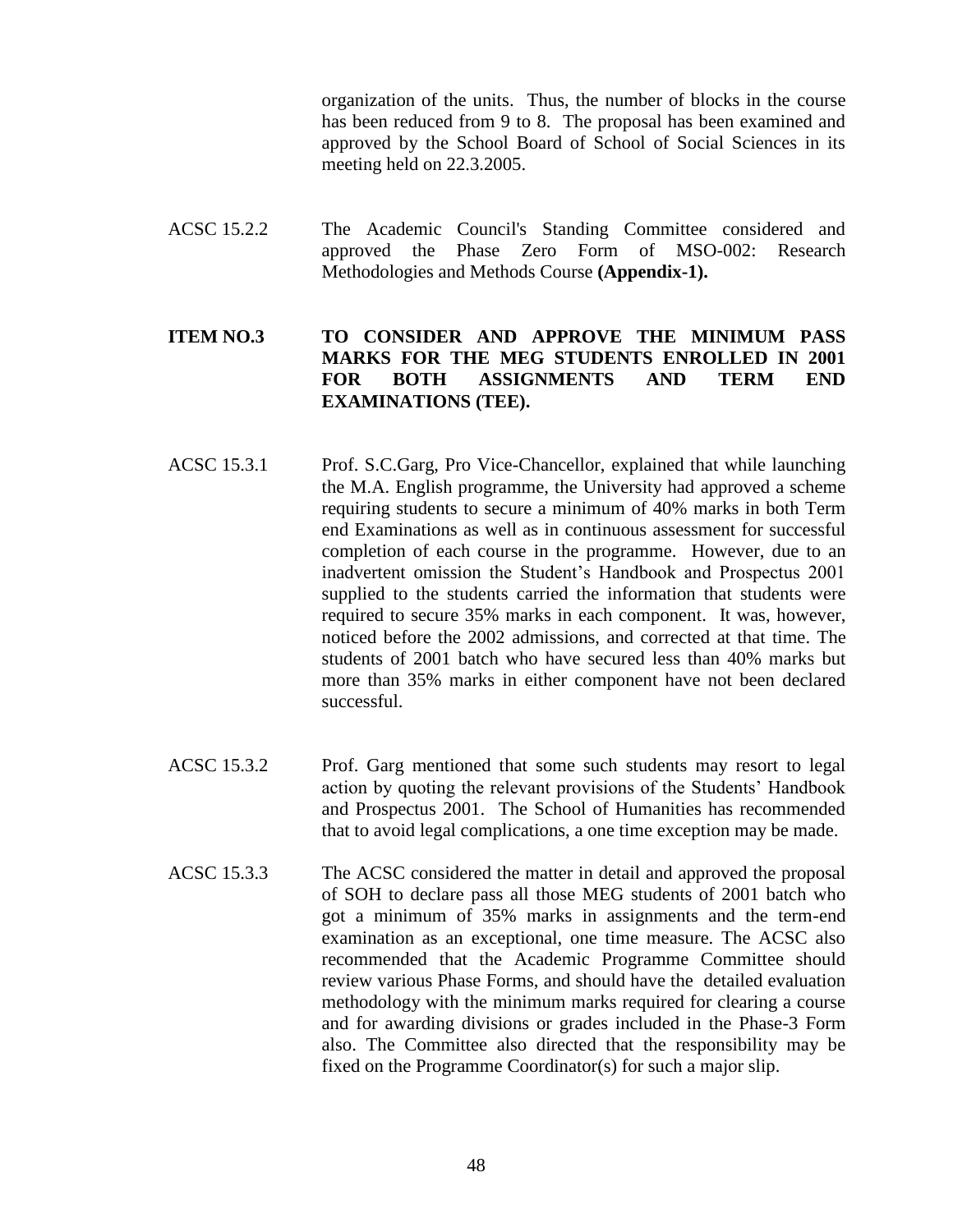organization of the units. Thus, the number of blocks in the course has been reduced from 9 to 8. The proposal has been examined and approved by the School Board of School of Social Sciences in its meeting held on 22.3.2005.

ACSC 15.2.2 The Academic Council's Standing Committee considered and approved the Phase Zero Form of MSO-002: Research Methodologies and Methods Course **(Appendix-1).**

**ITEM NO.3 TO CONSIDER AND APPROVE THE MINIMUM PASS MARKS FOR THE MEG STUDENTS ENROLLED IN 2001 FOR BOTH ASSIGNMENTS AND TERM END EXAMINATIONS (TEE).**

ACSC 15.3.1 Prof. S.C.Garg, Pro Vice-Chancellor, explained that while launching the M.A. English programme, the University had approved a scheme requiring students to secure a minimum of 40% marks in both Term end Examinations as well as in continuous assessment for successful completion of each course in the programme. However, due to an inadvertent omission the Student's Handbook and Prospectus 2001 supplied to the students carried the information that students were required to secure 35% marks in each component. It was, however, noticed before the 2002 admissions, and corrected at that time. The students of 2001 batch who have secured less than 40% marks but more than 35% marks in either component have not been declared successful.

ACSC 15.3.2 Prof. Garg mentioned that some such students may resort to legal action by quoting the relevant provisions of the Students' Handbook and Prospectus 2001. The School of Humanities has recommended that to avoid legal complications, a one time exception may be made.

ACSC 15.3.3 The ACSC considered the matter in detail and approved the proposal of SOH to declare pass all those MEG students of 2001 batch who got a minimum of 35% marks in assignments and the term-end examination as an exceptional, one time measure. The ACSC also recommended that the Academic Programme Committee should review various Phase Forms, and should have the detailed evaluation methodology with the minimum marks required for clearing a course and for awarding divisions or grades included in the Phase-3 Form also. The Committee also directed that the responsibility may be fixed on the Programme Coordinator(s) for such a major slip.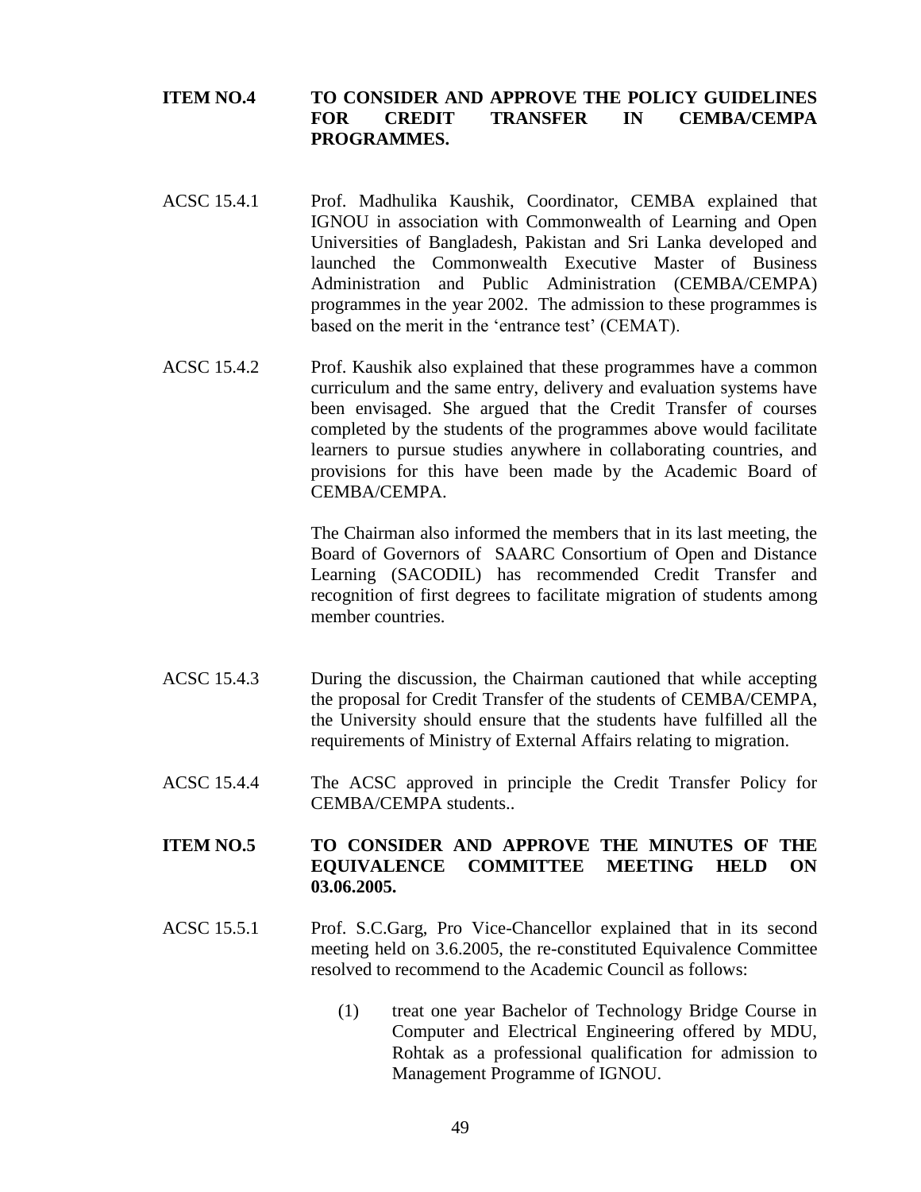**ITEM NO.4 TO CONSIDER AND APPROVE THE POLICY GUIDELINES FOR CREDIT TRANSFER IN CEMBA/CEMPA PROGRAMMES.**

ACSC 15.4.1 Prof. Madhulika Kaushik, Coordinator, CEMBA explained that IGNOU in association with Commonwealth of Learning and Open Universities of Bangladesh, Pakistan and Sri Lanka developed and launched the Commonwealth Executive Master of Business Administration and Public Administration (CEMBA/CEMPA) programmes in the year 2002. The admission to these programmes is based on the merit in the 'entrance test' (CEMAT).

ACSC 15.4.2 Prof. Kaushik also explained that these programmes have a common curriculum and the same entry, delivery and evaluation systems have been envisaged. She argued that the Credit Transfer of courses completed by the students of the programmes above would facilitate learners to pursue studies anywhere in collaborating countries, and provisions for this have been made by the Academic Board of CEMBA/CEMPA.

The Chairman also informed the members that in its last meeting, the Board of Governors of SAARC Consortium of Open and Distance Learning (SACODIL) has recommended Credit Transfer and recognition of first degrees to facilitate migration of students among member countries.

ACSC 15.4.3 During the discussion, the Chairman cautioned that while accepting the proposal for Credit Transfer of the students of CEMBA/CEMPA, the University should ensure that the students have fulfilled all the requirements of Ministry of External Affairs relating to migration.

ACSC 15.4.4 The ACSC approved in principle the Credit Transfer Policy for CEMBA/CEMPA students..

**ITEM NO.5 TO CONSIDER AND APPROVE THE MINUTES OF THE EQUIVALENCE COMMITTEE MEETING HELD ON 03.06.2005.**

ACSC 15.5.1 Prof. S.C.Garg, Pro Vice-Chancellor explained that in its second meeting held on 3.6.2005, the re-constituted Equivalence Committee resolved to recommend to the Academic Council as follows:

(1) treat one year Bachelor of Technology Bridge Course in Computer and Electrical Engineering offered by MDU, Rohtak as a professional qualification for admission to Management Programme of IGNOU.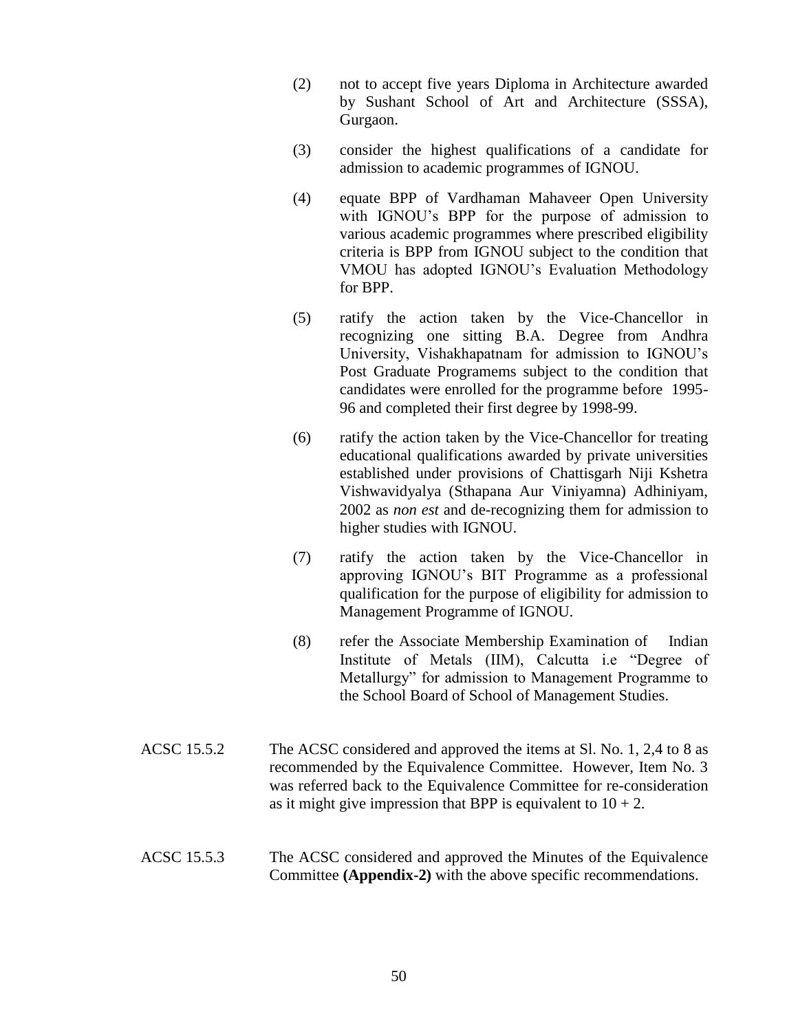(2) not to accept five years Diploma in Architecture awarded by Sushant School of Art and Architecture (SSSA), Gurgaon.

(3) consider the highest qualifications of a candidate for admission to academic programmes of IGNOU.

(4) equate BPP of Vardhaman Mahaveer Open University with IGNOU's BPP for the purpose of admission to various academic programmes where prescribed eligibility criteria is BPP from IGNOU subject to the condition that VMOU has adopted IGNOU's Evaluation Methodology for BPP.

(5) ratify the action taken by the Vice-Chancellor in recognizing one sitting B.A. Degree from Andhra University, Vishakhapatnam for admission to IGNOU's Post Graduate Programems subject to the condition that candidates were enrolled for the programme before 1995-96 and completed their first degree by 1998-99.

(6) ratify the action taken by the Vice-Chancellor for treating educational qualifications awarded by private universities established under provisions of Chattisgarh Niji Kshetra Vishwavidyalya (Sthapana Aur Viniyamna) Adhiniyam, 2002 as *non est* and de-recognizing them for admission to higher studies with IGNOU.

(7) ratify the action taken by the Vice-Chancellor in approving IGNOU's BIT Programme as a professional qualification for the purpose of eligibility for admission to Management Programme of IGNOU.

(8) refer the Associate Membership Examination of Indian Institute of Metals (IIM), Calcutta i.e "Degree of Metallurgy" for admission to Management Programme to the School Board of School of Management Studies.

ACSC 15.5.2 The ACSC considered and approved the items at Sl. No. 1, 2,4 to 8 as recommended by the Equivalence Committee. However, Item No. 3 was referred back to the Equivalence Committee for re-consideration as it might give impression that BPP is equivalent to 10 + 2.

ACSC 15.5.3 The ACSC considered and approved the Minutes of the Equivalence Committee **(Appendix-2)** with the above specific recommendations.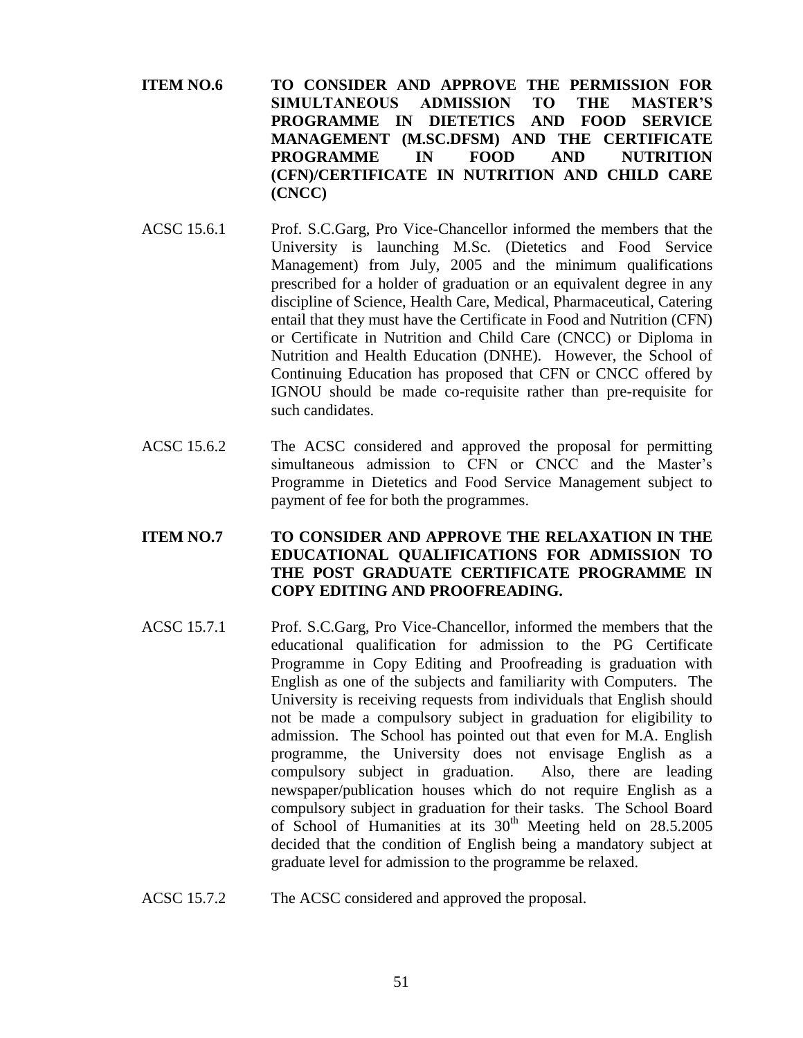**ITEM NO.6 TO CONSIDER AND APPROVE THE PERMISSION FOR SIMULTANEOUS ADMISSION TO THE MASTER'S PROGRAMME IN DIETETICS AND FOOD SERVICE MANAGEMENT (M.SC.DFSM) AND THE CERTIFICATE PROGRAMME IN FOOD AND NUTRITION (CFN)/CERTIFICATE IN NUTRITION AND CHILD CARE (CNCC)**

ACSC 15.6.1 Prof. S.C.Garg, Pro Vice-Chancellor informed the members that the University is launching M.Sc. (Dietetics and Food Service Management) from July, 2005 and the minimum qualifications prescribed for a holder of graduation or an equivalent degree in any discipline of Science, Health Care, Medical, Pharmaceutical, Catering entail that they must have the Certificate in Food and Nutrition (CFN) or Certificate in Nutrition and Child Care (CNCC) or Diploma in Nutrition and Health Education (DNHE). However, the School of Continuing Education has proposed that CFN or CNCC offered by IGNOU should be made co-requisite rather than pre-requisite for such candidates.

ACSC 15.6.2 The ACSC considered and approved the proposal for permitting simultaneous admission to CFN or CNCC and the Master's Programme in Dietetics and Food Service Management subject to payment of fee for both the programmes.

**ITEM NO.7 TO CONSIDER AND APPROVE THE RELAXATION IN THE EDUCATIONAL QUALIFICATIONS FOR ADMISSION TO THE POST GRADUATE CERTIFICATE PROGRAMME IN COPY EDITING AND PROOFREADING.**

ACSC 15.7.1 Prof. S.C.Garg, Pro Vice-Chancellor, informed the members that the educational qualification for admission to the PG Certificate Programme in Copy Editing and Proofreading is graduation with English as one of the subjects and familiarity with Computers. The University is receiving requests from individuals that English should not be made a compulsory subject in graduation for eligibility to admission. The School has pointed out that even for M.A. English programme, the University does not envisage English as a compulsory subject in graduation. Also, there are leading newspaper/publication houses which do not require English as a compulsory subject in graduation for their tasks. The School Board of School of Humanities at its 30th Meeting held on 28.5.2005 decided that the condition of English being a mandatory subject at graduate level for admission to the programme be relaxed.

ACSC 15.7.2 The ACSC considered and approved the proposal.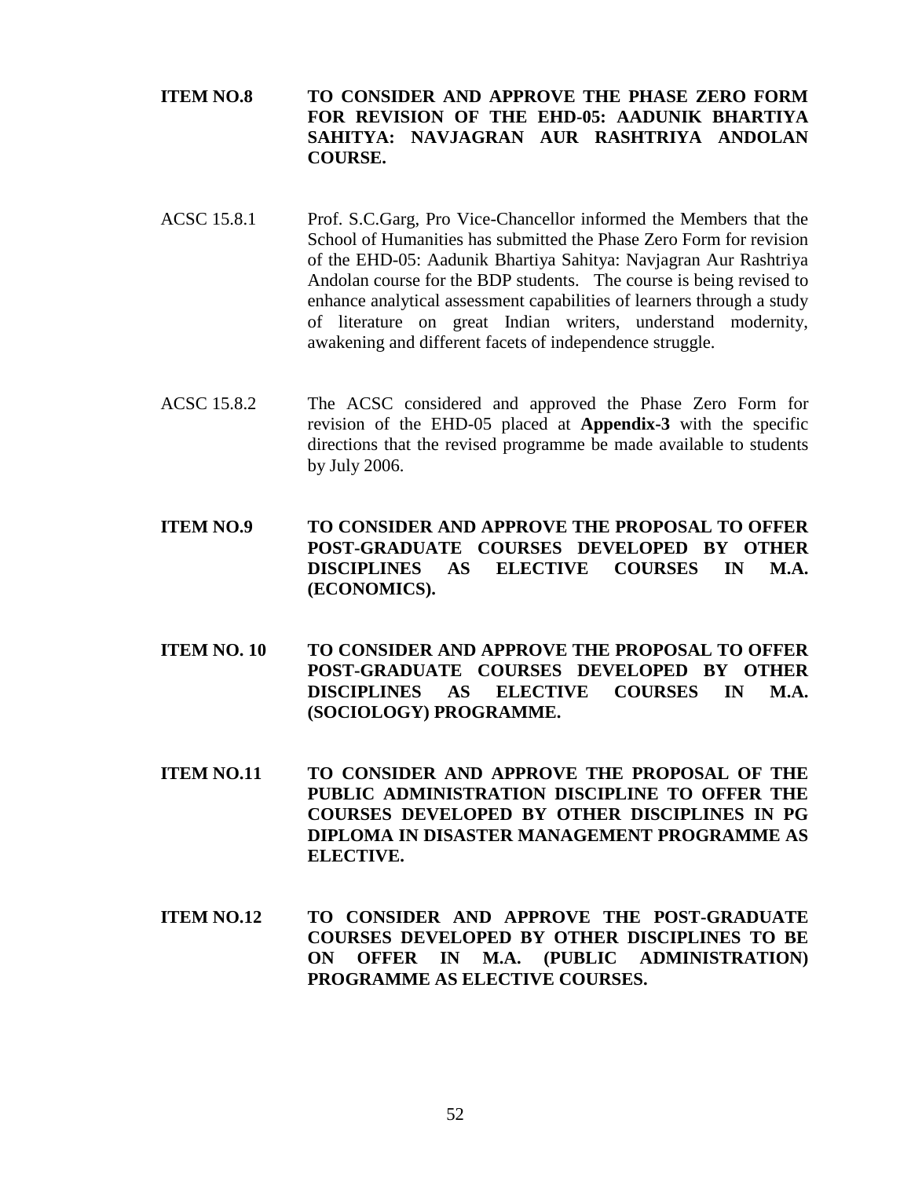**ITEM NO.8 TO CONSIDER AND APPROVE THE PHASE ZERO FORM FOR REVISION OF THE EHD-05: AADUNIK BHARTIYA SAHITYA: NAVJAGRAN AUR RASHTRIYA ANDOLAN COURSE.**

ACSC 15.8.1 Prof. S.C.Garg, Pro Vice-Chancellor informed the Members that the School of Humanities has submitted the Phase Zero Form for revision of the EHD-05: Aadunik Bhartiya Sahitya: Navjagran Aur Rashtriya Andolan course for the BDP students. The course is being revised to enhance analytical assessment capabilities of learners through a study of literature on great Indian writers, understand modernity, awakening and different facets of independence struggle.

ACSC 15.8.2 The ACSC considered and approved the Phase Zero Form for revision of the EHD-05 placed at **Appendix-3** with the specific directions that the revised programme be made available to students by July 2006.

**ITEM NO.9 TO CONSIDER AND APPROVE THE PROPOSAL TO OFFER POST-GRADUATE COURSES DEVELOPED BY OTHER DISCIPLINES AS ELECTIVE COURSES IN M.A. (ECONOMICS).**

**ITEM NO. 10 TO CONSIDER AND APPROVE THE PROPOSAL TO OFFER POST-GRADUATE COURSES DEVELOPED BY OTHER DISCIPLINES AS ELECTIVE COURSES IN M.A. (SOCIOLOGY) PROGRAMME.**

**ITEM NO.11 TO CONSIDER AND APPROVE THE PROPOSAL OF THE PUBLIC ADMINISTRATION DISCIPLINE TO OFFER THE COURSES DEVELOPED BY OTHER DISCIPLINES IN PG DIPLOMA IN DISASTER MANAGEMENT PROGRAMME AS ELECTIVE.**

**ITEM NO.12 TO CONSIDER AND APPROVE THE POST-GRADUATE COURSES DEVELOPED BY OTHER DISCIPLINES TO BE ON OFFER IN M.A. (PUBLIC ADMINISTRATION) PROGRAMME AS ELECTIVE COURSES.**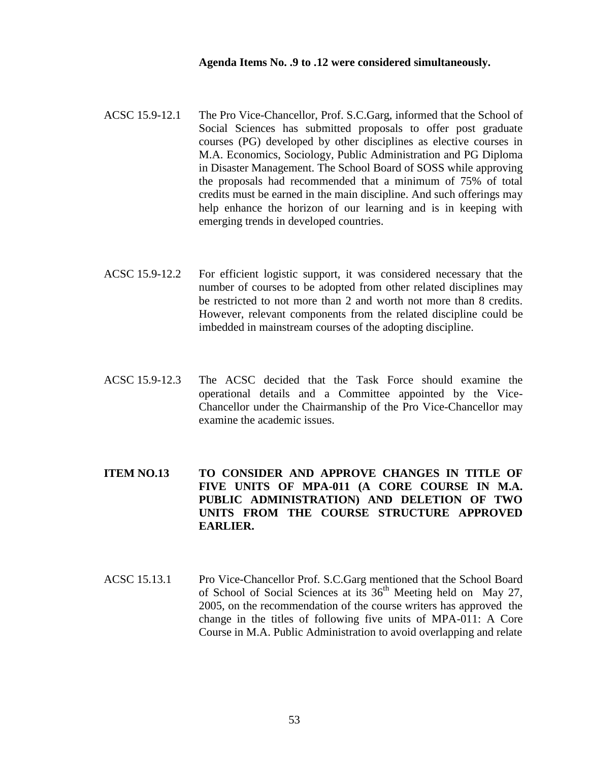**Agenda Items No. .9 to .12 were considered simultaneously.**

ACSC 15.9-12.1 The Pro Vice-Chancellor, Prof. S.C.Garg, informed that the School of Social Sciences has submitted proposals to offer post graduate courses (PG) developed by other disciplines as elective courses in M.A. Economics, Sociology, Public Administration and PG Diploma in Disaster Management. The School Board of SOSS while approving the proposals had recommended that a minimum of 75% of total credits must be earned in the main discipline. And such offerings may help enhance the horizon of our learning and is in keeping with emerging trends in developed countries.

ACSC 15.9-12.2 For efficient logistic support, it was considered necessary that the number of courses to be adopted from other related disciplines may be restricted to not more than 2 and worth not more than 8 credits. However, relevant components from the related discipline could be imbedded in mainstream courses of the adopting discipline.

ACSC 15.9-12.3 The ACSC decided that the Task Force should examine the operational details and a Committee appointed by the Vice-Chancellor under the Chairmanship of the Pro Vice-Chancellor may examine the academic issues.

**ITEM NO.13 TO CONSIDER AND APPROVE CHANGES IN TITLE OF FIVE UNITS OF MPA-011 (A CORE COURSE IN M.A. PUBLIC ADMINISTRATION) AND DELETION OF TWO UNITS FROM THE COURSE STRUCTURE APPROVED EARLIER.**

ACSC 15.13.1 Pro Vice-Chancellor Prof. S.C.Garg mentioned that the School Board of School of Social Sciences at its 36th Meeting held on May 27, 2005, on the recommendation of the course writers has approved the change in the titles of following five units of MPA-011: A Core Course in M.A. Public Administration to avoid overlapping and relate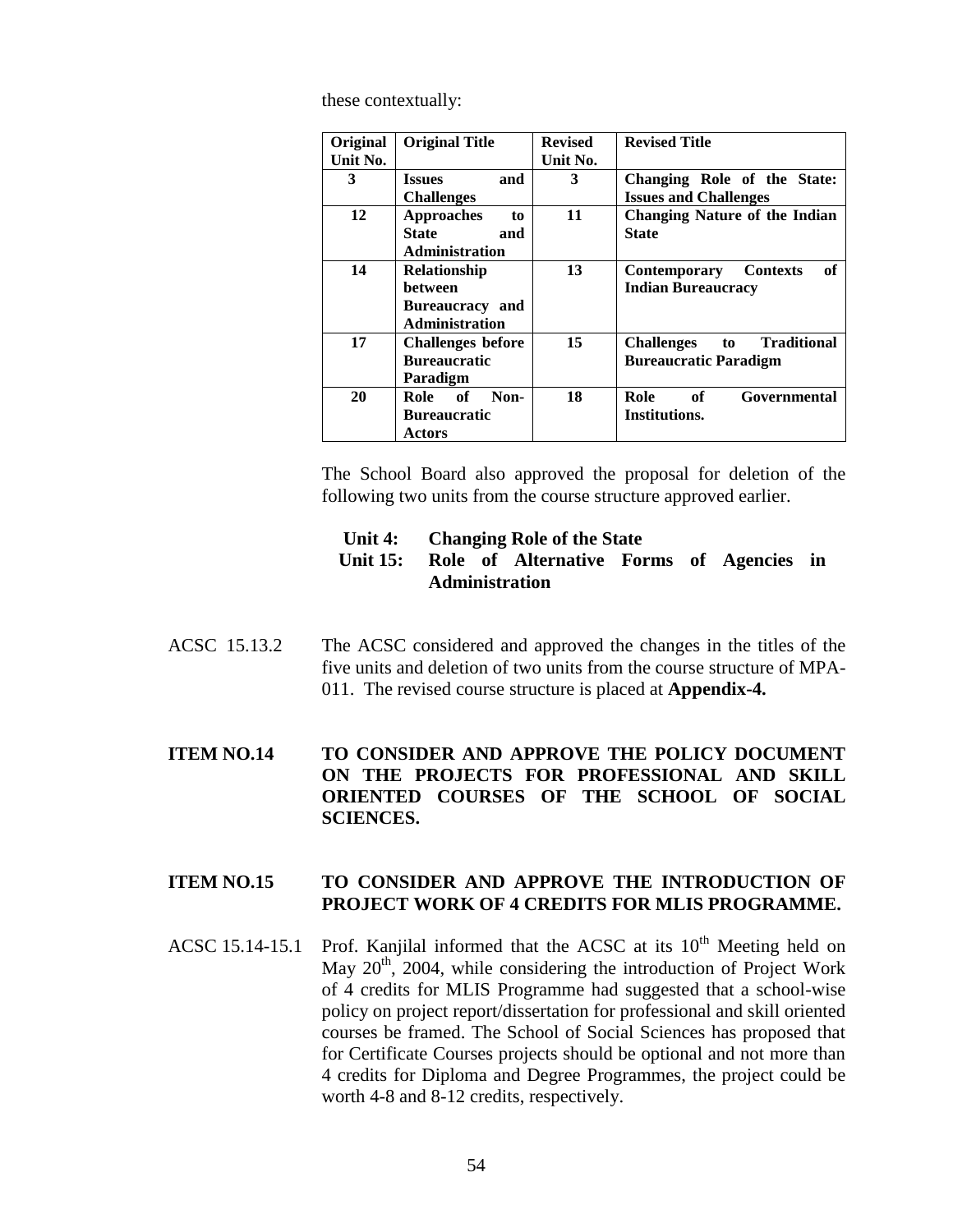these contextually:

| Original Unit No. | Original Title | Revised Unit No. | Revised Title |
|---|---|---|---|
| **3** | **Issues and Challenges** | **3** | **Changing Role of the State: Issues and Challenges** |
| **12** | **Approaches to State and Administration** | **11** | **Changing Nature of the Indian State** |
| **14** | **Relationship between Bureaucracy and Administration** | **13** | **Contemporary Contexts of Indian Bureaucracy** |
| **17** | **Challenges before Bureaucratic Paradigm** | **15** | **Challenges to Traditional Bureaucratic Paradigm** |
| **20** | **Role of Non-Bureaucratic Actors** | **18** | **Role of Governmental Institutions.** |

The School Board also approved the proposal for deletion of the following two units from the course structure approved earlier.

**Unit 4: Changing Role of the State**
**Unit 15: Role of Alternative Forms of Agencies in Administration**

ACSC 15.13.2 The ACSC considered and approved the changes in the titles of the five units and deletion of two units from the course structure of MPA-011. The revised course structure is placed at **Appendix-4.**

**ITEM NO.14 TO CONSIDER AND APPROVE THE POLICY DOCUMENT ON THE PROJECTS FOR PROFESSIONAL AND SKILL ORIENTED COURSES OF THE SCHOOL OF SOCIAL SCIENCES.**

**ITEM NO.15 TO CONSIDER AND APPROVE THE INTRODUCTION OF PROJECT WORK OF 4 CREDITS FOR MLIS PROGRAMME.**

ACSC 15.14-15.1 Prof. Kanjilal informed that the ACSC at its 10th Meeting held on May 20th, 2004, while considering the introduction of Project Work of 4 credits for MLIS Programme had suggested that a school-wise policy on project report/dissertation for professional and skill oriented courses be framed. The School of Social Sciences has proposed that for Certificate Courses projects should be optional and not more than 4 credits for Diploma and Degree Programmes, the project could be worth 4-8 and 8-12 credits, respectively.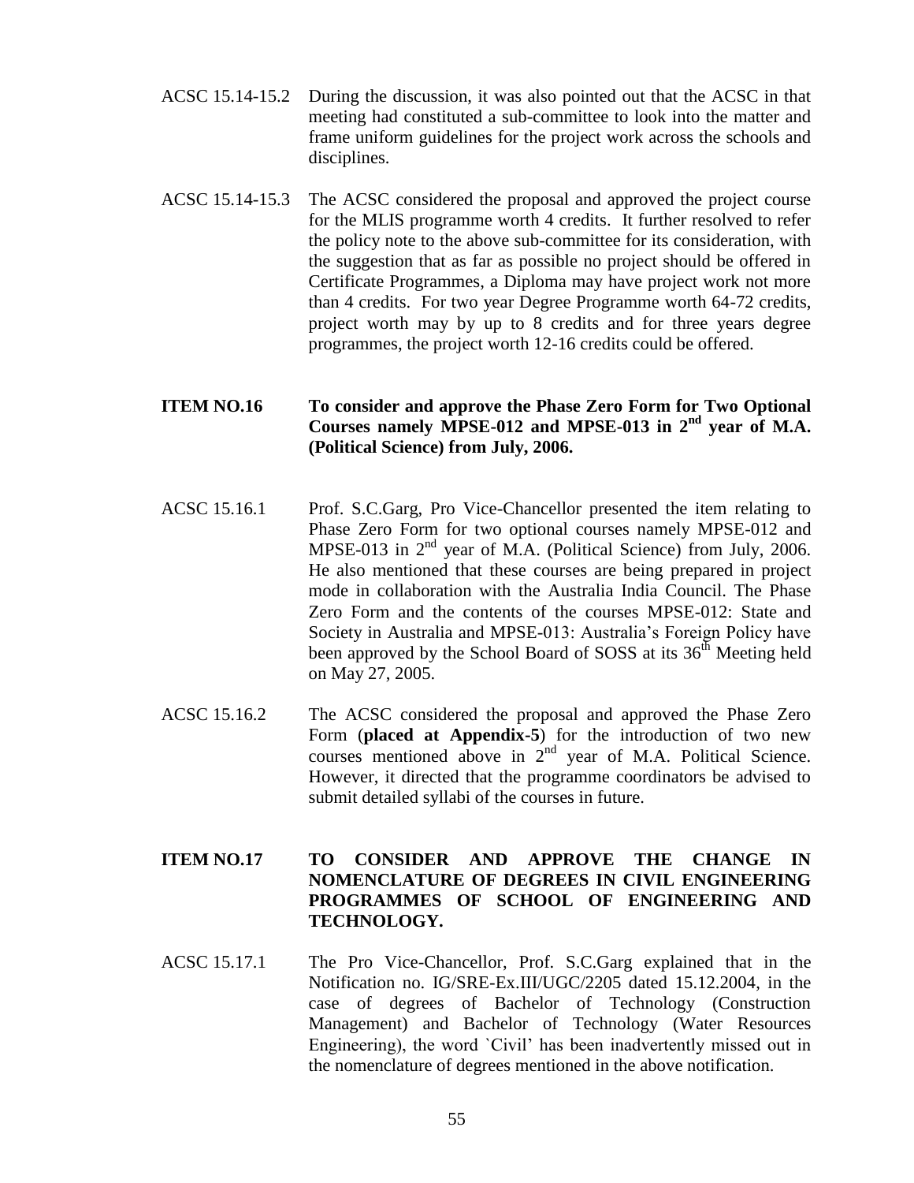ACSC 15.14-15.2 During the discussion, it was also pointed out that the ACSC in that meeting had constituted a sub-committee to look into the matter and frame uniform guidelines for the project work across the schools and disciplines.

ACSC 15.14-15.3 The ACSC considered the proposal and approved the project course for the MLIS programme worth 4 credits. It further resolved to refer the policy note to the above sub-committee for its consideration, with the suggestion that as far as possible no project should be offered in Certificate Programmes, a Diploma may have project work not more than 4 credits. For two year Degree Programme worth 64-72 credits, project worth may by up to 8 credits and for three years degree programmes, the project worth 12-16 credits could be offered.

**ITEM NO.16 To consider and approve the Phase Zero Form for Two Optional Courses namely MPSE-012 and MPSE-013 in 2nd year of M.A. (Political Science) from July, 2006.**

ACSC 15.16.1 Prof. S.C.Garg, Pro Vice-Chancellor presented the item relating to Phase Zero Form for two optional courses namely MPSE-012 and MPSE-013 in 2nd year of M.A. (Political Science) from July, 2006. He also mentioned that these courses are being prepared in project mode in collaboration with the Australia India Council. The Phase Zero Form and the contents of the courses MPSE-012: State and Society in Australia and MPSE-013: Australia's Foreign Policy have been approved by the School Board of SOSS at its 36th Meeting held on May 27, 2005.

ACSC 15.16.2 The ACSC considered the proposal and approved the Phase Zero Form (**placed at Appendix-5**) for the introduction of two new courses mentioned above in 2nd year of M.A. Political Science. However, it directed that the programme coordinators be advised to submit detailed syllabi of the courses in future.

**ITEM NO.17 TO CONSIDER AND APPROVE THE CHANGE IN NOMENCLATURE OF DEGREES IN CIVIL ENGINEERING PROGRAMMES OF SCHOOL OF ENGINEERING AND TECHNOLOGY.**

ACSC 15.17.1 The Pro Vice-Chancellor, Prof. S.C.Garg explained that in the Notification no. IG/SRE-Ex.III/UGC/2205 dated 15.12.2004, in the case of degrees of Bachelor of Technology (Construction Management) and Bachelor of Technology (Water Resources Engineering), the word `Civil' has been inadvertently missed out in the nomenclature of degrees mentioned in the above notification.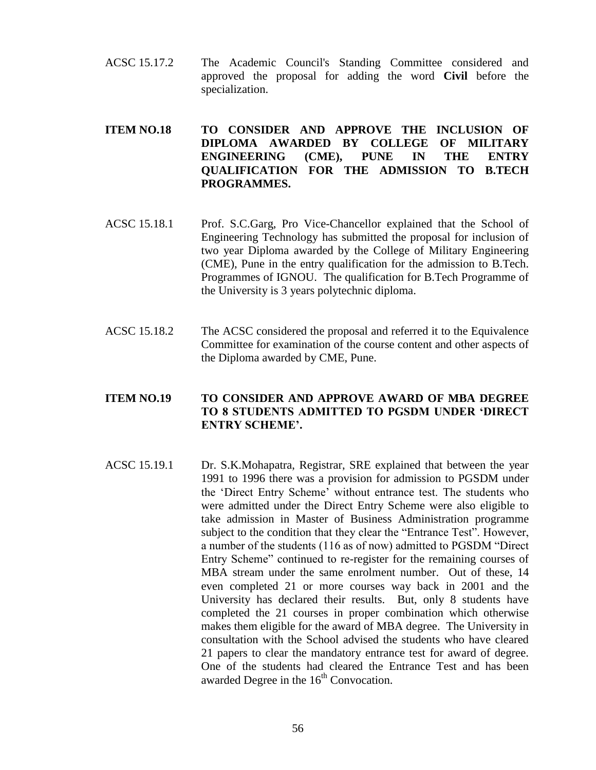ACSC 15.17.2 The Academic Council's Standing Committee considered and approved the proposal for adding the word **Civil** before the specialization.

**ITEM NO.18 TO CONSIDER AND APPROVE THE INCLUSION OF DIPLOMA AWARDED BY COLLEGE OF MILITARY ENGINEERING (CME), PUNE IN THE ENTRY QUALIFICATION FOR THE ADMISSION TO B.TECH PROGRAMMES.**

ACSC 15.18.1 Prof. S.C.Garg, Pro Vice-Chancellor explained that the School of Engineering Technology has submitted the proposal for inclusion of two year Diploma awarded by the College of Military Engineering (CME), Pune in the entry qualification for the admission to B.Tech. Programmes of IGNOU. The qualification for B.Tech Programme of the University is 3 years polytechnic diploma.

ACSC 15.18.2 The ACSC considered the proposal and referred it to the Equivalence Committee for examination of the course content and other aspects of the Diploma awarded by CME, Pune.

**ITEM NO.19 TO CONSIDER AND APPROVE AWARD OF MBA DEGREE TO 8 STUDENTS ADMITTED TO PGSDM UNDER 'DIRECT ENTRY SCHEME'.**

ACSC 15.19.1 Dr. S.K.Mohapatra, Registrar, SRE explained that between the year 1991 to 1996 there was a provision for admission to PGSDM under the 'Direct Entry Scheme' without entrance test. The students who were admitted under the Direct Entry Scheme were also eligible to take admission in Master of Business Administration programme subject to the condition that they clear the "Entrance Test". However, a number of the students (116 as of now) admitted to PGSDM "Direct Entry Scheme" continued to re-register for the remaining courses of MBA stream under the same enrolment number. Out of these, 14 even completed 21 or more courses way back in 2001 and the University has declared their results. But, only 8 students have completed the 21 courses in proper combination which otherwise makes them eligible for the award of MBA degree. The University in consultation with the School advised the students who have cleared 21 papers to clear the mandatory entrance test for award of degree. One of the students had cleared the Entrance Test and has been awarded Degree in the 16th Convocation.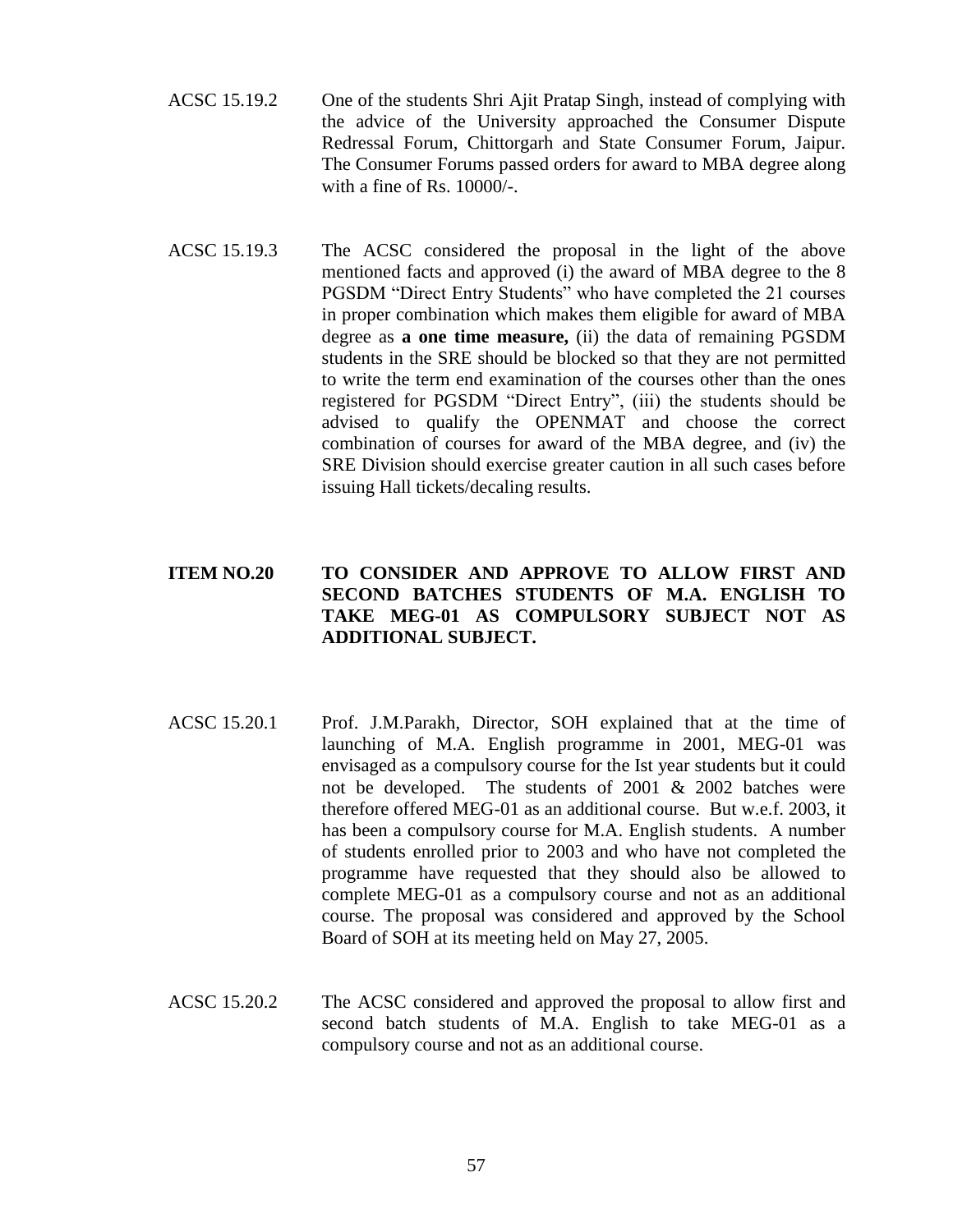ACSC 15.19.2 One of the students Shri Ajit Pratap Singh, instead of complying with the advice of the University approached the Consumer Dispute Redressal Forum, Chittorgarh and State Consumer Forum, Jaipur. The Consumer Forums passed orders for award to MBA degree along with a fine of Rs. 10000/-.

ACSC 15.19.3 The ACSC considered the proposal in the light of the above mentioned facts and approved (i) the award of MBA degree to the 8 PGSDM "Direct Entry Students" who have completed the 21 courses in proper combination which makes them eligible for award of MBA degree as **a one time measure,** (ii) the data of remaining PGSDM students in the SRE should be blocked so that they are not permitted to write the term end examination of the courses other than the ones registered for PGSDM "Direct Entry", (iii) the students should be advised to qualify the OPENMAT and choose the correct combination of courses for award of the MBA degree, and (iv) the SRE Division should exercise greater caution in all such cases before issuing Hall tickets/decaling results.

**ITEM NO.20 TO CONSIDER AND APPROVE TO ALLOW FIRST AND SECOND BATCHES STUDENTS OF M.A. ENGLISH TO TAKE MEG-01 AS COMPULSORY SUBJECT NOT AS ADDITIONAL SUBJECT.**

ACSC 15.20.1 Prof. J.M.Parakh, Director, SOH explained that at the time of launching of M.A. English programme in 2001, MEG-01 was envisaged as a compulsory course for the Ist year students but it could not be developed. The students of 2001 & 2002 batches were therefore offered MEG-01 as an additional course. But w.e.f. 2003, it has been a compulsory course for M.A. English students. A number of students enrolled prior to 2003 and who have not completed the programme have requested that they should also be allowed to complete MEG-01 as a compulsory course and not as an additional course. The proposal was considered and approved by the School Board of SOH at its meeting held on May 27, 2005.

ACSC 15.20.2 The ACSC considered and approved the proposal to allow first and second batch students of M.A. English to take MEG-01 as a compulsory course and not as an additional course.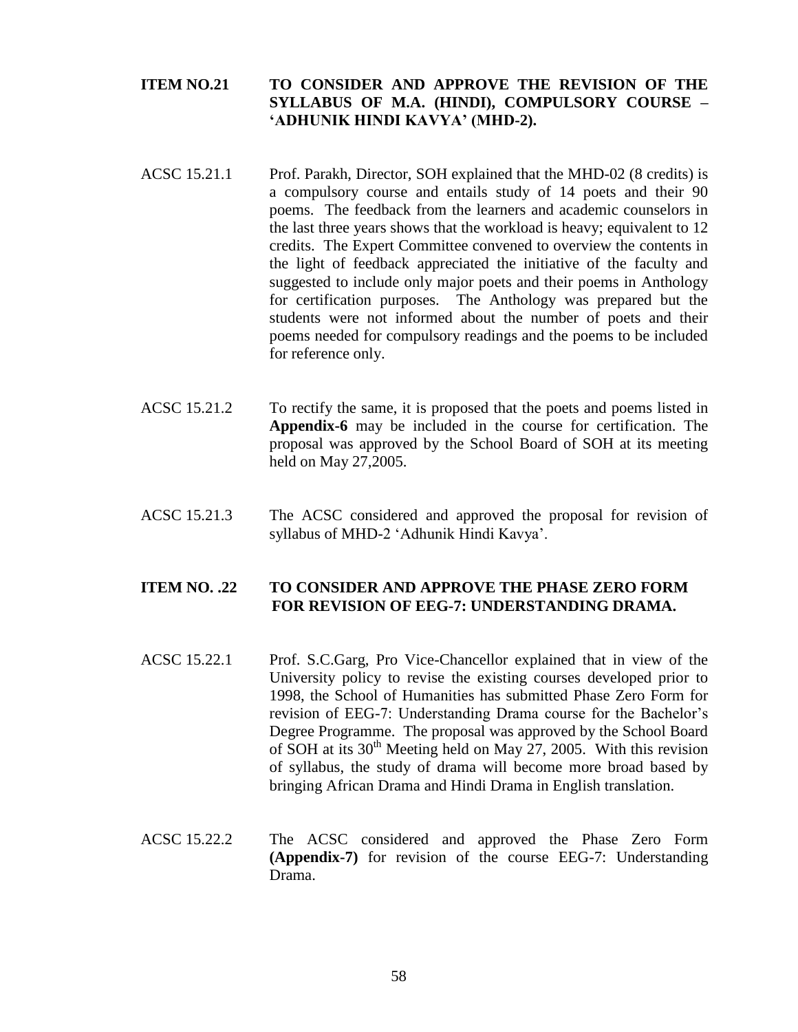**ITEM NO.21 TO CONSIDER AND APPROVE THE REVISION OF THE SYLLABUS OF M.A. (HINDI), COMPULSORY COURSE – 'ADHUNIK HINDI KAVYA' (MHD-2).**

ACSC 15.21.1 Prof. Parakh, Director, SOH explained that the MHD-02 (8 credits) is a compulsory course and entails study of 14 poets and their 90 poems. The feedback from the learners and academic counselors in the last three years shows that the workload is heavy; equivalent to 12 credits. The Expert Committee convened to overview the contents in the light of feedback appreciated the initiative of the faculty and suggested to include only major poets and their poems in Anthology for certification purposes. The Anthology was prepared but the students were not informed about the number of poets and their poems needed for compulsory readings and the poems to be included for reference only.

ACSC 15.21.2 To rectify the same, it is proposed that the poets and poems listed in **Appendix-6** may be included in the course for certification. The proposal was approved by the School Board of SOH at its meeting held on May 27,2005.

ACSC 15.21.3 The ACSC considered and approved the proposal for revision of syllabus of MHD-2 'Adhunik Hindi Kavya'.

**ITEM NO. .22 TO CONSIDER AND APPROVE THE PHASE ZERO FORM FOR REVISION OF EEG-7: UNDERSTANDING DRAMA.**

ACSC 15.22.1 Prof. S.C.Garg, Pro Vice-Chancellor explained that in view of the University policy to revise the existing courses developed prior to 1998, the School of Humanities has submitted Phase Zero Form for revision of EEG-7: Understanding Drama course for the Bachelor's Degree Programme. The proposal was approved by the School Board of SOH at its 30th Meeting held on May 27, 2005. With this revision of syllabus, the study of drama will become more broad based by bringing African Drama and Hindi Drama in English translation.

ACSC 15.22.2 The ACSC considered and approved the Phase Zero Form **(Appendix-7)** for revision of the course EEG-7: Understanding Drama.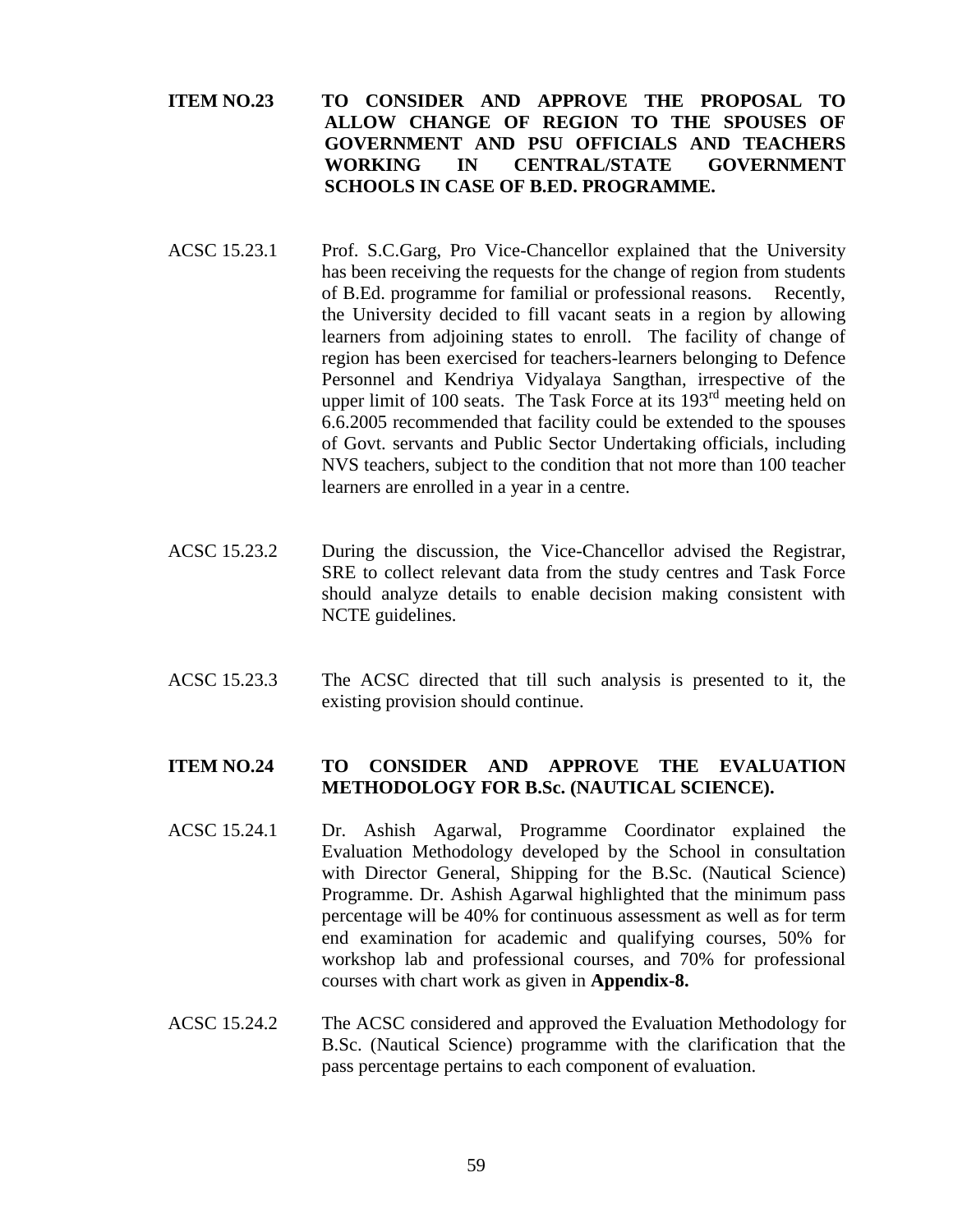**ITEM NO.23 TO CONSIDER AND APPROVE THE PROPOSAL TO ALLOW CHANGE OF REGION TO THE SPOUSES OF GOVERNMENT AND PSU OFFICIALS AND TEACHERS WORKING IN CENTRAL/STATE GOVERNMENT SCHOOLS IN CASE OF B.ED. PROGRAMME.**

ACSC 15.23.1 Prof. S.C.Garg, Pro Vice-Chancellor explained that the University has been receiving the requests for the change of region from students of B.Ed. programme for familial or professional reasons. Recently, the University decided to fill vacant seats in a region by allowing learners from adjoining states to enroll. The facility of change of region has been exercised for teachers-learners belonging to Defence Personnel and Kendriya Vidyalaya Sangthan, irrespective of the upper limit of 100 seats. The Task Force at its 193rd meeting held on 6.6.2005 recommended that facility could be extended to the spouses of Govt. servants and Public Sector Undertaking officials, including NVS teachers, subject to the condition that not more than 100 teacher learners are enrolled in a year in a centre.

ACSC 15.23.2 During the discussion, the Vice-Chancellor advised the Registrar, SRE to collect relevant data from the study centres and Task Force should analyze details to enable decision making consistent with NCTE guidelines.

ACSC 15.23.3 The ACSC directed that till such analysis is presented to it, the existing provision should continue.

**ITEM NO.24 TO CONSIDER AND APPROVE THE EVALUATION METHODOLOGY FOR B.Sc. (NAUTICAL SCIENCE).**

ACSC 15.24.1 Dr. Ashish Agarwal, Programme Coordinator explained the Evaluation Methodology developed by the School in consultation with Director General, Shipping for the B.Sc. (Nautical Science) Programme. Dr. Ashish Agarwal highlighted that the minimum pass percentage will be 40% for continuous assessment as well as for term end examination for academic and qualifying courses, 50% for workshop lab and professional courses, and 70% for professional courses with chart work as given in **Appendix-8.**

ACSC 15.24.2 The ACSC considered and approved the Evaluation Methodology for B.Sc. (Nautical Science) programme with the clarification that the pass percentage pertains to each component of evaluation.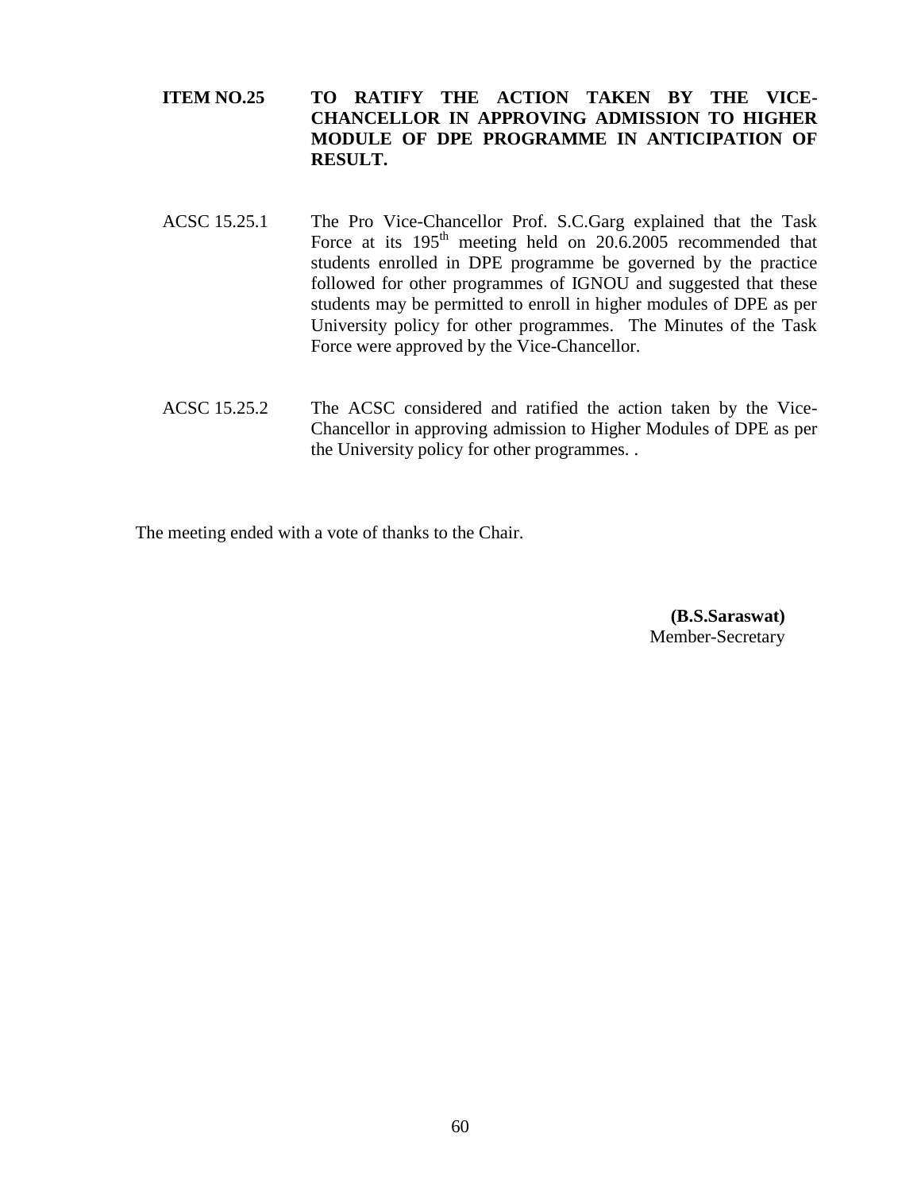**ITEM NO.25 TO RATIFY THE ACTION TAKEN BY THE VICE-CHANCELLOR IN APPROVING ADMISSION TO HIGHER MODULE OF DPE PROGRAMME IN ANTICIPATION OF RESULT.**

ACSC 15.25.1 The Pro Vice-Chancellor Prof. S.C.Garg explained that the Task Force at its 195th meeting held on 20.6.2005 recommended that students enrolled in DPE programme be governed by the practice followed for other programmes of IGNOU and suggested that these students may be permitted to enroll in higher modules of DPE as per University policy for other programmes. The Minutes of the Task Force were approved by the Vice-Chancellor.

ACSC 15.25.2 The ACSC considered and ratified the action taken by the Vice-Chancellor in approving admission to Higher Modules of DPE as per the University policy for other programmes. .

The meeting ended with a vote of thanks to the Chair.

**(B.S.Saraswat)**
Member-Secretary